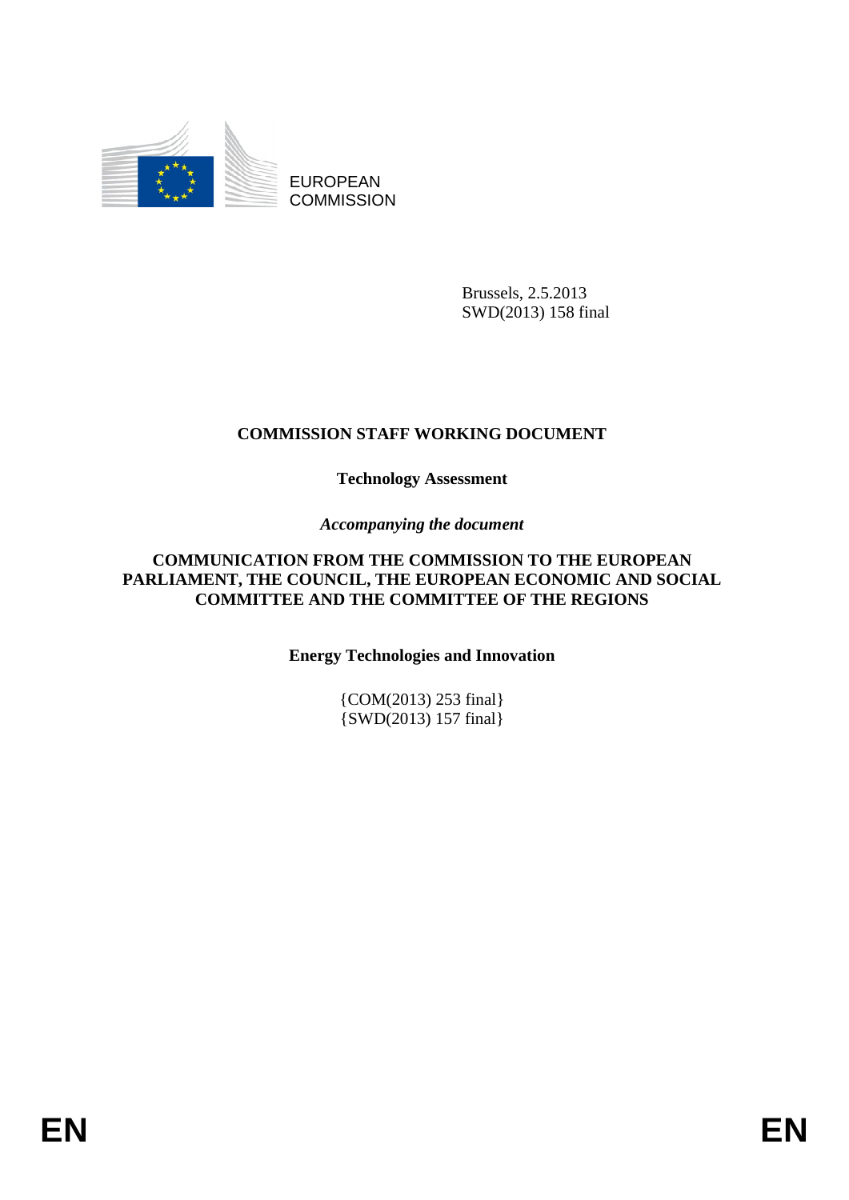EUROPEAN COMMISSION

Brussels, 2.5.2013
SWD(2013) 158 final

# COMMISSION STAFF WORKING DOCUMENT

## Technology Assessment

*Accompanying the document*

## COMMUNICATION FROM THE COMMISSION TO THE EUROPEAN PARLIAMENT, THE COUNCIL, THE EUROPEAN ECONOMIC AND SOCIAL COMMITTEE AND THE COMMITTEE OF THE REGIONS

## Energy Technologies and Innovation

{COM(2013) 253 final}
{SWD(2013) 157 final}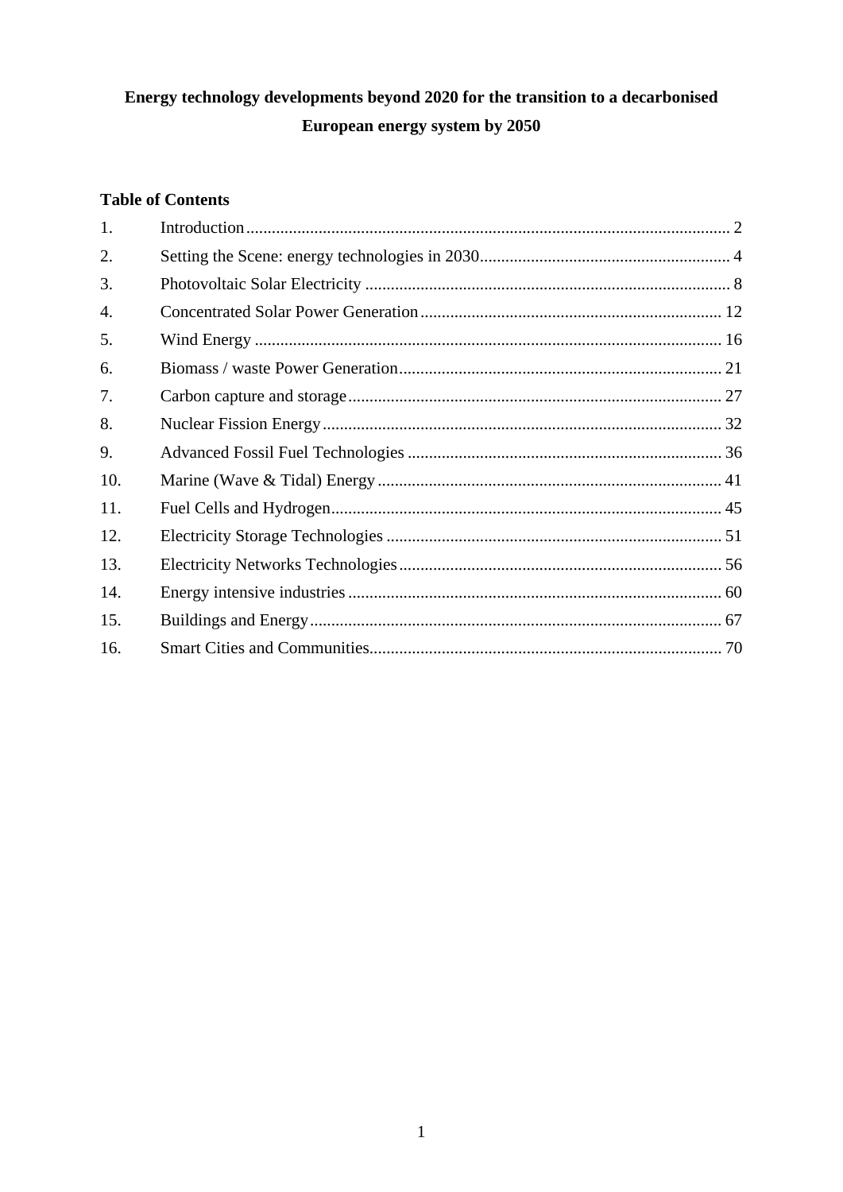**Energy technology developments beyond 2020 for the transition to a decarbonised European energy system by 2050**

**Table of Contents**

1. Introduction ... 2
2. Setting the Scene: energy technologies in 2030 ... 4
3. Photovoltaic Solar Electricity ... 8
4. Concentrated Solar Power Generation ... 12
5. Wind Energy ... 16
6. Biomass / waste Power Generation ... 21
7. Carbon capture and storage ... 27
8. Nuclear Fission Energy ... 32
9. Advanced Fossil Fuel Technologies ... 36
10. Marine (Wave & Tidal) Energy ... 41
11. Fuel Cells and Hydrogen ... 45
12. Electricity Storage Technologies ... 51
13. Electricity Networks Technologies ... 56
14. Energy intensive industries ... 60
15. Buildings and Energy ... 67
16. Smart Cities and Communities ... 70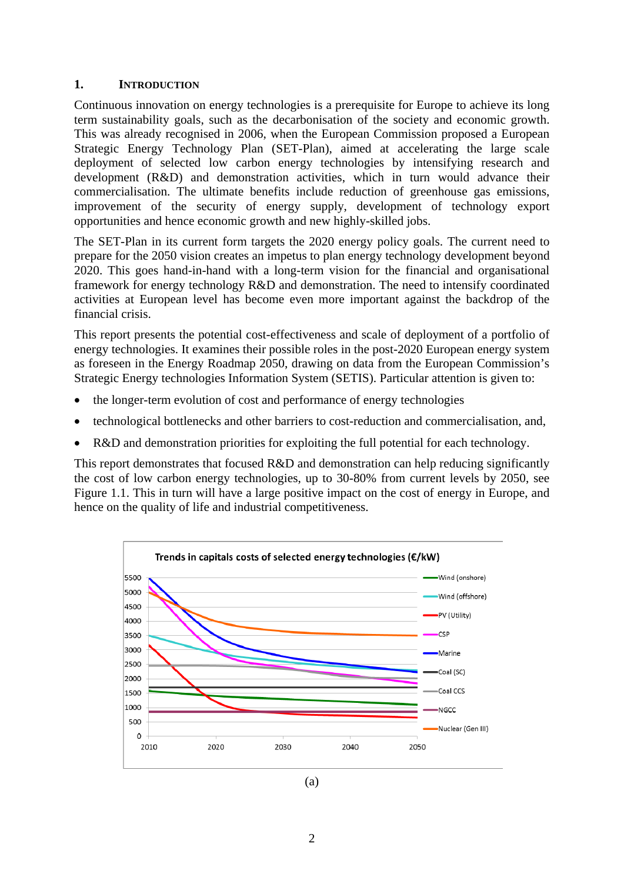# 1. Introduction

Continuous innovation on energy technologies is a prerequisite for Europe to achieve its long term sustainability goals, such as the decarbonisation of the society and economic growth. This was already recognised in 2006, when the European Commission proposed a European Strategic Energy Technology Plan (SET-Plan), aimed at accelerating the large scale deployment of selected low carbon energy technologies by intensifying research and development (R&D) and demonstration activities, which in turn would advance their commercialisation. The ultimate benefits include reduction of greenhouse gas emissions, improvement of the security of energy supply, development of technology export opportunities and hence economic growth and new highly-skilled jobs.

The SET-Plan in its current form targets the 2020 energy policy goals. The current need to prepare for the 2050 vision creates an impetus to plan energy technology development beyond 2020. This goes hand-in-hand with a long-term vision for the financial and organisational framework for energy technology R&D and demonstration. The need to intensify coordinated activities at European level has become even more important against the backdrop of the financial crisis.

This report presents the potential cost-effectiveness and scale of deployment of a portfolio of energy technologies. It examines their possible roles in the post-2020 European energy system as foreseen in the Energy Roadmap 2050, drawing on data from the European Commission's Strategic Energy technologies Information System (SETIS). Particular attention is given to:

- the longer-term evolution of cost and performance of energy technologies
- technological bottlenecks and other barriers to cost-reduction and commercialisation, and,
- R&D and demonstration priorities for exploiting the full potential for each technology.

This report demonstrates that focused R&D and demonstration can help reducing significantly the cost of low carbon energy technologies, up to 30-80% from current levels by 2050, see Figure 1.1. This in turn will have a large positive impact on the cost of energy in Europe, and hence on the quality of life and industrial competitiveness.

**Trends in capitals costs of selected energy technologies (€/kW)**

Legend: Wind (onshore), Wind (offshore), PV (Utility), CSP, Marine, Coal (SC), Coal CCS, NGCC, Nuclear (Gen III)

(a)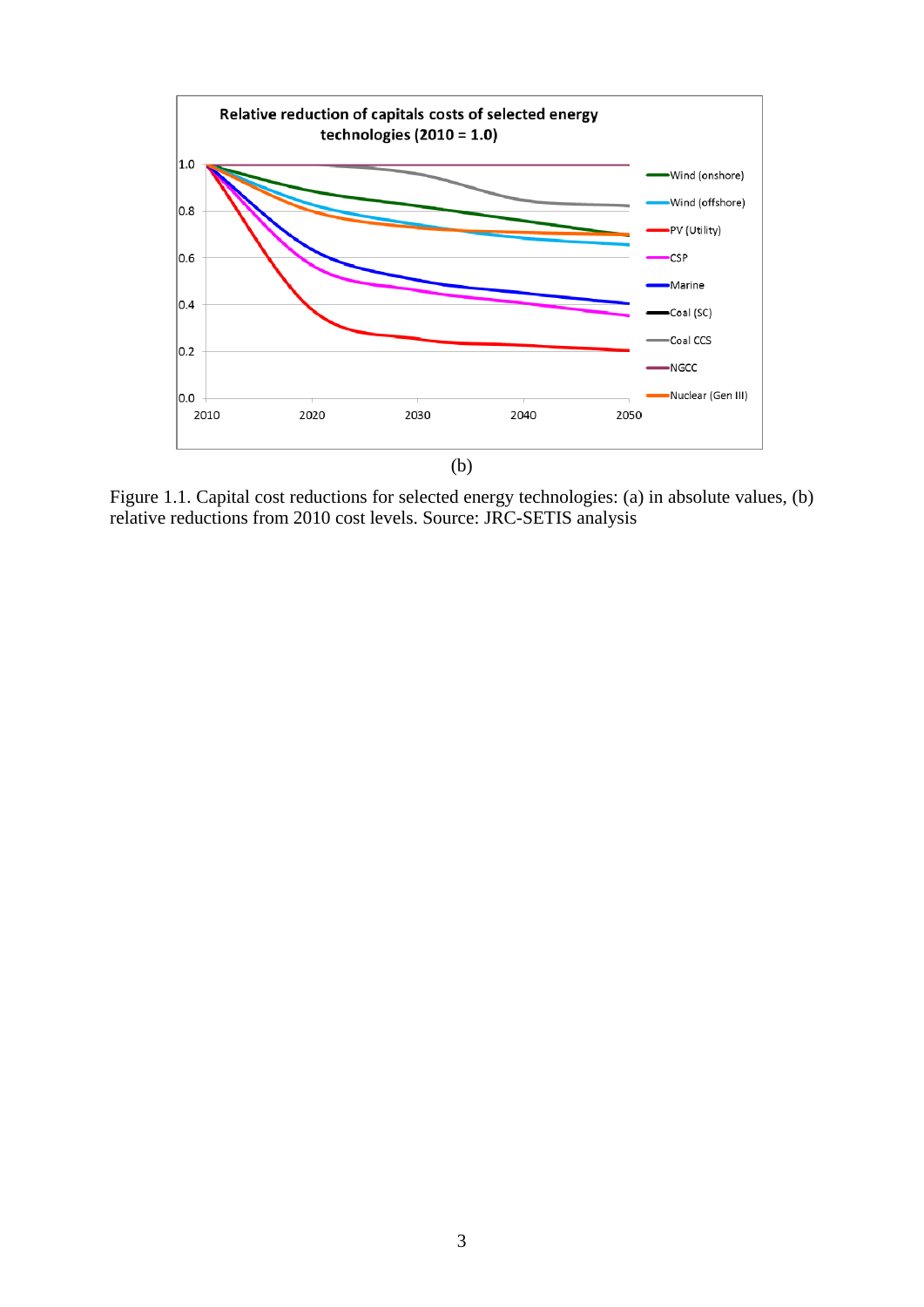(b)

Figure 1.1. Capital cost reductions for selected energy technologies: (a) in absolute values, (b) relative reductions from 2010 cost levels. Source: JRC-SETIS analysis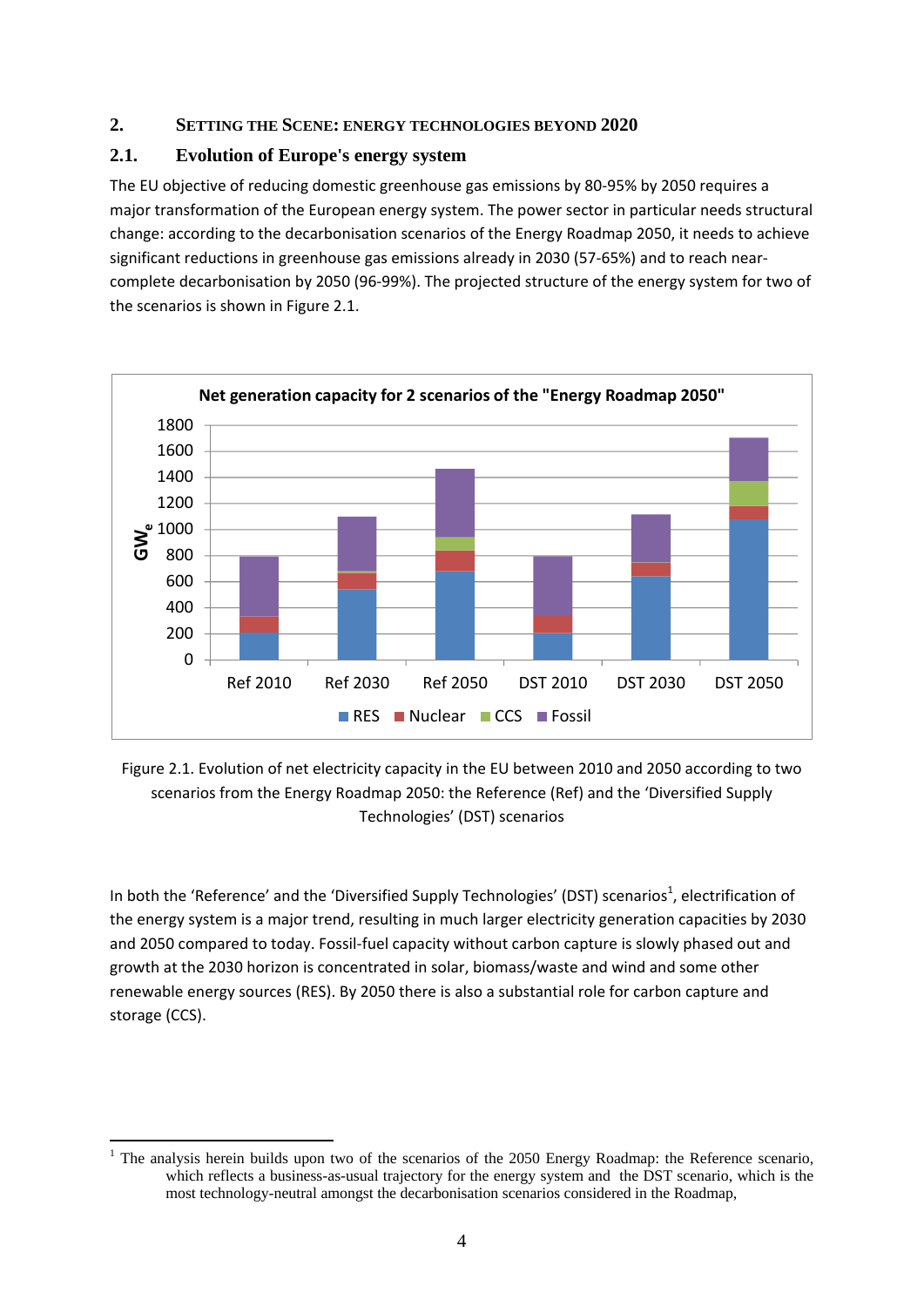## 2. Setting the Scene: energy technologies beyond 2020

### 2.1. Evolution of Europe's energy system

The EU objective of reducing domestic greenhouse gas emissions by 80-95% by 2050 requires a major transformation of the European energy system. The power sector in particular needs structural change: according to the decarbonisation scenarios of the Energy Roadmap 2050, it needs to achieve significant reductions in greenhouse gas emissions already in 2030 (57-65%) and to reach near-complete decarbonisation by 2050 (96-99%). The projected structure of the energy system for two of the scenarios is shown in Figure 2.1.

Figure 2.1. Evolution of net electricity capacity in the EU between 2010 and 2050 according to two scenarios from the Energy Roadmap 2050: the Reference (Ref) and the 'Diversified Supply Technologies' (DST) scenarios

In both the 'Reference' and the 'Diversified Supply Technologies' (DST) scenarios[1], electrification of the energy system is a major trend, resulting in much larger electricity generation capacities by 2030 and 2050 compared to today. Fossil-fuel capacity without carbon capture is slowly phased out and growth at the 2030 horizon is concentrated in solar, biomass/waste and wind and some other renewable energy sources (RES). By 2050 there is also a substantial role for carbon capture and storage (CCS).

---

[1] The analysis herein builds upon two of the scenarios of the 2050 Energy Roadmap: the Reference scenario, which reflects a business-as-usual trajectory for the energy system and the DST scenario, which is the most technology-neutral amongst the decarbonisation scenarios considered in the Roadmap,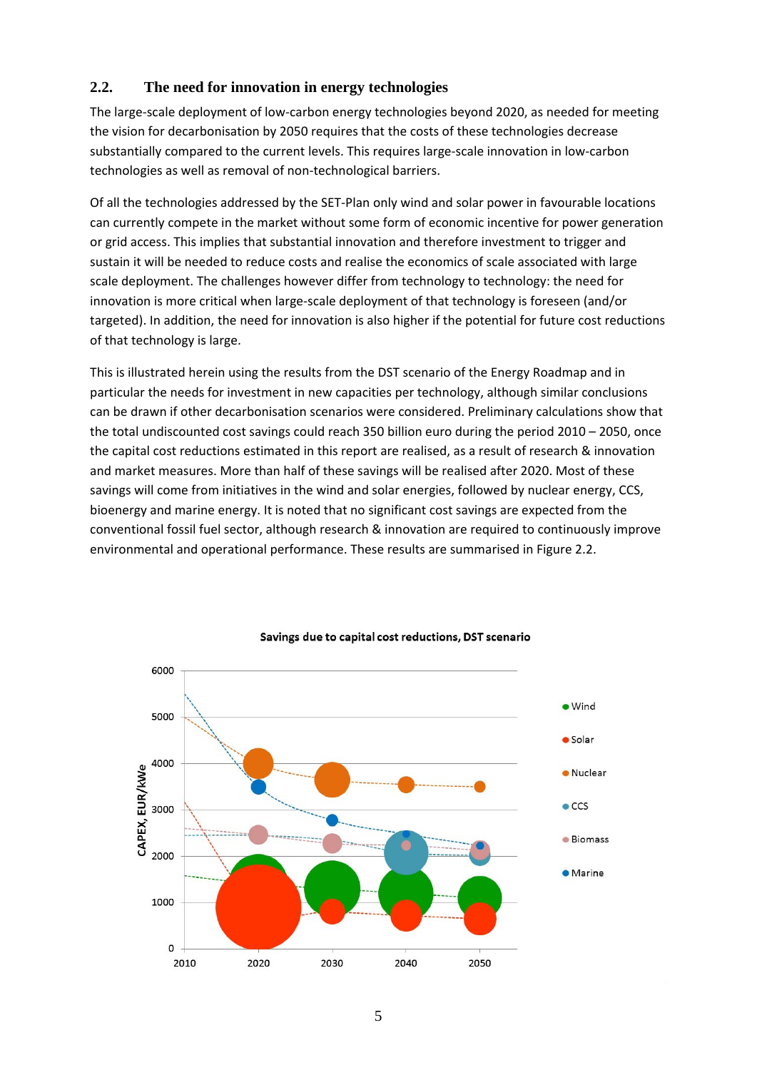## 2.2. The need for innovation in energy technologies

The large-scale deployment of low-carbon energy technologies beyond 2020, as needed for meeting the vision for decarbonisation by 2050 requires that the costs of these technologies decrease substantially compared to the current levels. This requires large-scale innovation in low-carbon technologies as well as removal of non-technological barriers.

Of all the technologies addressed by the SET-Plan only wind and solar power in favourable locations can currently compete in the market without some form of economic incentive for power generation or grid access. This implies that substantial innovation and therefore investment to trigger and sustain it will be needed to reduce costs and realise the economics of scale associated with large scale deployment. The challenges however differ from technology to technology: the need for innovation is more critical when large-scale deployment of that technology is foreseen (and/or targeted). In addition, the need for innovation is also higher if the potential for future cost reductions of that technology is large.

This is illustrated herein using the results from the DST scenario of the Energy Roadmap and in particular the needs for investment in new capacities per technology, although similar conclusions can be drawn if other decarbonisation scenarios were considered. Preliminary calculations show that the total undiscounted cost savings could reach 350 billion euro during the period 2010 – 2050, once the capital cost reductions estimated in this report are realised, as a result of research & innovation and market measures. More than half of these savings will be realised after 2020. Most of these savings will come from initiatives in the wind and solar energies, followed by nuclear energy, CCS, bioenergy and marine energy. It is noted that no significant cost savings are expected from the conventional fossil fuel sector, although research & innovation are required to continuously improve environmental and operational performance. These results are summarised in Figure 2.2.

**Savings due to capital cost reductions, DST scenario**

CAPEX, EUR/kWe (0–6000) vs. year (2010–2050); series: Wind, Solar, Nuclear, CCS, Biomass, Marine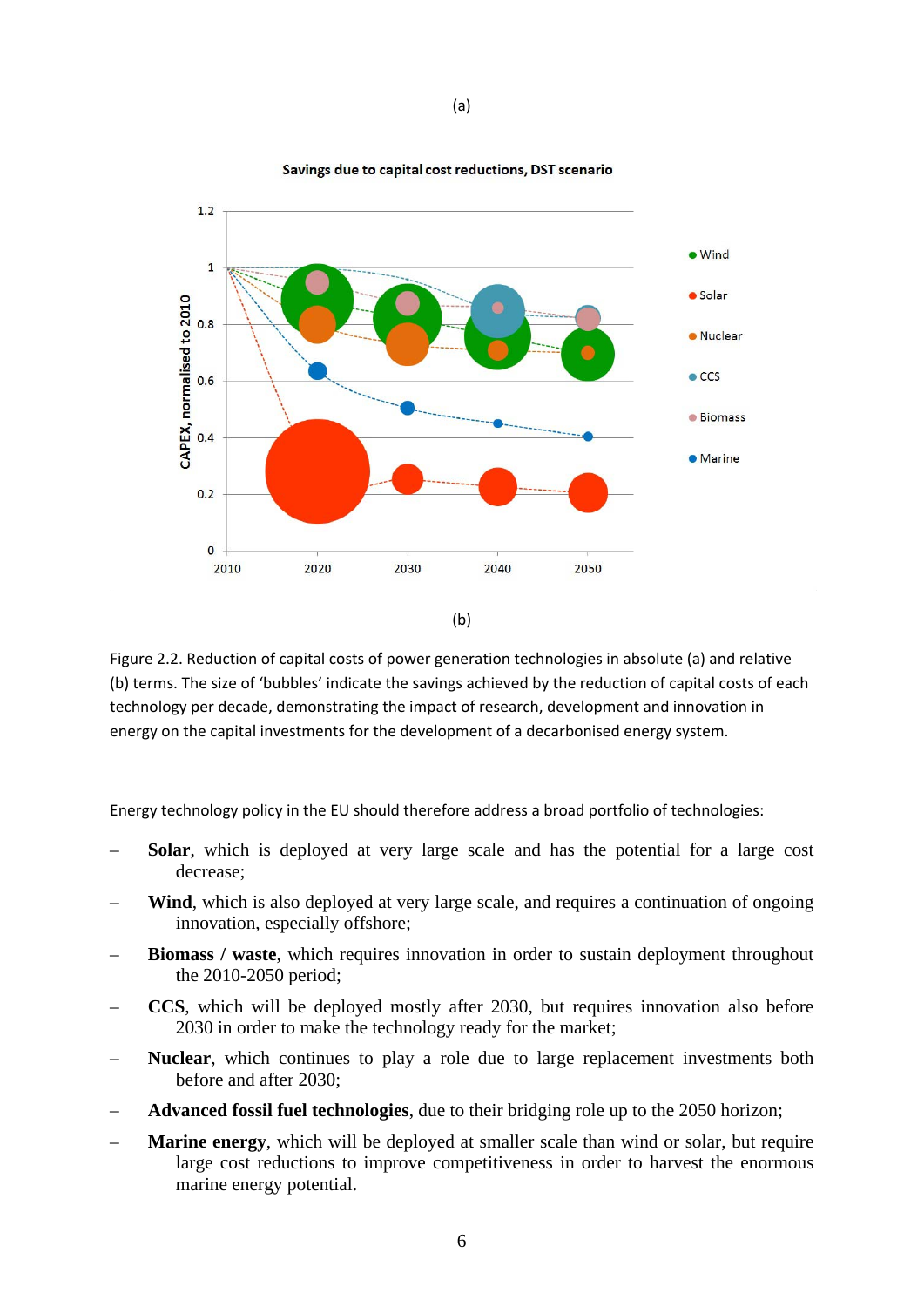(a)

Savings due to capital cost reductions, DST scenario

(b)

Figure 2.2. Reduction of capital costs of power generation technologies in absolute (a) and relative (b) terms. The size of 'bubbles' indicate the savings achieved by the reduction of capital costs of each technology per decade, demonstrating the impact of research, development and innovation in energy on the capital investments for the development of a decarbonised energy system.

Energy technology policy in the EU should therefore address a broad portfolio of technologies:

- **Solar**, which is deployed at very large scale and has the potential for a large cost decrease;
- **Wind**, which is also deployed at very large scale, and requires a continuation of ongoing innovation, especially offshore;
- **Biomass / waste**, which requires innovation in order to sustain deployment throughout the 2010-2050 period;
- **CCS**, which will be deployed mostly after 2030, but requires innovation also before 2030 in order to make the technology ready for the market;
- **Nuclear**, which continues to play a role due to large replacement investments both before and after 2030;
- **Advanced fossil fuel technologies**, due to their bridging role up to the 2050 horizon;
- **Marine energy**, which will be deployed at smaller scale than wind or solar, but require large cost reductions to improve competitiveness in order to harvest the enormous marine energy potential.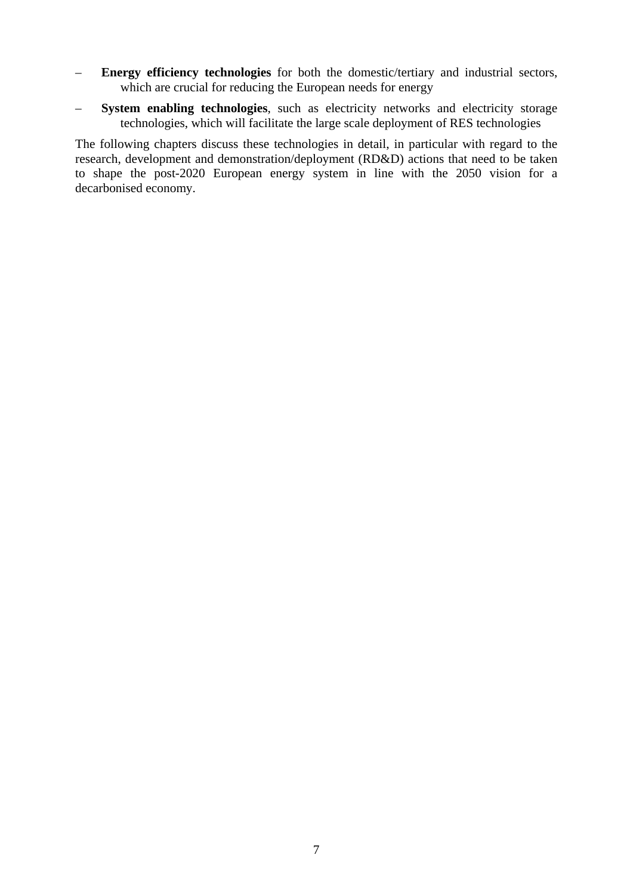- **Energy efficiency technologies** for both the domestic/tertiary and industrial sectors, which are crucial for reducing the European needs for energy
- **System enabling technologies**, such as electricity networks and electricity storage technologies, which will facilitate the large scale deployment of RES technologies

The following chapters discuss these technologies in detail, in particular with regard to the research, development and demonstration/deployment (RD&D) actions that need to be taken to shape the post-2020 European energy system in line with the 2050 vision for a decarbonised economy.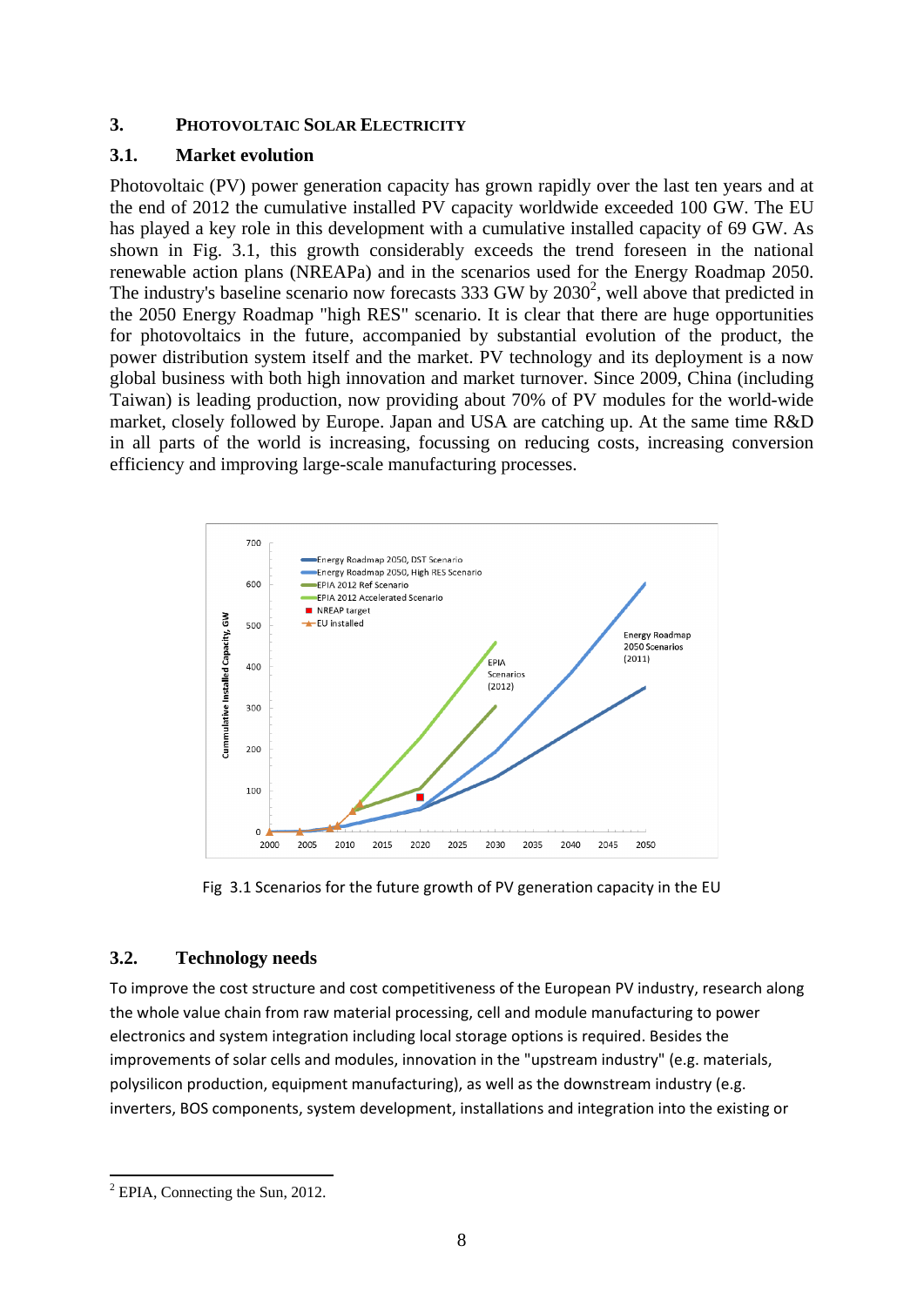## 3. Photovoltaic Solar Electricity

### 3.1. Market evolution

Photovoltaic (PV) power generation capacity has grown rapidly over the last ten years and at the end of 2012 the cumulative installed PV capacity worldwide exceeded 100 GW. The EU has played a key role in this development with a cumulative installed capacity of 69 GW. As shown in Fig. 3.1, this growth considerably exceeds the trend foreseen in the national renewable action plans (NREAPa) and in the scenarios used for the Energy Roadmap 2050. The industry's baseline scenario now forecasts 333 GW by 2030[2], well above that predicted in the 2050 Energy Roadmap "high RES" scenario. It is clear that there are huge opportunities for photovoltaics in the future, accompanied by substantial evolution of the product, the power distribution system itself and the market. PV technology and its deployment is a now global business with both high innovation and market turnover. Since 2009, China (including Taiwan) is leading production, now providing about 70% of PV modules for the world-wide market, closely followed by Europe. Japan and USA are catching up. At the same time R&D in all parts of the world is increasing, focussing on reducing costs, increasing conversion efficiency and improving large-scale manufacturing processes.

Fig 3.1 Scenarios for the future growth of PV generation capacity in the EU

### 3.2. Technology needs

To improve the cost structure and cost competitiveness of the European PV industry, research along the whole value chain from raw material processing, cell and module manufacturing to power electronics and system integration including local storage options is required. Besides the improvements of solar cells and modules, innovation in the "upstream industry" (e.g. materials, polysilicon production, equipment manufacturing), as well as the downstream industry (e.g. inverters, BOS components, system development, installations and integration into the existing or

[2] EPIA, Connecting the Sun, 2012.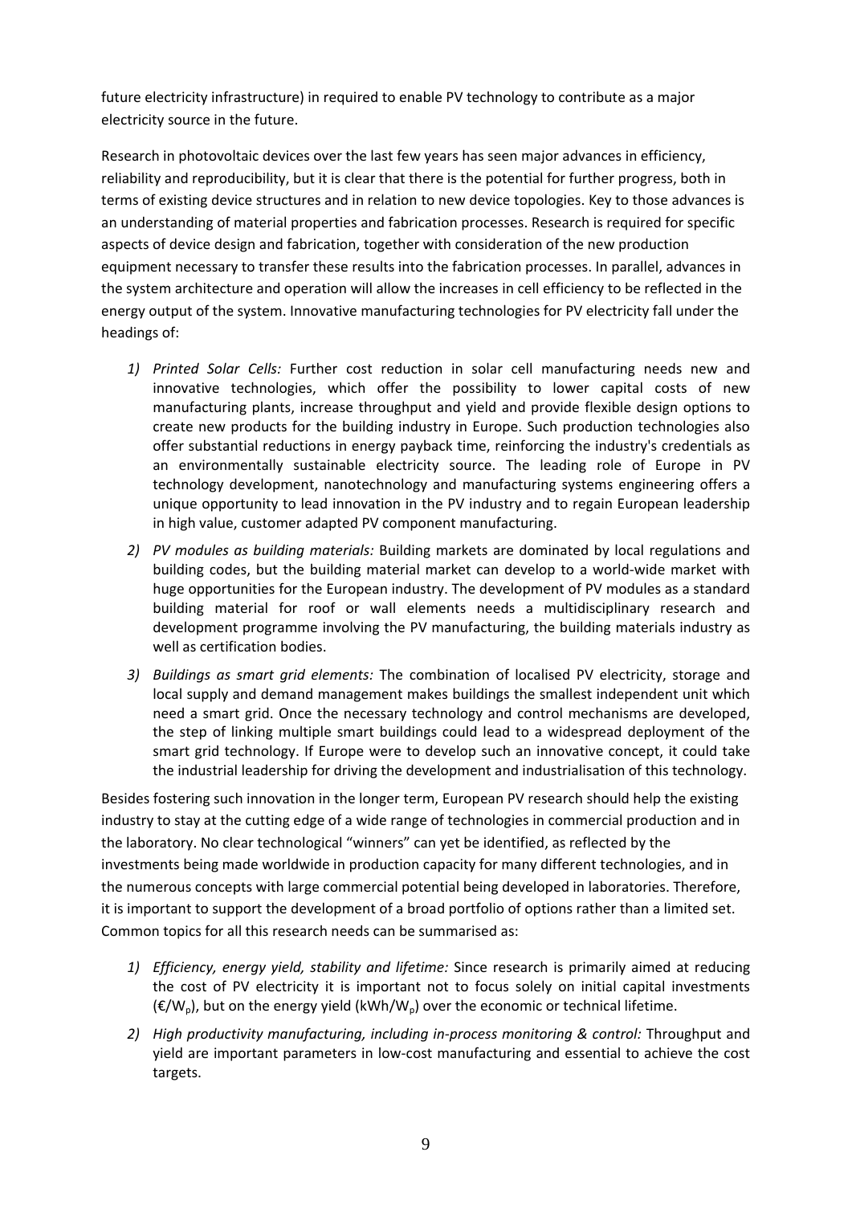future electricity infrastructure) in required to enable PV technology to contribute as a major electricity source in the future.

Research in photovoltaic devices over the last few years has seen major advances in efficiency, reliability and reproducibility, but it is clear that there is the potential for further progress, both in terms of existing device structures and in relation to new device topologies. Key to those advances is an understanding of material properties and fabrication processes. Research is required for specific aspects of device design and fabrication, together with consideration of the new production equipment necessary to transfer these results into the fabrication processes. In parallel, advances in the system architecture and operation will allow the increases in cell efficiency to be reflected in the energy output of the system. Innovative manufacturing technologies for PV electricity fall under the headings of:

1) *Printed Solar Cells:* Further cost reduction in solar cell manufacturing needs new and innovative technologies, which offer the possibility to lower capital costs of new manufacturing plants, increase throughput and yield and provide flexible design options to create new products for the building industry in Europe. Such production technologies also offer substantial reductions in energy payback time, reinforcing the industry's credentials as an environmentally sustainable electricity source. The leading role of Europe in PV technology development, nanotechnology and manufacturing systems engineering offers a unique opportunity to lead innovation in the PV industry and to regain European leadership in high value, customer adapted PV component manufacturing.
2) *PV modules as building materials:* Building markets are dominated by local regulations and building codes, but the building material market can develop to a world-wide market with huge opportunities for the European industry. The development of PV modules as a standard building material for roof or wall elements needs a multidisciplinary research and development programme involving the PV manufacturing, the building materials industry as well as certification bodies.
3) *Buildings as smart grid elements:* The combination of localised PV electricity, storage and local supply and demand management makes buildings the smallest independent unit which need a smart grid. Once the necessary technology and control mechanisms are developed, the step of linking multiple smart buildings could lead to a widespread deployment of the smart grid technology. If Europe were to develop such an innovative concept, it could take the industrial leadership for driving the development and industrialisation of this technology.

Besides fostering such innovation in the longer term, European PV research should help the existing industry to stay at the cutting edge of a wide range of technologies in commercial production and in the laboratory. No clear technological "winners" can yet be identified, as reflected by the investments being made worldwide in production capacity for many different technologies, and in the numerous concepts with large commercial potential being developed in laboratories. Therefore, it is important to support the development of a broad portfolio of options rather than a limited set. Common topics for all this research needs can be summarised as:

1) *Efficiency, energy yield, stability and lifetime:* Since research is primarily aimed at reducing the cost of PV electricity it is important not to focus solely on initial capital investments (€/$W_p$), but on the energy yield (kWh/$W_p$) over the economic or technical lifetime.
2) *High productivity manufacturing, including in-process monitoring & control:* Throughput and yield are important parameters in low-cost manufacturing and essential to achieve the cost targets.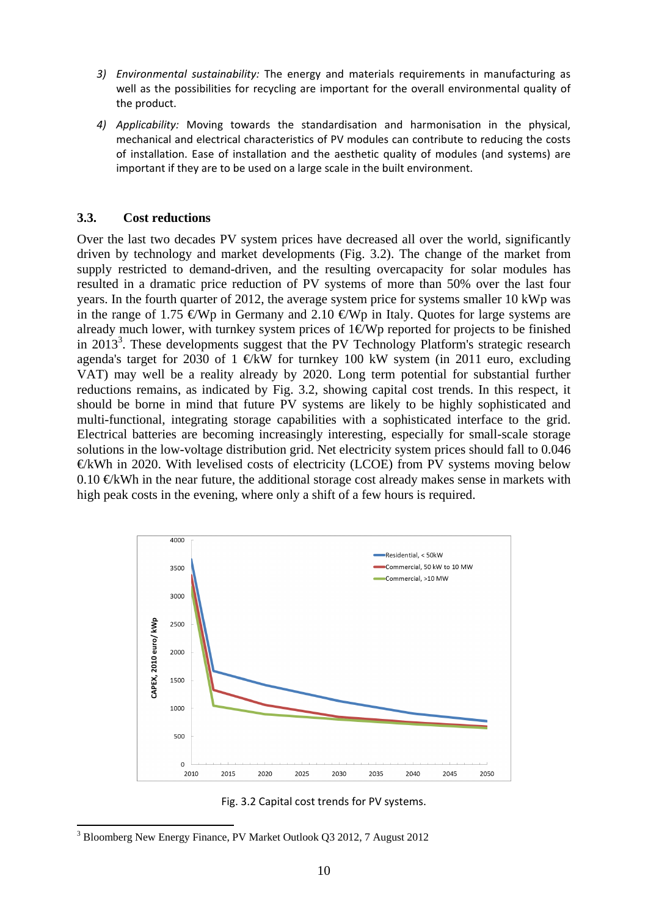3) *Environmental sustainability:* The energy and materials requirements in manufacturing as well as the possibilities for recycling are important for the overall environmental quality of the product.

4) *Applicability:* Moving towards the standardisation and harmonisation in the physical, mechanical and electrical characteristics of PV modules can contribute to reducing the costs of installation. Ease of installation and the aesthetic quality of modules (and systems) are important if they are to be used on a large scale in the built environment.

## 3.3. Cost reductions

Over the last two decades PV system prices have decreased all over the world, significantly driven by technology and market developments (Fig. 3.2). The change of the market from supply restricted to demand-driven, and the resulting overcapacity for solar modules has resulted in a dramatic price reduction of PV systems of more than 50% over the last four years. In the fourth quarter of 2012, the average system price for systems smaller 10 kWp was in the range of 1.75 €/Wp in Germany and 2.10 €/Wp in Italy. Quotes for large systems are already much lower, with turnkey system prices of 1€/Wp reported for projects to be finished in 2013[3]. These developments suggest that the PV Technology Platform's strategic research agenda's target for 2030 of 1 €/kW for turnkey 100 kW system (in 2011 euro, excluding VAT) may well be a reality already by 2020. Long term potential for substantial further reductions remains, as indicated by Fig. 3.2, showing capital cost trends. In this respect, it should be borne in mind that future PV systems are likely to be highly sophisticated and multi-functional, integrating storage capabilities with a sophisticated interface to the grid. Electrical batteries are becoming increasingly interesting, especially for small-scale storage solutions in the low-voltage distribution grid. Net electricity system prices should fall to 0.046 €/kWh in 2020. With levelised costs of electricity (LCOE) from PV systems moving below 0.10 €/kWh in the near future, the additional storage cost already makes sense in markets with high peak costs in the evening, where only a shift of a few hours is required.

Fig. 3.2 Capital cost trends for PV systems.

[3] Bloomberg New Energy Finance, PV Market Outlook Q3 2012, 7 August 2012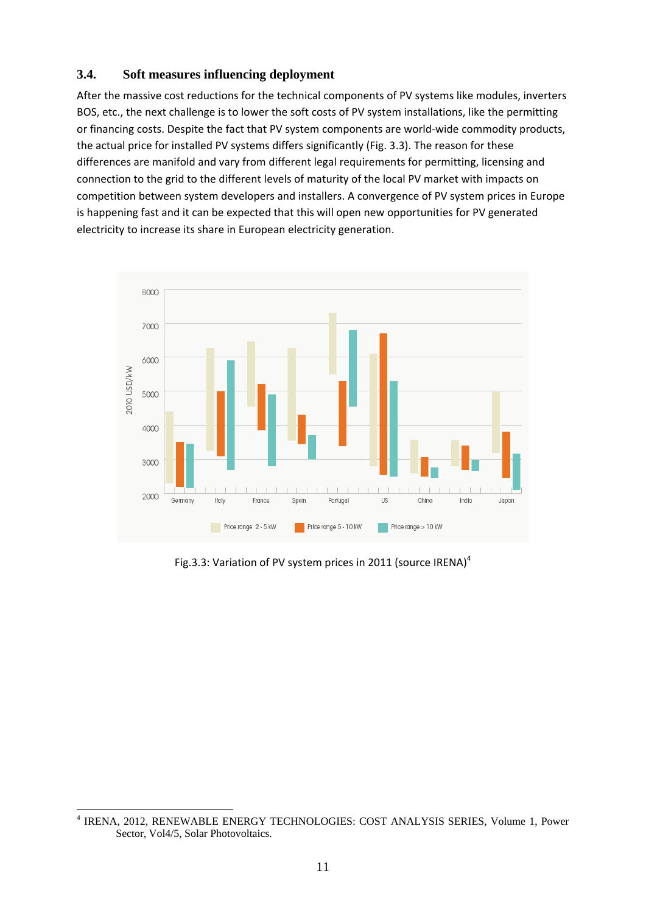### 3.4. Soft measures influencing deployment

After the massive cost reductions for the technical components of PV systems like modules, inverters BOS, etc., the next challenge is to lower the soft costs of PV system installations, like the permitting or financing costs. Despite the fact that PV system components are world-wide commodity products, the actual price for installed PV systems differs significantly (Fig. 3.3). The reason for these differences are manifold and vary from different legal requirements for permitting, licensing and connection to the grid to the different levels of maturity of the local PV market with impacts on competition between system developers and installers. A convergence of PV system prices in Europe is happening fast and it can be expected that this will open new opportunities for PV generated electricity to increase its share in European electricity generation.

Fig.3.3: Variation of PV system prices in 2011 (source IRENA)[4]

---

[4] IRENA, 2012, RENEWABLE ENERGY TECHNOLOGIES: COST ANALYSIS SERIES, Volume 1, Power Sector, Vol4/5, Solar Photovoltaics.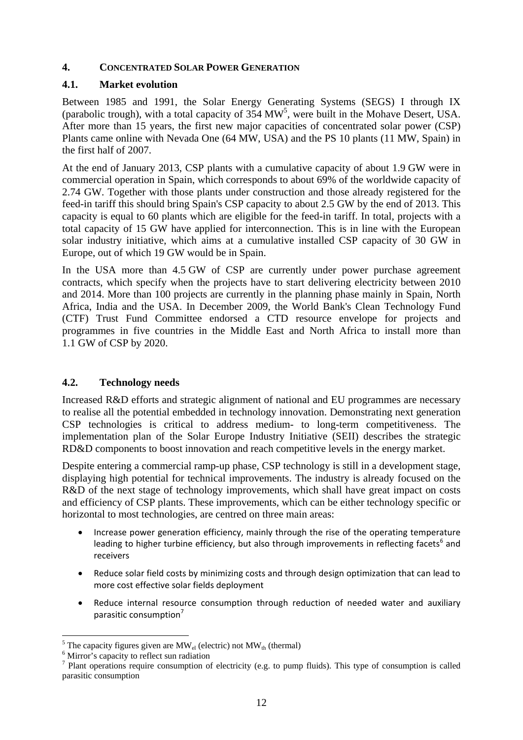## 4. CONCENTRATED SOLAR POWER GENERATION

### 4.1. Market evolution

Between 1985 and 1991, the Solar Energy Generating Systems (SEGS) I through IX (parabolic trough), with a total capacity of 354 MW[5], were built in the Mohave Desert, USA. After more than 15 years, the first new major capacities of concentrated solar power (CSP) Plants came online with Nevada One (64 MW, USA) and the PS 10 plants (11 MW, Spain) in the first half of 2007.

At the end of January 2013, CSP plants with a cumulative capacity of about 1.9 GW were in commercial operation in Spain, which corresponds to about 69% of the worldwide capacity of 2.74 GW. Together with those plants under construction and those already registered for the feed-in tariff this should bring Spain's CSP capacity to about 2.5 GW by the end of 2013. This capacity is equal to 60 plants which are eligible for the feed-in tariff. In total, projects with a total capacity of 15 GW have applied for interconnection. This is in line with the European solar industry initiative, which aims at a cumulative installed CSP capacity of 30 GW in Europe, out of which 19 GW would be in Spain.

In the USA more than 4.5 GW of CSP are currently under power purchase agreement contracts, which specify when the projects have to start delivering electricity between 2010 and 2014. More than 100 projects are currently in the planning phase mainly in Spain, North Africa, India and the USA. In December 2009, the World Bank's Clean Technology Fund (CTF) Trust Fund Committee endorsed a CTD resource envelope for projects and programmes in five countries in the Middle East and North Africa to install more than 1.1 GW of CSP by 2020.

### 4.2. Technology needs

Increased R&D efforts and strategic alignment of national and EU programmes are necessary to realise all the potential embedded in technology innovation. Demonstrating next generation CSP technologies is critical to address medium- to long-term competitiveness. The implementation plan of the Solar Europe Industry Initiative (SEII) describes the strategic RD&D components to boost innovation and reach competitive levels in the energy market.

Despite entering a commercial ramp-up phase, CSP technology is still in a development stage, displaying high potential for technical improvements. The industry is already focused on the R&D of the next stage of technology improvements, which shall have great impact on costs and efficiency of CSP plants. These improvements, which can be either technology specific or horizontal to most technologies, are centred on three main areas:

- Increase power generation efficiency, mainly through the rise of the operating temperature leading to higher turbine efficiency, but also through improvements in reflecting facets[6] and receivers
- Reduce solar field costs by minimizing costs and through design optimization that can lead to more cost effective solar fields deployment
- Reduce internal resource consumption through reduction of needed water and auxiliary parasitic consumption[7]

---

[5] The capacity figures given are $MW_{el}$ (electric) not $MW_{th}$ (thermal)

[6] Mirror's capacity to reflect sun radiation

[7] Plant operations require consumption of electricity (e.g. to pump fluids). This type of consumption is called parasitic consumption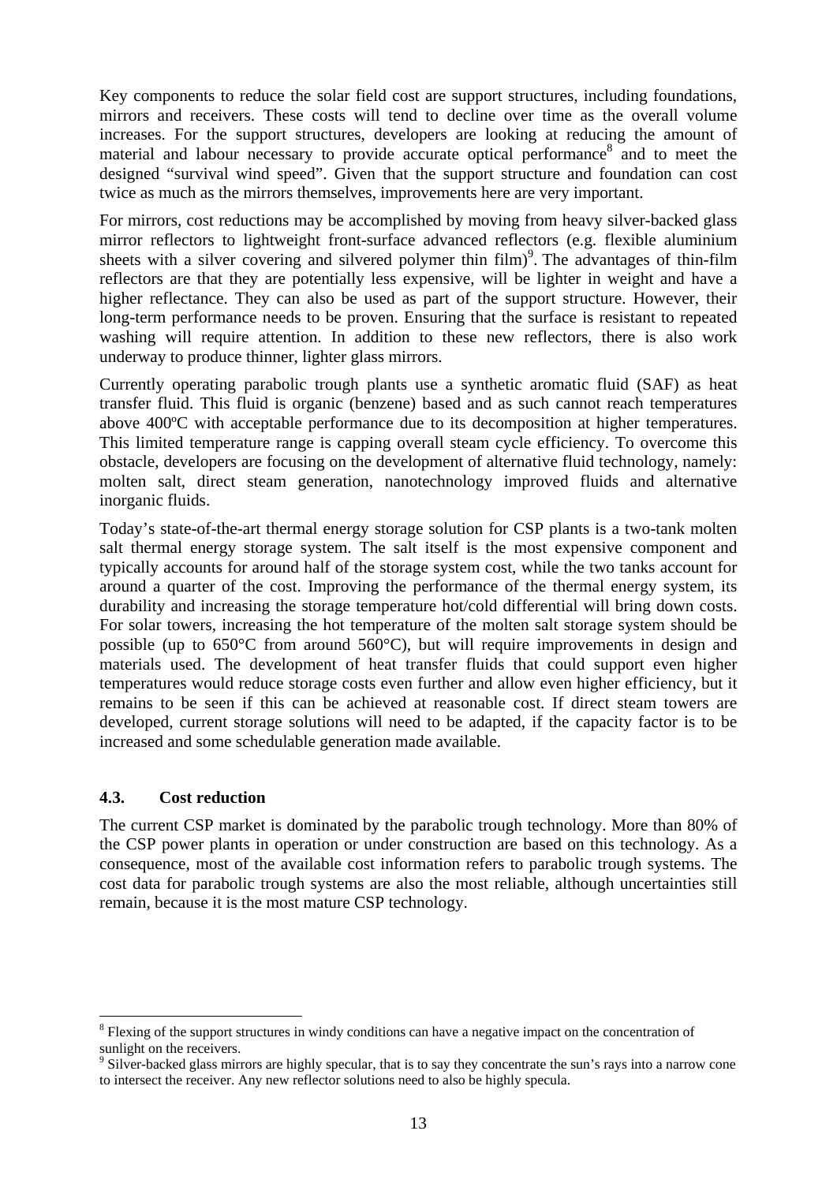Key components to reduce the solar field cost are support structures, including foundations, mirrors and receivers. These costs will tend to decline over time as the overall volume increases. For the support structures, developers are looking at reducing the amount of material and labour necessary to provide accurate optical performance[8] and to meet the designed "survival wind speed". Given that the support structure and foundation can cost twice as much as the mirrors themselves, improvements here are very important.

For mirrors, cost reductions may be accomplished by moving from heavy silver-backed glass mirror reflectors to lightweight front-surface advanced reflectors (e.g. flexible aluminium sheets with a silver covering and silvered polymer thin film)[9]. The advantages of thin-film reflectors are that they are potentially less expensive, will be lighter in weight and have a higher reflectance. They can also be used as part of the support structure. However, their long-term performance needs to be proven. Ensuring that the surface is resistant to repeated washing will require attention. In addition to these new reflectors, there is also work underway to produce thinner, lighter glass mirrors.

Currently operating parabolic trough plants use a synthetic aromatic fluid (SAF) as heat transfer fluid. This fluid is organic (benzene) based and as such cannot reach temperatures above 400ºC with acceptable performance due to its decomposition at higher temperatures. This limited temperature range is capping overall steam cycle efficiency. To overcome this obstacle, developers are focusing on the development of alternative fluid technology, namely: molten salt, direct steam generation, nanotechnology improved fluids and alternative inorganic fluids.

Today's state-of-the-art thermal energy storage solution for CSP plants is a two-tank molten salt thermal energy storage system. The salt itself is the most expensive component and typically accounts for around half of the storage system cost, while the two tanks account for around a quarter of the cost. Improving the performance of the thermal energy system, its durability and increasing the storage temperature hot/cold differential will bring down costs. For solar towers, increasing the hot temperature of the molten salt storage system should be possible (up to 650°C from around 560°C), but will require improvements in design and materials used. The development of heat transfer fluids that could support even higher temperatures would reduce storage costs even further and allow even higher efficiency, but it remains to be seen if this can be achieved at reasonable cost. If direct steam towers are developed, current storage solutions will need to be adapted, if the capacity factor is to be increased and some schedulable generation made available.

### 4.3. Cost reduction

The current CSP market is dominated by the parabolic trough technology. More than 80% of the CSP power plants in operation or under construction are based on this technology. As a consequence, most of the available cost information refers to parabolic trough systems. The cost data for parabolic trough systems are also the most reliable, although uncertainties still remain, because it is the most mature CSP technology.

---

[8] Flexing of the support structures in windy conditions can have a negative impact on the concentration of sunlight on the receivers.

[9] Silver-backed glass mirrors are highly specular, that is to say they concentrate the sun's rays into a narrow cone to intersect the receiver. Any new reflector solutions need to also be highly specula.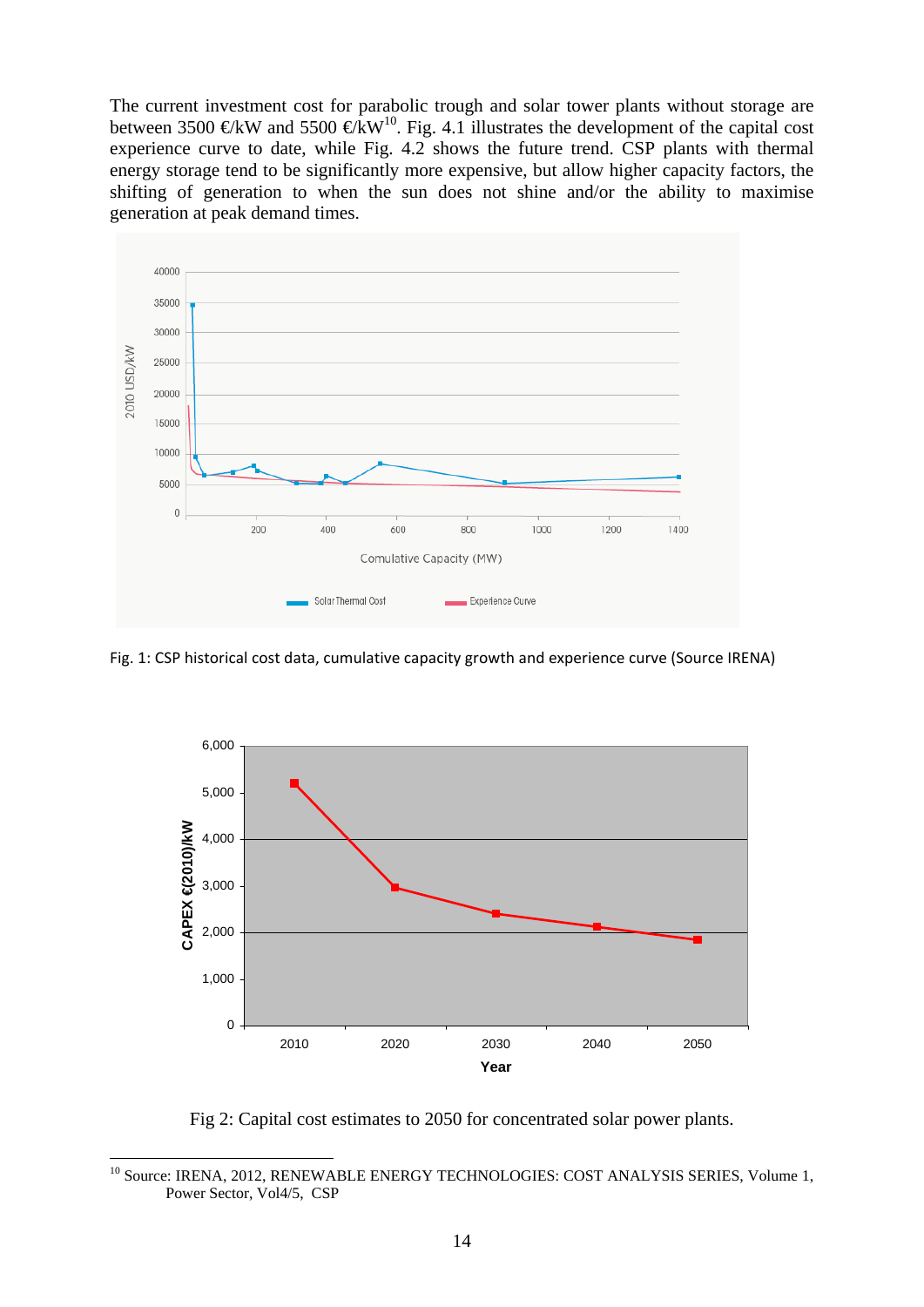The current investment cost for parabolic trough and solar tower plants without storage are between 3500 €/kW and 5500 €/kW[10]. Fig. 4.1 illustrates the development of the capital cost experience curve to date, while Fig. 4.2 shows the future trend. CSP plants with thermal energy storage tend to be significantly more expensive, but allow higher capacity factors, the shifting of generation to when the sun does not shine and/or the ability to maximise generation at peak demand times.

Fig. 1: CSP historical cost data, cumulative capacity growth and experience curve (Source IRENA)

Fig 2: Capital cost estimates to 2050 for concentrated solar power plants.

---

[10] Source: IRENA, 2012, RENEWABLE ENERGY TECHNOLOGIES: COST ANALYSIS SERIES, Volume 1, Power Sector, Vol4/5, CSP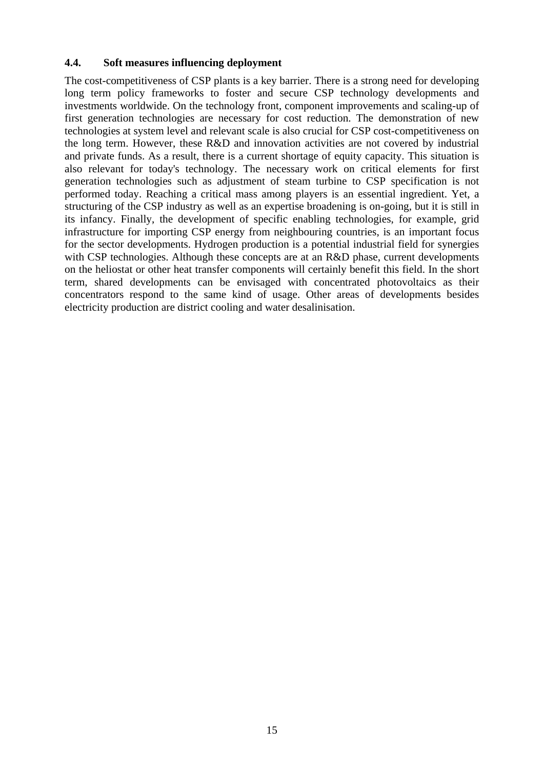### 4.4. Soft measures influencing deployment

The cost-competitiveness of CSP plants is a key barrier. There is a strong need for developing long term policy frameworks to foster and secure CSP technology developments and investments worldwide. On the technology front, component improvements and scaling-up of first generation technologies are necessary for cost reduction. The demonstration of new technologies at system level and relevant scale is also crucial for CSP cost-competitiveness on the long term. However, these R&D and innovation activities are not covered by industrial and private funds. As a result, there is a current shortage of equity capacity. This situation is also relevant for today's technology. The necessary work on critical elements for first generation technologies such as adjustment of steam turbine to CSP specification is not performed today. Reaching a critical mass among players is an essential ingredient. Yet, a structuring of the CSP industry as well as an expertise broadening is on-going, but it is still in its infancy. Finally, the development of specific enabling technologies, for example, grid infrastructure for importing CSP energy from neighbouring countries, is an important focus for the sector developments. Hydrogen production is a potential industrial field for synergies with CSP technologies. Although these concepts are at an R&D phase, current developments on the heliostat or other heat transfer components will certainly benefit this field. In the short term, shared developments can be envisaged with concentrated photovoltaics as their concentrators respond to the same kind of usage. Other areas of developments besides electricity production are district cooling and water desalinisation.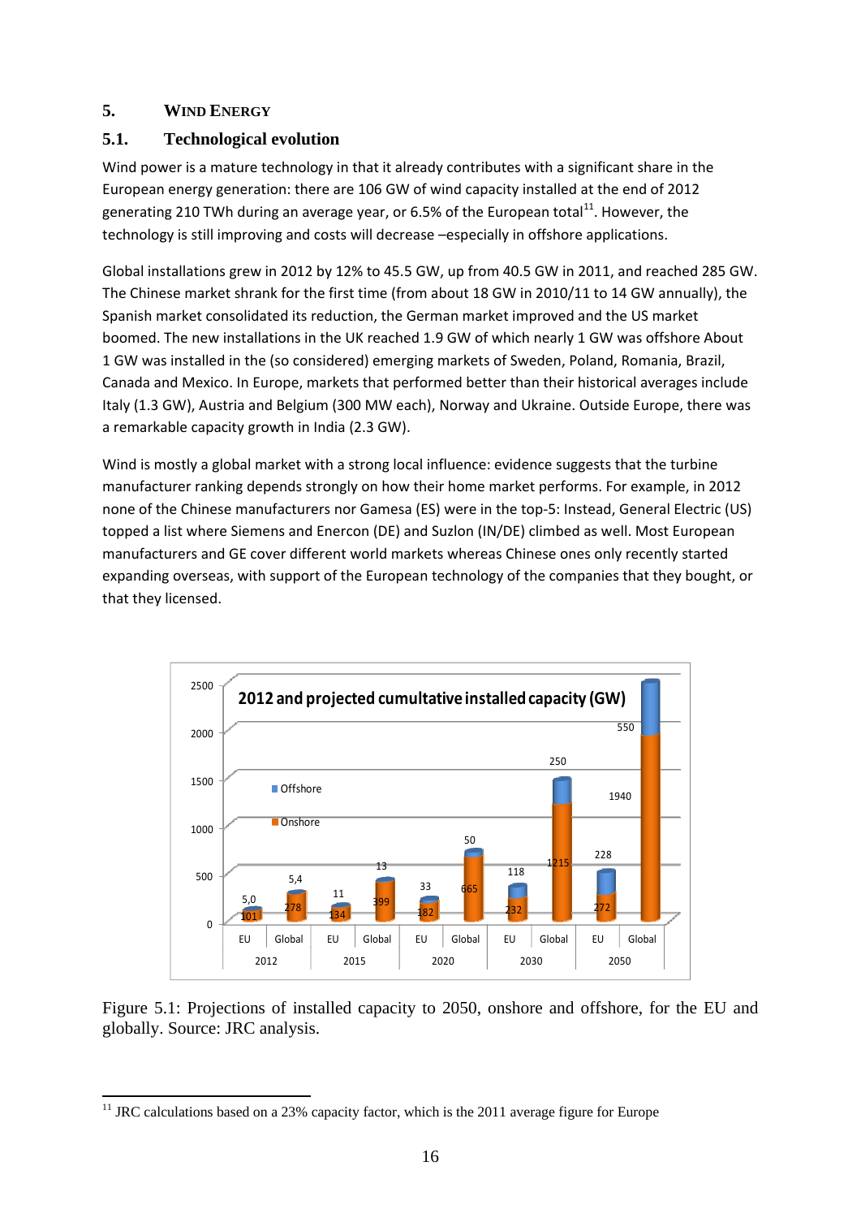## 5. Wind Energy

### 5.1. Technological evolution

Wind power is a mature technology in that it already contributes with a significant share in the European energy generation: there are 106 GW of wind capacity installed at the end of 2012 generating 210 TWh during an average year, or 6.5% of the European total[11]. However, the technology is still improving and costs will decrease –especially in offshore applications.

Global installations grew in 2012 by 12% to 45.5 GW, up from 40.5 GW in 2011, and reached 285 GW. The Chinese market shrank for the first time (from about 18 GW in 2010/11 to 14 GW annually), the Spanish market consolidated its reduction, the German market improved and the US market boomed. The new installations in the UK reached 1.9 GW of which nearly 1 GW was offshore About 1 GW was installed in the (so considered) emerging markets of Sweden, Poland, Romania, Brazil, Canada and Mexico. In Europe, markets that performed better than their historical averages include Italy (1.3 GW), Austria and Belgium (300 MW each), Norway and Ukraine. Outside Europe, there was a remarkable capacity growth in India (2.3 GW).

Wind is mostly a global market with a strong local influence: evidence suggests that the turbine manufacturer ranking depends strongly on how their home market performs. For example, in 2012 none of the Chinese manufacturers nor Gamesa (ES) were in the top-5: Instead, General Electric (US) topped a list where Siemens and Enercon (DE) and Suzlon (IN/DE) climbed as well. Most European manufacturers and GE cover different world markets whereas Chinese ones only recently started expanding overseas, with support of the European technology of the companies that they bought, or that they licensed.

**2012 and projected cumultative installed capacity (GW)**

| Year | Region | Onshore | Offshore |
|---|---|---|---|
| 2012 | EU | 101 | 5,0 |
| 2012 | Global | 278 | 5,4 |
| 2015 | EU | 134 | 11 |
| 2015 | Global | 399 | 13 |
| 2020 | EU | 182 | 33 |
| 2020 | Global | 665 | 50 |
| 2030 | EU | 232 | 118 |
| 2030 | Global | 1215 | 250 |
| 2050 | EU | 272 | 228 |
| 2050 | Global | 1940 | 550 |

Figure 5.1: Projections of installed capacity to 2050, onshore and offshore, for the EU and globally. Source: JRC analysis.

[11] JRC calculations based on a 23% capacity factor, which is the 2011 average figure for Europe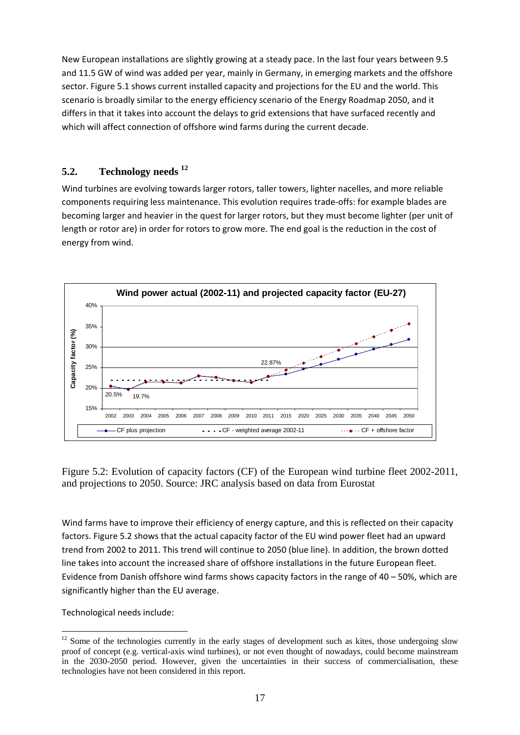New European installations are slightly growing at a steady pace. In the last four years between 9.5 and 11.5 GW of wind was added per year, mainly in Germany, in emerging markets and the offshore sector. Figure 5.1 shows current installed capacity and projections for the EU and the world. This scenario is broadly similar to the energy efficiency scenario of the Energy Roadmap 2050, and it differs in that it takes into account the delays to grid extensions that have surfaced recently and which will affect connection of offshore wind farms during the current decade.

## 5.2. Technology needs [12]

Wind turbines are evolving towards larger rotors, taller towers, lighter nacelles, and more reliable components requiring less maintenance. This evolution requires trade-offs: for example blades are becoming larger and heavier in the quest for larger rotors, but they must become lighter (per unit of length or rotor are) in order for rotors to grow more. The end goal is the reduction in the cost of energy from wind.

Figure 5.2: Evolution of capacity factors (CF) of the European wind turbine fleet 2002-2011, and projections to 2050. Source: JRC analysis based on data from Eurostat

Wind farms have to improve their efficiency of energy capture, and this is reflected on their capacity factors. Figure 5.2 shows that the actual capacity factor of the EU wind power fleet had an upward trend from 2002 to 2011. This trend will continue to 2050 (blue line). In addition, the brown dotted line takes into account the increased share of offshore installations in the future European fleet. Evidence from Danish offshore wind farms shows capacity factors in the range of 40 – 50%, which are significantly higher than the EU average.

Technological needs include:

[12] Some of the technologies currently in the early stages of development such as kites, those undergoing slow proof of concept (e.g. vertical-axis wind turbines), or not even thought of nowadays, could become mainstream in the 2030-2050 period. However, given the uncertainties in their success of commercialisation, these technologies have not been considered in this report.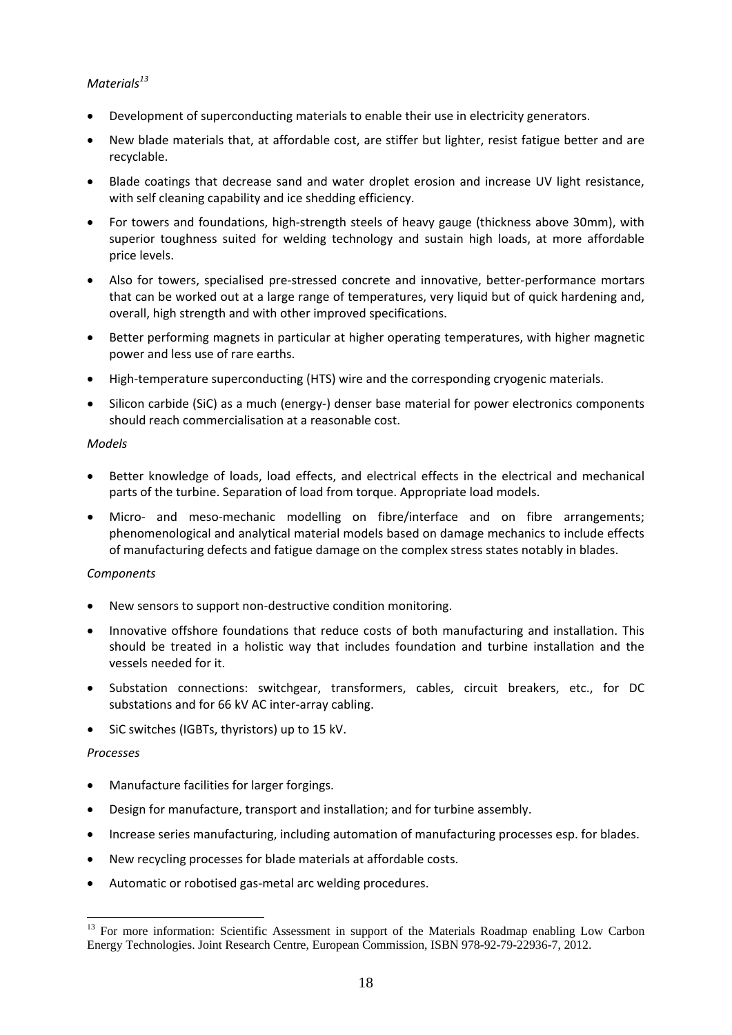*Materials*[13]

- Development of superconducting materials to enable their use in electricity generators.
- New blade materials that, at affordable cost, are stiffer but lighter, resist fatigue better and are recyclable.
- Blade coatings that decrease sand and water droplet erosion and increase UV light resistance, with self cleaning capability and ice shedding efficiency.
- For towers and foundations, high-strength steels of heavy gauge (thickness above 30mm), with superior toughness suited for welding technology and sustain high loads, at more affordable price levels.
- Also for towers, specialised pre-stressed concrete and innovative, better-performance mortars that can be worked out at a large range of temperatures, very liquid but of quick hardening and, overall, high strength and with other improved specifications.
- Better performing magnets in particular at higher operating temperatures, with higher magnetic power and less use of rare earths.
- High-temperature superconducting (HTS) wire and the corresponding cryogenic materials.
- Silicon carbide (SiC) as a much (energy-) denser base material for power electronics components should reach commercialisation at a reasonable cost.

*Models*

- Better knowledge of loads, load effects, and electrical effects in the electrical and mechanical parts of the turbine. Separation of load from torque. Appropriate load models.
- Micro- and meso-mechanic modelling on fibre/interface and on fibre arrangements; phenomenological and analytical material models based on damage mechanics to include effects of manufacturing defects and fatigue damage on the complex stress states notably in blades.

*Components*

- New sensors to support non-destructive condition monitoring.
- Innovative offshore foundations that reduce costs of both manufacturing and installation. This should be treated in a holistic way that includes foundation and turbine installation and the vessels needed for it.
- Substation connections: switchgear, transformers, cables, circuit breakers, etc., for DC substations and for 66 kV AC inter-array cabling.
- SiC switches (IGBTs, thyristors) up to 15 kV.

*Processes*

- Manufacture facilities for larger forgings.
- Design for manufacture, transport and installation; and for turbine assembly.
- Increase series manufacturing, including automation of manufacturing processes esp. for blades.
- New recycling processes for blade materials at affordable costs.
- Automatic or robotised gas-metal arc welding procedures.

[13] For more information: Scientific Assessment in support of the Materials Roadmap enabling Low Carbon Energy Technologies. Joint Research Centre, European Commission, ISBN 978-92-79-22936-7, 2012.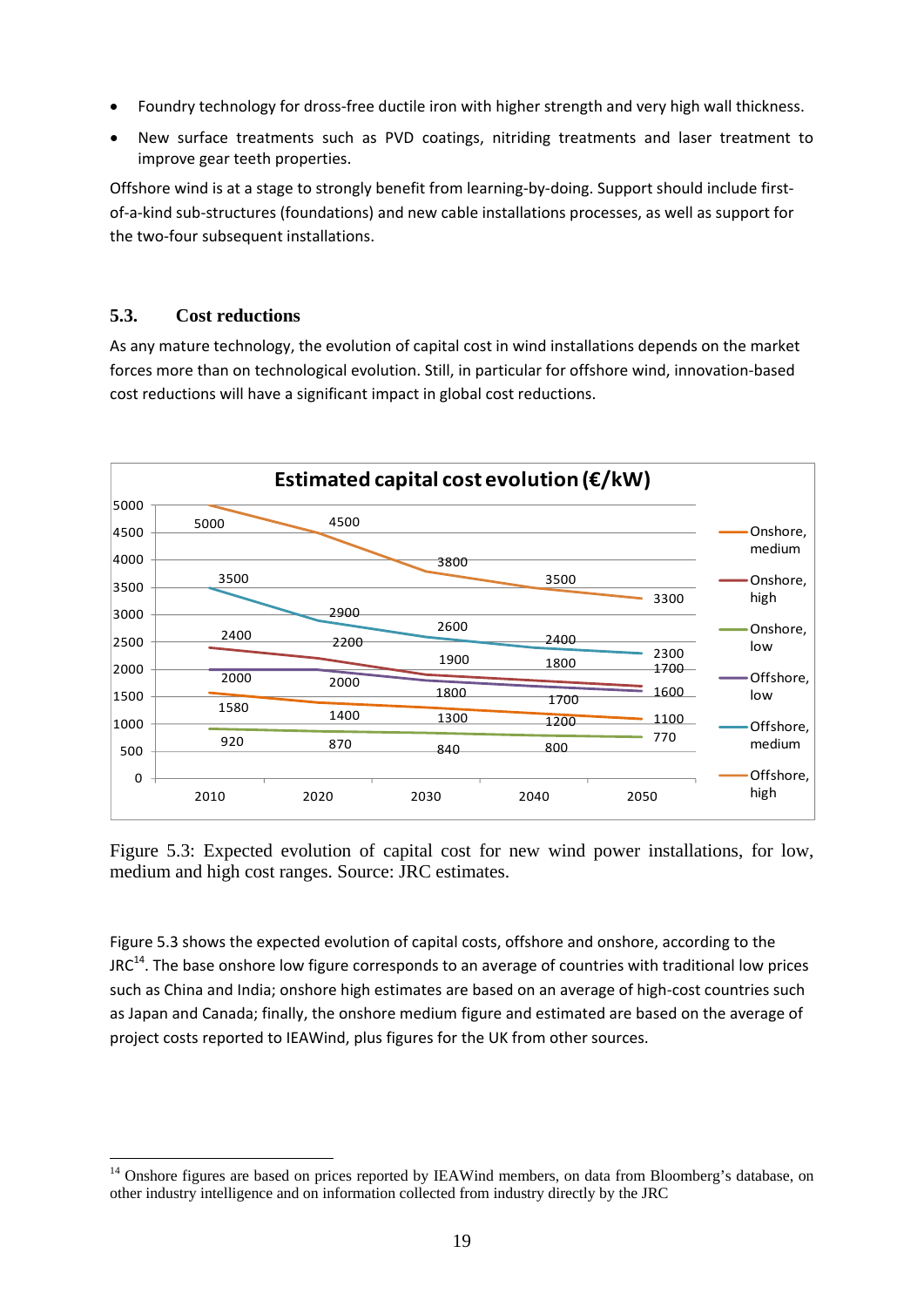- Foundry technology for dross-free ductile iron with higher strength and very high wall thickness.
- New surface treatments such as PVD coatings, nitriding treatments and laser treatment to improve gear teeth properties.

Offshore wind is at a stage to strongly benefit from learning-by-doing. Support should include first-of-a-kind sub-structures (foundations) and new cable installations processes, as well as support for the two-four subsequent installations.

### 5.3. Cost reductions

As any mature technology, the evolution of capital cost in wind installations depends on the market forces more than on technological evolution. Still, in particular for offshore wind, innovation-based cost reductions will have a significant impact in global cost reductions.

**Estimated capital cost evolution (€/kW)**

| | 2010 | 2020 | 2030 | 2040 | 2050 |
|---|---|---|---|---|---|
| Offshore, high | 5000 | 4500 | 3800 | 3500 | 3300 |
| Offshore, medium | 3500 | 2900 | 2600 | 2400 | 2300 |
| Onshore, high | 2400 | 2200 | 1900 | 1800 | 1700 |
| Offshore, low | 2000 | 2000 | 1800 | 1700 | 1600 |
| Onshore, medium | 1580 | 1400 | 1300 | 1200 | 1100 |
| Onshore, low | 920 | 870 | 840 | 800 | 770 |

Figure 5.3: Expected evolution of capital cost for new wind power installations, for low, medium and high cost ranges. Source: JRC estimates.

Figure 5.3 shows the expected evolution of capital costs, offshore and onshore, according to the JRC[14]. The base onshore low figure corresponds to an average of countries with traditional low prices such as China and India; onshore high estimates are based on an average of high-cost countries such as Japan and Canada; finally, the onshore medium figure and estimated are based on the average of project costs reported to IEAWind, plus figures for the UK from other sources.

[14] Onshore figures are based on prices reported by IEAWind members, on data from Bloomberg's database, on other industry intelligence and on information collected from industry directly by the JRC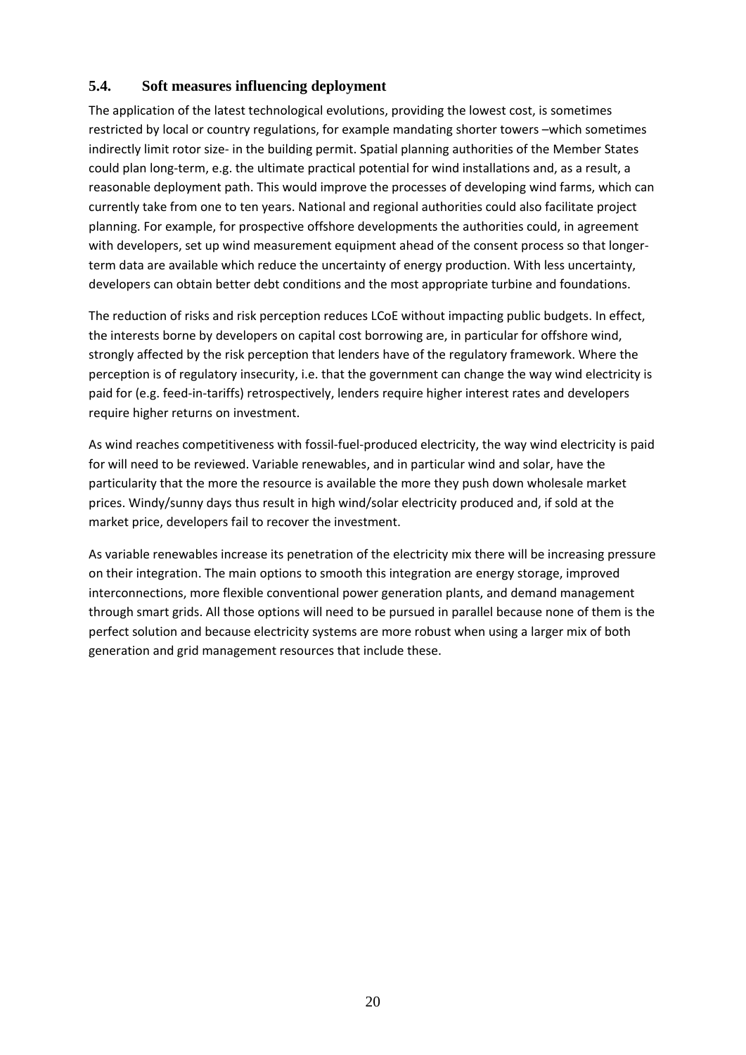### 5.4. Soft measures influencing deployment

The application of the latest technological evolutions, providing the lowest cost, is sometimes restricted by local or country regulations, for example mandating shorter towers –which sometimes indirectly limit rotor size- in the building permit. Spatial planning authorities of the Member States could plan long-term, e.g. the ultimate practical potential for wind installations and, as a result, a reasonable deployment path. This would improve the processes of developing wind farms, which can currently take from one to ten years. National and regional authorities could also facilitate project planning. For example, for prospective offshore developments the authorities could, in agreement with developers, set up wind measurement equipment ahead of the consent process so that longer-term data are available which reduce the uncertainty of energy production. With less uncertainty, developers can obtain better debt conditions and the most appropriate turbine and foundations.

The reduction of risks and risk perception reduces LCoE without impacting public budgets. In effect, the interests borne by developers on capital cost borrowing are, in particular for offshore wind, strongly affected by the risk perception that lenders have of the regulatory framework. Where the perception is of regulatory insecurity, i.e. that the government can change the way wind electricity is paid for (e.g. feed-in-tariffs) retrospectively, lenders require higher interest rates and developers require higher returns on investment.

As wind reaches competitiveness with fossil-fuel-produced electricity, the way wind electricity is paid for will need to be reviewed. Variable renewables, and in particular wind and solar, have the particularity that the more the resource is available the more they push down wholesale market prices. Windy/sunny days thus result in high wind/solar electricity produced and, if sold at the market price, developers fail to recover the investment.

As variable renewables increase its penetration of the electricity mix there will be increasing pressure on their integration. The main options to smooth this integration are energy storage, improved interconnections, more flexible conventional power generation plants, and demand management through smart grids. All those options will need to be pursued in parallel because none of them is the perfect solution and because electricity systems are more robust when using a larger mix of both generation and grid management resources that include these.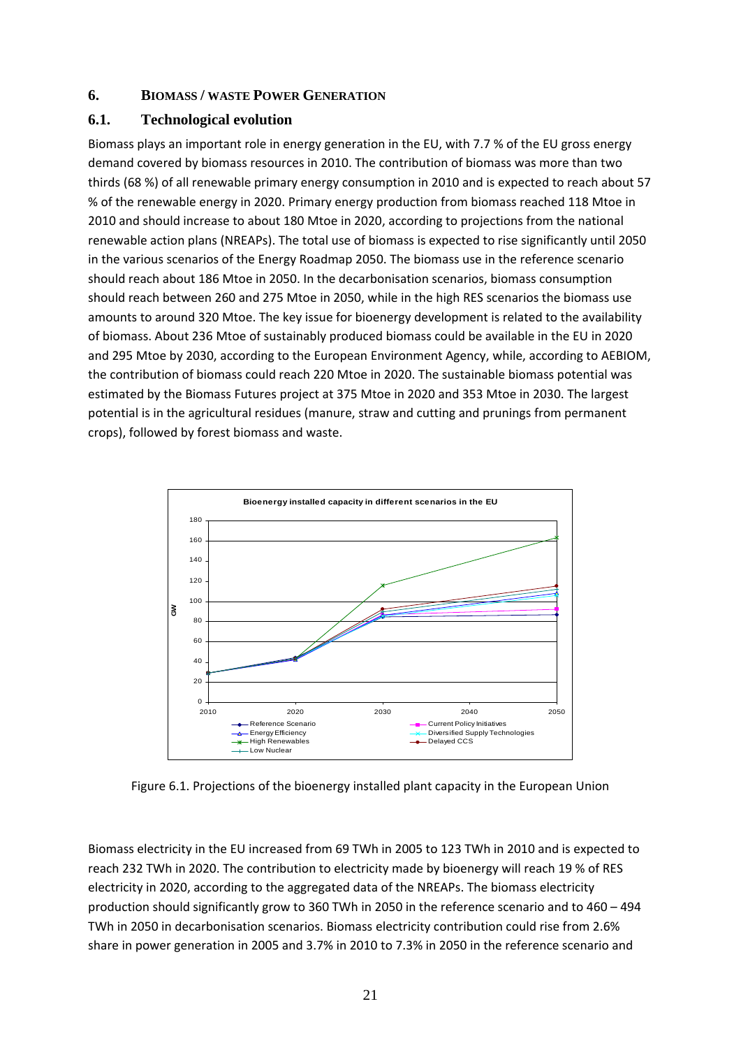## 6. BIOMASS / WASTE POWER GENERATION

### 6.1. Technological evolution

Biomass plays an important role in energy generation in the EU, with 7.7 % of the EU gross energy demand covered by biomass resources in 2010. The contribution of biomass was more than two thirds (68 %) of all renewable primary energy consumption in 2010 and is expected to reach about 57 % of the renewable energy in 2020. Primary energy production from biomass reached 118 Mtoe in 2010 and should increase to about 180 Mtoe in 2020, according to projections from the national renewable action plans (NREAPs). The total use of biomass is expected to rise significantly until 2050 in the various scenarios of the Energy Roadmap 2050. The biomass use in the reference scenario should reach about 186 Mtoe in 2050. In the decarbonisation scenarios, biomass consumption should reach between 260 and 275 Mtoe in 2050, while in the high RES scenarios the biomass use amounts to around 320 Mtoe. The key issue for bioenergy development is related to the availability of biomass. About 236 Mtoe of sustainably produced biomass could be available in the EU in 2020 and 295 Mtoe by 2030, according to the European Environment Agency, while, according to AEBIOM, the contribution of biomass could reach 220 Mtoe in 2020. The sustainable biomass potential was estimated by the Biomass Futures project at 375 Mtoe in 2020 and 353 Mtoe in 2030. The largest potential is in the agricultural residues (manure, straw and cutting and prunings from permanent crops), followed by forest biomass and waste.

Figure 6.1. Projections of the bioenergy installed plant capacity in the European Union

Biomass electricity in the EU increased from 69 TWh in 2005 to 123 TWh in 2010 and is expected to reach 232 TWh in 2020. The contribution to electricity made by bioenergy will reach 19 % of RES electricity in 2020, according to the aggregated data of the NREAPs. The biomass electricity production should significantly grow to 360 TWh in 2050 in the reference scenario and to 460 – 494 TWh in 2050 in decarbonisation scenarios. Biomass electricity contribution could rise from 2.6% share in power generation in 2005 and 3.7% in 2010 to 7.3% in 2050 in the reference scenario and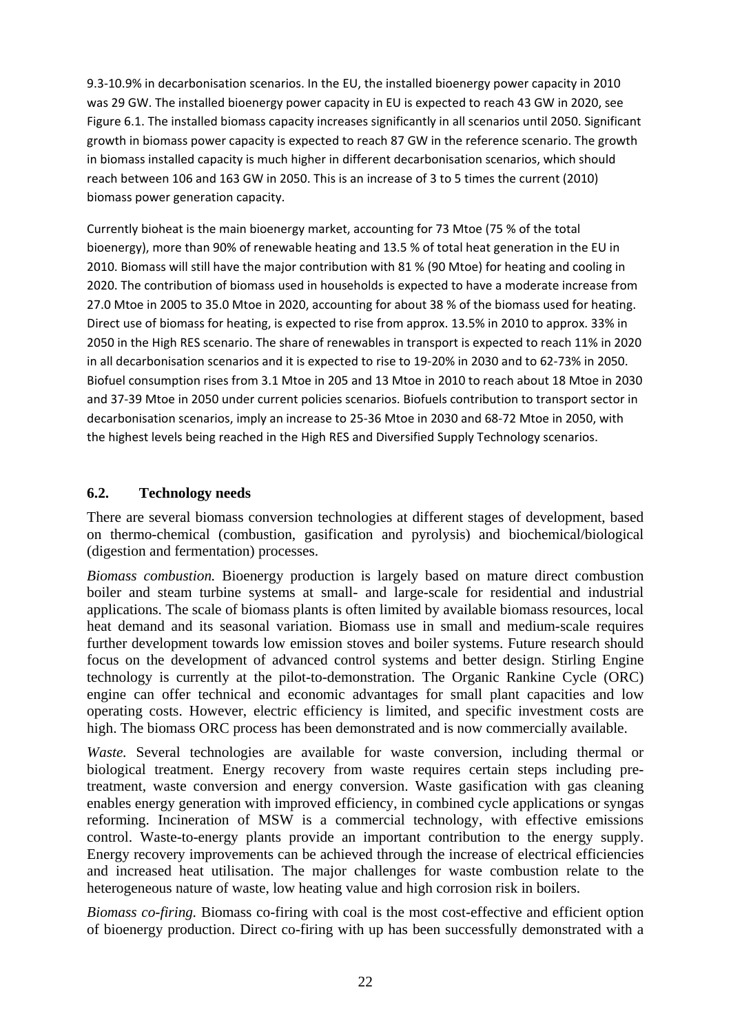9.3-10.9% in decarbonisation scenarios. In the EU, the installed bioenergy power capacity in 2010 was 29 GW. The installed bioenergy power capacity in EU is expected to reach 43 GW in 2020, see Figure 6.1. The installed biomass capacity increases significantly in all scenarios until 2050. Significant growth in biomass power capacity is expected to reach 87 GW in the reference scenario. The growth in biomass installed capacity is much higher in different decarbonisation scenarios, which should reach between 106 and 163 GW in 2050. This is an increase of 3 to 5 times the current (2010) biomass power generation capacity.

Currently bioheat is the main bioenergy market, accounting for 73 Mtoe (75 % of the total bioenergy), more than 90% of renewable heating and 13.5 % of total heat generation in the EU in 2010. Biomass will still have the major contribution with 81 % (90 Mtoe) for heating and cooling in 2020. The contribution of biomass used in households is expected to have a moderate increase from 27.0 Mtoe in 2005 to 35.0 Mtoe in 2020, accounting for about 38 % of the biomass used for heating. Direct use of biomass for heating, is expected to rise from approx. 13.5% in 2010 to approx. 33% in 2050 in the High RES scenario. The share of renewables in transport is expected to reach 11% in 2020 in all decarbonisation scenarios and it is expected to rise to 19-20% in 2030 and to 62-73% in 2050. Biofuel consumption rises from 3.1 Mtoe in 205 and 13 Mtoe in 2010 to reach about 18 Mtoe in 2030 and 37-39 Mtoe in 2050 under current policies scenarios. Biofuels contribution to transport sector in decarbonisation scenarios, imply an increase to 25-36 Mtoe in 2030 and 68-72 Mtoe in 2050, with the highest levels being reached in the High RES and Diversified Supply Technology scenarios.

## 6.2. Technology needs

There are several biomass conversion technologies at different stages of development, based on thermo-chemical (combustion, gasification and pyrolysis) and biochemical/biological (digestion and fermentation) processes.

*Biomass combustion.* Bioenergy production is largely based on mature direct combustion boiler and steam turbine systems at small- and large-scale for residential and industrial applications. The scale of biomass plants is often limited by available biomass resources, local heat demand and its seasonal variation. Biomass use in small and medium-scale requires further development towards low emission stoves and boiler systems. Future research should focus on the development of advanced control systems and better design. Stirling Engine technology is currently at the pilot-to-demonstration. The Organic Rankine Cycle (ORC) engine can offer technical and economic advantages for small plant capacities and low operating costs. However, electric efficiency is limited, and specific investment costs are high. The biomass ORC process has been demonstrated and is now commercially available.

*Waste.* Several technologies are available for waste conversion, including thermal or biological treatment. Energy recovery from waste requires certain steps including pre-treatment, waste conversion and energy conversion. Waste gasification with gas cleaning enables energy generation with improved efficiency, in combined cycle applications or syngas reforming. Incineration of MSW is a commercial technology, with effective emissions control. Waste-to-energy plants provide an important contribution to the energy supply. Energy recovery improvements can be achieved through the increase of electrical efficiencies and increased heat utilisation. The major challenges for waste combustion relate to the heterogeneous nature of waste, low heating value and high corrosion risk in boilers.

*Biomass co-firing.* Biomass co-firing with coal is the most cost-effective and efficient option of bioenergy production. Direct co-firing with up has been successfully demonstrated with a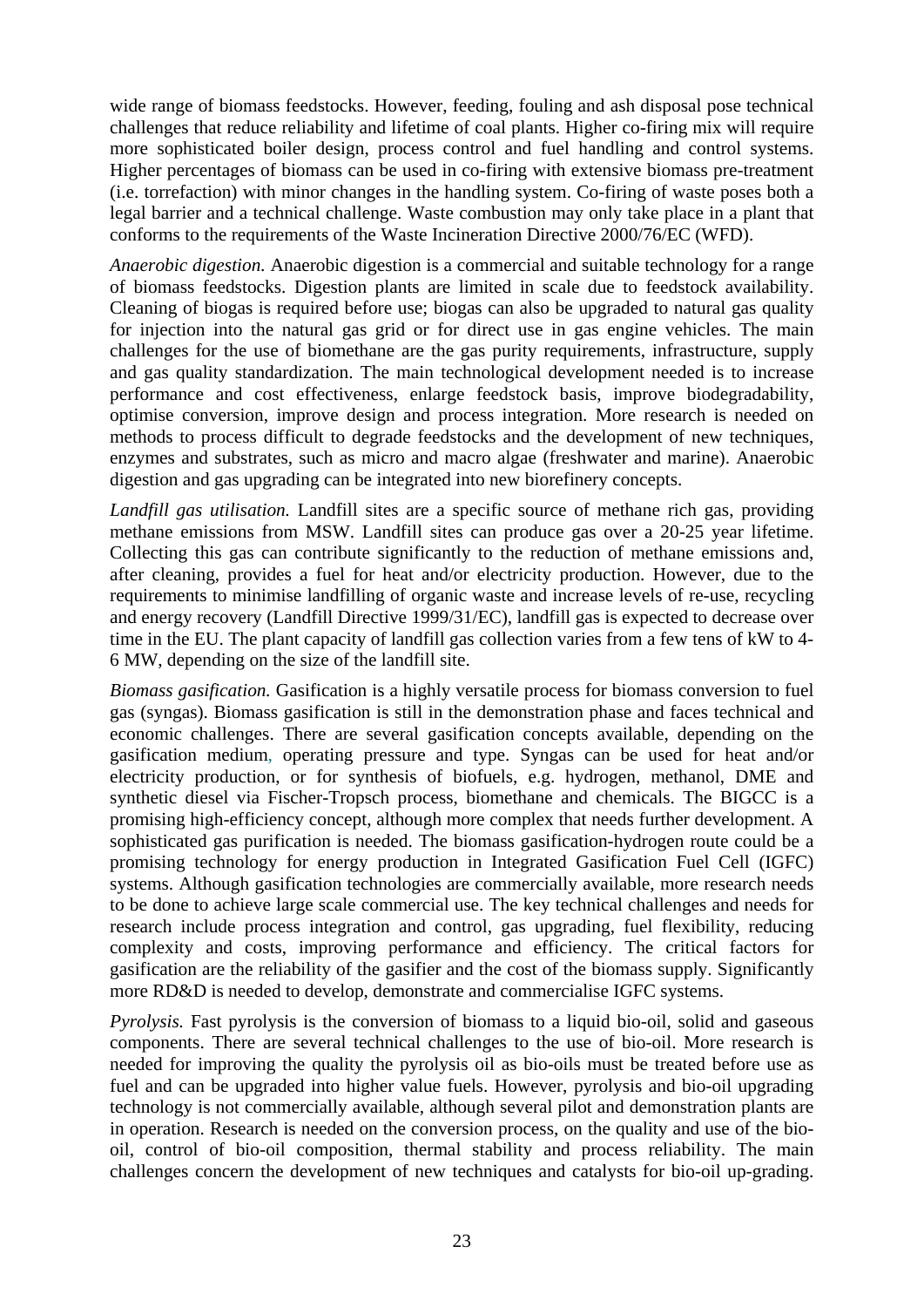wide range of biomass feedstocks. However, feeding, fouling and ash disposal pose technical challenges that reduce reliability and lifetime of coal plants. Higher co-firing mix will require more sophisticated boiler design, process control and fuel handling and control systems. Higher percentages of biomass can be used in co-firing with extensive biomass pre-treatment (i.e. torrefaction) with minor changes in the handling system. Co-firing of waste poses both a legal barrier and a technical challenge. Waste combustion may only take place in a plant that conforms to the requirements of the Waste Incineration Directive 2000/76/EC (WFD).

*Anaerobic digestion.* Anaerobic digestion is a commercial and suitable technology for a range of biomass feedstocks. Digestion plants are limited in scale due to feedstock availability. Cleaning of biogas is required before use; biogas can also be upgraded to natural gas quality for injection into the natural gas grid or for direct use in gas engine vehicles. The main challenges for the use of biomethane are the gas purity requirements, infrastructure, supply and gas quality standardization. The main technological development needed is to increase performance and cost effectiveness, enlarge feedstock basis, improve biodegradability, optimise conversion, improve design and process integration. More research is needed on methods to process difficult to degrade feedstocks and the development of new techniques, enzymes and substrates, such as micro and macro algae (freshwater and marine). Anaerobic digestion and gas upgrading can be integrated into new biorefinery concepts.

*Landfill gas utilisation.* Landfill sites are a specific source of methane rich gas, providing methane emissions from MSW. Landfill sites can produce gas over a 20-25 year lifetime. Collecting this gas can contribute significantly to the reduction of methane emissions and, after cleaning, provides a fuel for heat and/or electricity production. However, due to the requirements to minimise landfilling of organic waste and increase levels of re-use, recycling and energy recovery (Landfill Directive 1999/31/EC), landfill gas is expected to decrease over time in the EU. The plant capacity of landfill gas collection varies from a few tens of kW to 4-6 MW, depending on the size of the landfill site.

*Biomass gasification.* Gasification is a highly versatile process for biomass conversion to fuel gas (syngas). Biomass gasification is still in the demonstration phase and faces technical and economic challenges. There are several gasification concepts available, depending on the gasification medium, operating pressure and type. Syngas can be used for heat and/or electricity production, or for synthesis of biofuels, e.g. hydrogen, methanol, DME and synthetic diesel via Fischer-Tropsch process, biomethane and chemicals. The BIGCC is a promising high-efficiency concept, although more complex that needs further development. A sophisticated gas purification is needed. The biomass gasification-hydrogen route could be a promising technology for energy production in Integrated Gasification Fuel Cell (IGFC) systems. Although gasification technologies are commercially available, more research needs to be done to achieve large scale commercial use. The key technical challenges and needs for research include process integration and control, gas upgrading, fuel flexibility, reducing complexity and costs, improving performance and efficiency. The critical factors for gasification are the reliability of the gasifier and the cost of the biomass supply. Significantly more RD&D is needed to develop, demonstrate and commercialise IGFC systems.

*Pyrolysis.* Fast pyrolysis is the conversion of biomass to a liquid bio-oil, solid and gaseous components. There are several technical challenges to the use of bio-oil. More research is needed for improving the quality the pyrolysis oil as bio-oils must be treated before use as fuel and can be upgraded into higher value fuels. However, pyrolysis and bio-oil upgrading technology is not commercially available, although several pilot and demonstration plants are in operation. Research is needed on the conversion process, on the quality and use of the bio-oil, control of bio-oil composition, thermal stability and process reliability. The main challenges concern the development of new techniques and catalysts for bio-oil up-grading.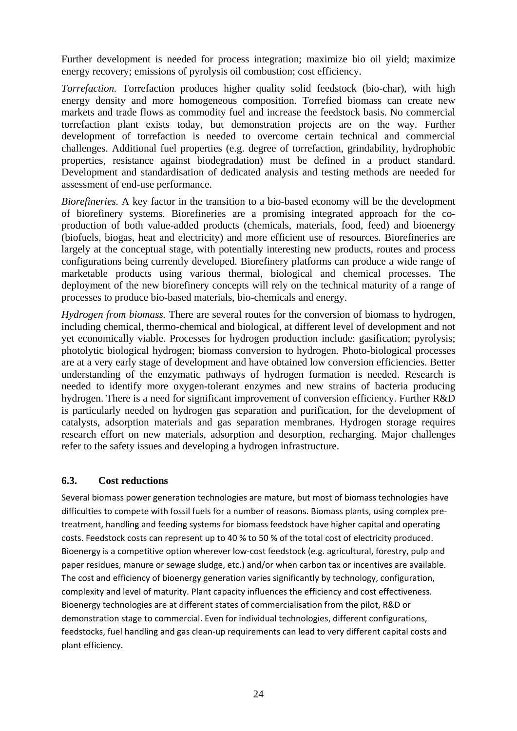Further development is needed for process integration; maximize bio oil yield; maximize energy recovery; emissions of pyrolysis oil combustion; cost efficiency.

*Torrefaction.* Torrefaction produces higher quality solid feedstock (bio-char), with high energy density and more homogeneous composition. Torrefied biomass can create new markets and trade flows as commodity fuel and increase the feedstock basis. No commercial torrefaction plant exists today, but demonstration projects are on the way. Further development of torrefaction is needed to overcome certain technical and commercial challenges. Additional fuel properties (e.g. degree of torrefaction, grindability, hydrophobic properties, resistance against biodegradation) must be defined in a product standard. Development and standardisation of dedicated analysis and testing methods are needed for assessment of end-use performance.

*Biorefineries.* A key factor in the transition to a bio-based economy will be the development of biorefinery systems. Biorefineries are a promising integrated approach for the co-production of both value-added products (chemicals, materials, food, feed) and bioenergy (biofuels, biogas, heat and electricity) and more efficient use of resources. Biorefineries are largely at the conceptual stage, with potentially interesting new products, routes and process configurations being currently developed. Biorefinery platforms can produce a wide range of marketable products using various thermal, biological and chemical processes. The deployment of the new biorefinery concepts will rely on the technical maturity of a range of processes to produce bio-based materials, bio-chemicals and energy.

*Hydrogen from biomass.* There are several routes for the conversion of biomass to hydrogen, including chemical, thermo-chemical and biological, at different level of development and not yet economically viable. Processes for hydrogen production include: gasification; pyrolysis; photolytic biological hydrogen; biomass conversion to hydrogen. Photo-biological processes are at a very early stage of development and have obtained low conversion efficiencies. Better understanding of the enzymatic pathways of hydrogen formation is needed. Research is needed to identify more oxygen-tolerant enzymes and new strains of bacteria producing hydrogen. There is a need for significant improvement of conversion efficiency. Further R&D is particularly needed on hydrogen gas separation and purification, for the development of catalysts, adsorption materials and gas separation membranes. Hydrogen storage requires research effort on new materials, adsorption and desorption, recharging. Major challenges refer to the safety issues and developing a hydrogen infrastructure.

### 6.3. Cost reductions

Several biomass power generation technologies are mature, but most of biomass technologies have difficulties to compete with fossil fuels for a number of reasons. Biomass plants, using complex pre-treatment, handling and feeding systems for biomass feedstock have higher capital and operating costs. Feedstock costs can represent up to 40 % to 50 % of the total cost of electricity produced. Bioenergy is a competitive option wherever low-cost feedstock (e.g. agricultural, forestry, pulp and paper residues, manure or sewage sludge, etc.) and/or when carbon tax or incentives are available. The cost and efficiency of bioenergy generation varies significantly by technology, configuration, complexity and level of maturity. Plant capacity influences the efficiency and cost effectiveness. Bioenergy technologies are at different states of commercialisation from the pilot, R&D or demonstration stage to commercial. Even for individual technologies, different configurations, feedstocks, fuel handling and gas clean-up requirements can lead to very different capital costs and plant efficiency.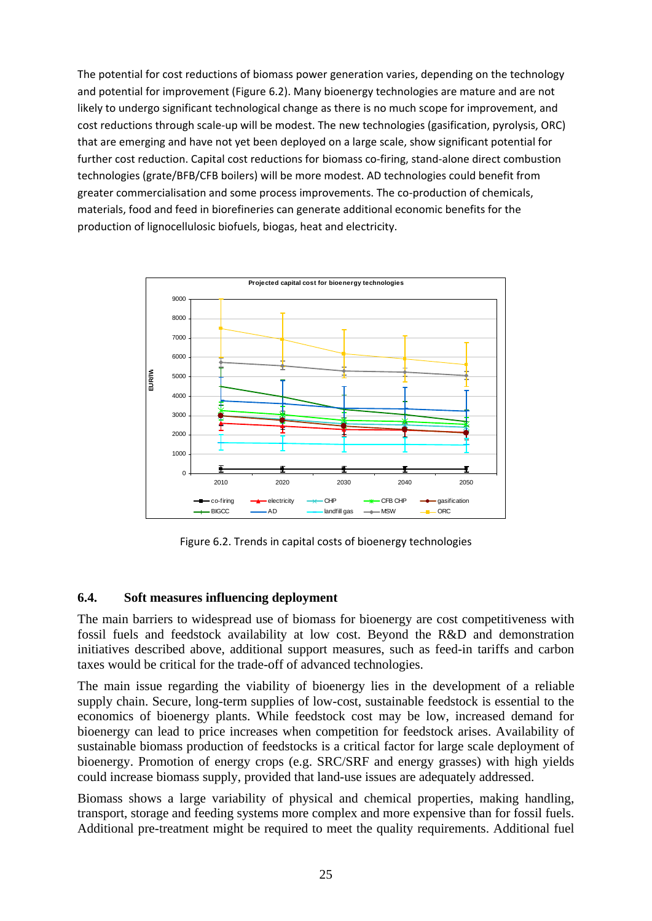The potential for cost reductions of biomass power generation varies, depending on the technology and potential for improvement (Figure 6.2). Many bioenergy technologies are mature and are not likely to undergo significant technological change as there is no much scope for improvement, and cost reductions through scale-up will be modest. The new technologies (gasification, pyrolysis, ORC) that are emerging and have not yet been deployed on a large scale, show significant potential for further cost reduction. Capital cost reductions for biomass co-firing, stand-alone direct combustion technologies (grate/BFB/CFB boilers) will be more modest. AD technologies could benefit from greater commercialisation and some process improvements. The co-production of chemicals, materials, food and feed in biorefineries can generate additional economic benefits for the production of lignocellulosic biofuels, biogas, heat and electricity.

Figure 6.2. Trends in capital costs of bioenergy technologies

## 6.4. Soft measures influencing deployment

The main barriers to widespread use of biomass for bioenergy are cost competitiveness with fossil fuels and feedstock availability at low cost. Beyond the R&D and demonstration initiatives described above, additional support measures, such as feed-in tariffs and carbon taxes would be critical for the trade-off of advanced technologies.

The main issue regarding the viability of bioenergy lies in the development of a reliable supply chain. Secure, long-term supplies of low-cost, sustainable feedstock is essential to the economics of bioenergy plants. While feedstock cost may be low, increased demand for bioenergy can lead to price increases when competition for feedstock arises. Availability of sustainable biomass production of feedstocks is a critical factor for large scale deployment of bioenergy. Promotion of energy crops (e.g. SRC/SRF and energy grasses) with high yields could increase biomass supply, provided that land-use issues are adequately addressed.

Biomass shows a large variability of physical and chemical properties, making handling, transport, storage and feeding systems more complex and more expensive than for fossil fuels. Additional pre-treatment might be required to meet the quality requirements. Additional fuel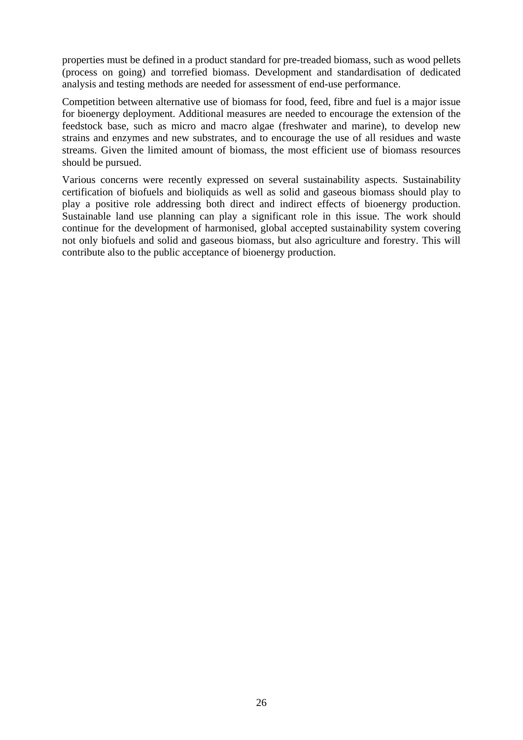properties must be defined in a product standard for pre-treaded biomass, such as wood pellets (process on going) and torrefied biomass. Development and standardisation of dedicated analysis and testing methods are needed for assessment of end-use performance.

Competition between alternative use of biomass for food, feed, fibre and fuel is a major issue for bioenergy deployment. Additional measures are needed to encourage the extension of the feedstock base, such as micro and macro algae (freshwater and marine), to develop new strains and enzymes and new substrates, and to encourage the use of all residues and waste streams. Given the limited amount of biomass, the most efficient use of biomass resources should be pursued.

Various concerns were recently expressed on several sustainability aspects. Sustainability certification of biofuels and bioliquids as well as solid and gaseous biomass should play to play a positive role addressing both direct and indirect effects of bioenergy production. Sustainable land use planning can play a significant role in this issue. The work should continue for the development of harmonised, global accepted sustainability system covering not only biofuels and solid and gaseous biomass, but also agriculture and forestry. This will contribute also to the public acceptance of bioenergy production.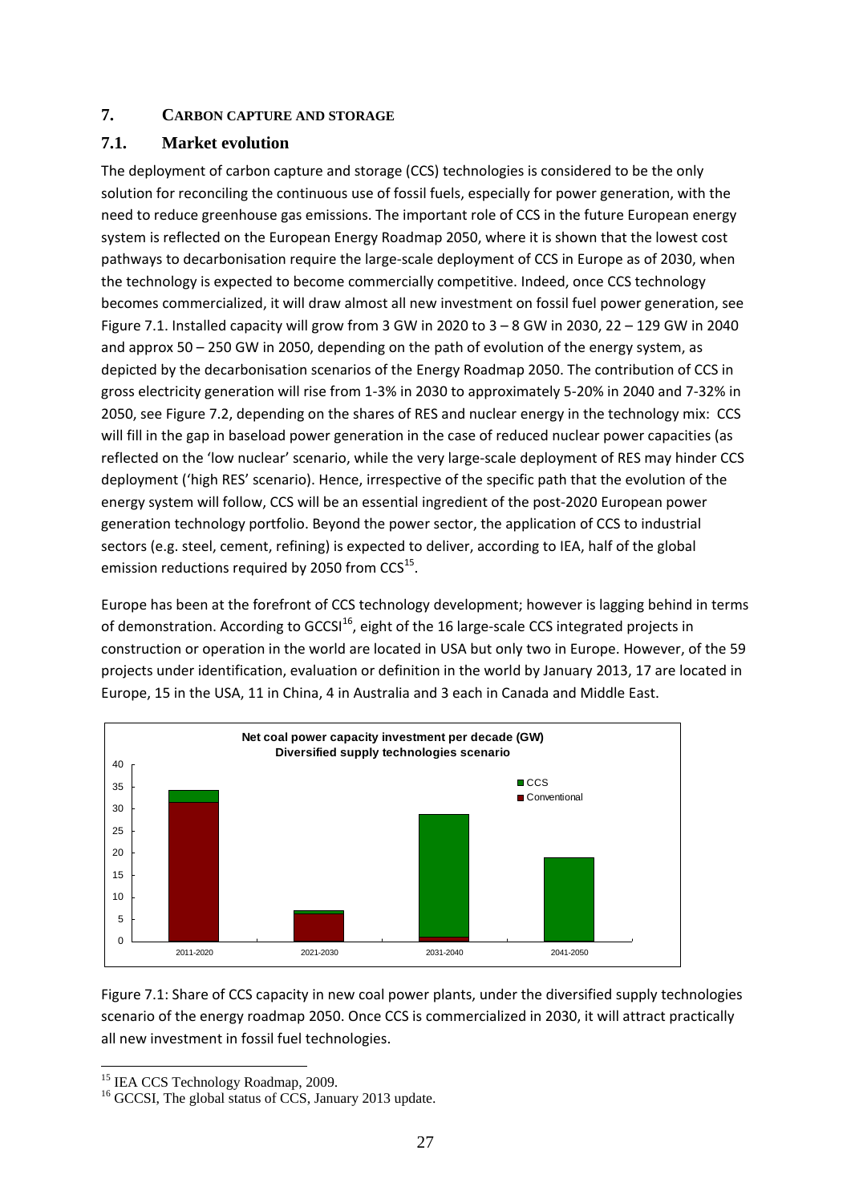## 7. CARBON CAPTURE AND STORAGE

### 7.1. Market evolution

The deployment of carbon capture and storage (CCS) technologies is considered to be the only solution for reconciling the continuous use of fossil fuels, especially for power generation, with the need to reduce greenhouse gas emissions. The important role of CCS in the future European energy system is reflected on the European Energy Roadmap 2050, where it is shown that the lowest cost pathways to decarbonisation require the large-scale deployment of CCS in Europe as of 2030, when the technology is expected to become commercially competitive. Indeed, once CCS technology becomes commercialized, it will draw almost all new investment on fossil fuel power generation, see Figure 7.1. Installed capacity will grow from 3 GW in 2020 to 3 – 8 GW in 2030, 22 – 129 GW in 2040 and approx 50 – 250 GW in 2050, depending on the path of evolution of the energy system, as depicted by the decarbonisation scenarios of the Energy Roadmap 2050. The contribution of CCS in gross electricity generation will rise from 1-3% in 2030 to approximately 5-20% in 2040 and 7-32% in 2050, see Figure 7.2, depending on the shares of RES and nuclear energy in the technology mix: CCS will fill in the gap in baseload power generation in the case of reduced nuclear power capacities (as reflected on the 'low nuclear' scenario, while the very large-scale deployment of RES may hinder CCS deployment ('high RES' scenario). Hence, irrespective of the specific path that the evolution of the energy system will follow, CCS will be an essential ingredient of the post-2020 European power generation technology portfolio. Beyond the power sector, the application of CCS to industrial sectors (e.g. steel, cement, refining) is expected to deliver, according to IEA, half of the global emission reductions required by 2050 from CCS[15].

Europe has been at the forefront of CCS technology development; however is lagging behind in terms of demonstration. According to GCCSI[16], eight of the 16 large-scale CCS integrated projects in construction or operation in the world are located in USA but only two in Europe. However, of the 59 projects under identification, evaluation or definition in the world by January 2013, 17 are located in Europe, 15 in the USA, 11 in China, 4 in Australia and 3 each in Canada and Middle East.

Figure 7.1: Share of CCS capacity in new coal power plants, under the diversified supply technologies scenario of the energy roadmap 2050. Once CCS is commercialized in 2030, it will attract practically all new investment in fossil fuel technologies.

[15] IEA CCS Technology Roadmap, 2009.

[16] GCCSI, The global status of CCS, January 2013 update.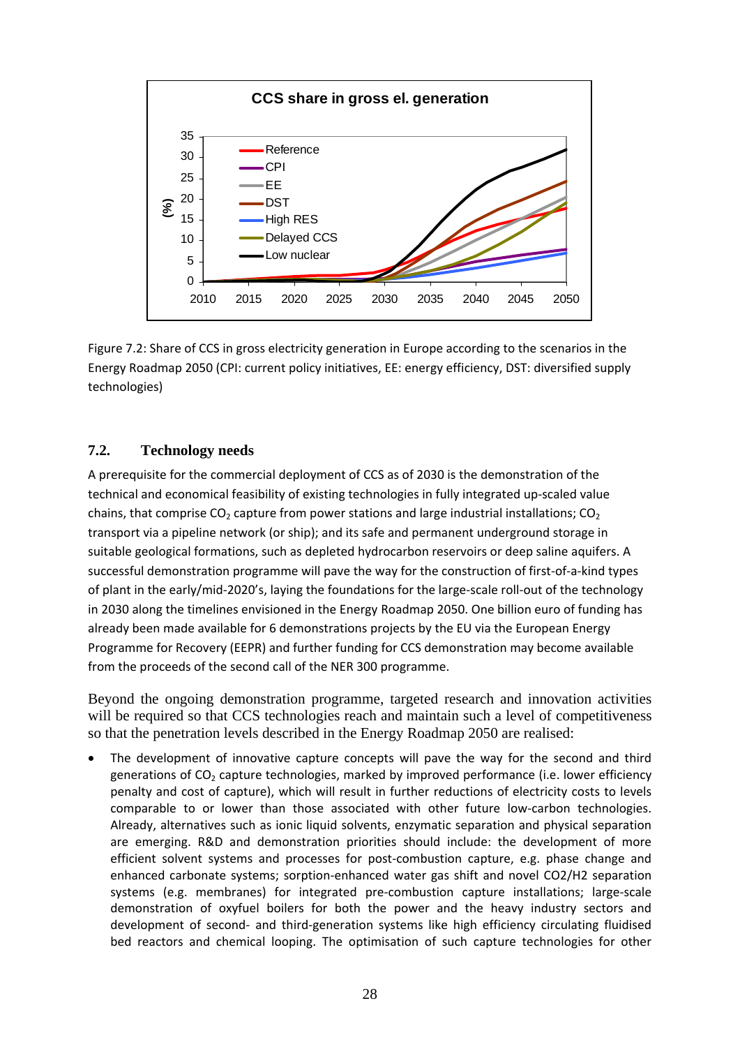Figure 7.2: Share of CCS in gross electricity generation in Europe according to the scenarios in the Energy Roadmap 2050 (CPI: current policy initiatives, EE: energy efficiency, DST: diversified supply technologies)

## 7.2. Technology needs

A prerequisite for the commercial deployment of CCS as of 2030 is the demonstration of the technical and economical feasibility of existing technologies in fully integrated up-scaled value chains, that comprise $CO_2$ capture from power stations and large industrial installations; $CO_2$ transport via a pipeline network (or ship); and its safe and permanent underground storage in suitable geological formations, such as depleted hydrocarbon reservoirs or deep saline aquifers. A successful demonstration programme will pave the way for the construction of first-of-a-kind types of plant in the early/mid-2020's, laying the foundations for the large-scale roll-out of the technology in 2030 along the timelines envisioned in the Energy Roadmap 2050. One billion euro of funding has already been made available for 6 demonstrations projects by the EU via the European Energy Programme for Recovery (EEPR) and further funding for CCS demonstration may become available from the proceeds of the second call of the NER 300 programme.

Beyond the ongoing demonstration programme, targeted research and innovation activities will be required so that CCS technologies reach and maintain such a level of competitiveness so that the penetration levels described in the Energy Roadmap 2050 are realised:

- The development of innovative capture concepts will pave the way for the second and third generations of $CO_2$ capture technologies, marked by improved performance (i.e. lower efficiency penalty and cost of capture), which will result in further reductions of electricity costs to levels comparable to or lower than those associated with other future low-carbon technologies. Already, alternatives such as ionic liquid solvents, enzymatic separation and physical separation are emerging. R&D and demonstration priorities should include: the development of more efficient solvent systems and processes for post-combustion capture, e.g. phase change and enhanced carbonate systems; sorption-enhanced water gas shift and novel $CO_2$/$H_2$ separation systems (e.g. membranes) for integrated pre-combustion capture installations; large-scale demonstration of oxyfuel boilers for both the power and the heavy industry sectors and development of second- and third-generation systems like high efficiency circulating fluidised bed reactors and chemical looping. The optimisation of such capture technologies for other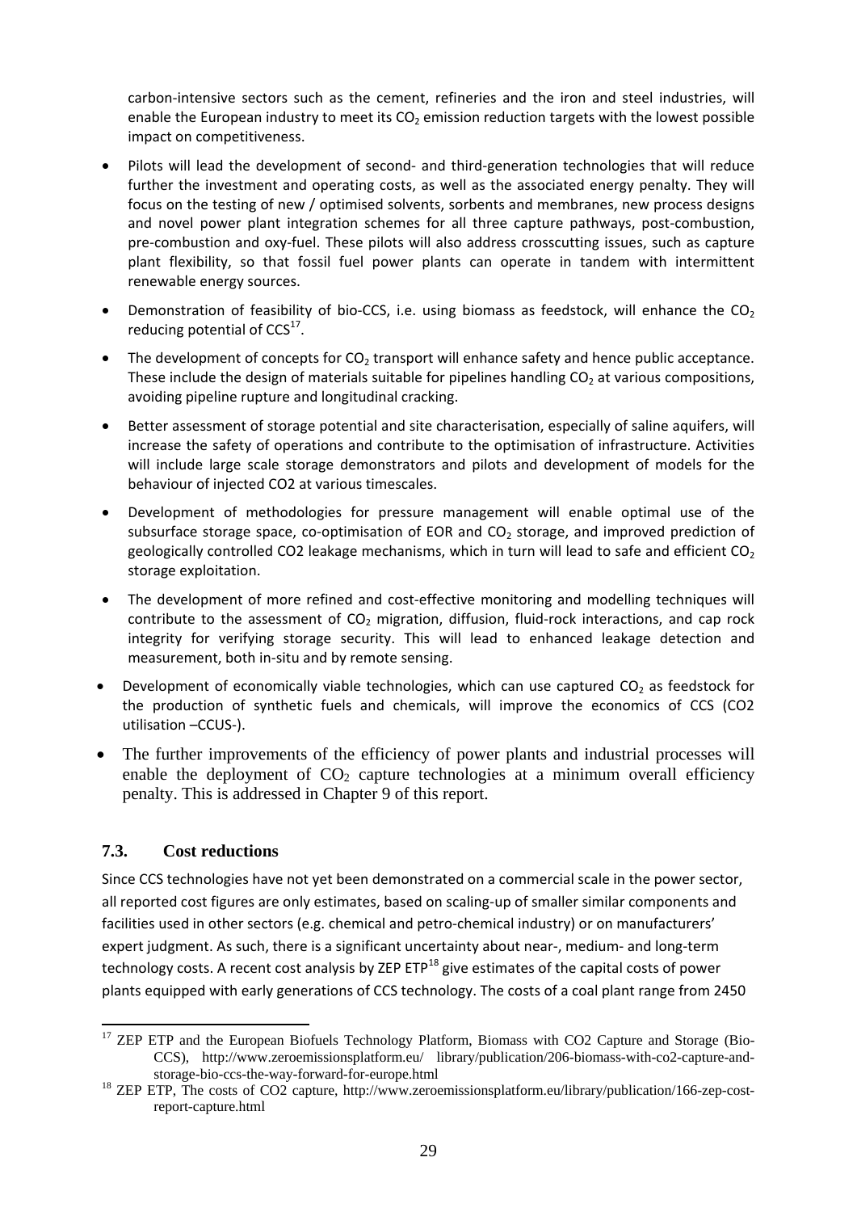carbon-intensive sectors such as the cement, refineries and the iron and steel industries, will enable the European industry to meet its $CO_2$ emission reduction targets with the lowest possible impact on competitiveness.

- Pilots will lead the development of second- and third-generation technologies that will reduce further the investment and operating costs, as well as the associated energy penalty. They will focus on the testing of new / optimised solvents, sorbents and membranes, new process designs and novel power plant integration schemes for all three capture pathways, post-combustion, pre-combustion and oxy-fuel. These pilots will also address crosscutting issues, such as capture plant flexibility, so that fossil fuel power plants can operate in tandem with intermittent renewable energy sources.
- Demonstration of feasibility of bio-CCS, i.e. using biomass as feedstock, will enhance the $CO_2$ reducing potential of CCS[17].
- The development of concepts for $CO_2$ transport will enhance safety and hence public acceptance. These include the design of materials suitable for pipelines handling $CO_2$ at various compositions, avoiding pipeline rupture and longitudinal cracking.
- Better assessment of storage potential and site characterisation, especially of saline aquifers, will increase the safety of operations and contribute to the optimisation of infrastructure. Activities will include large scale storage demonstrators and pilots and development of models for the behaviour of injected CO2 at various timescales.
- Development of methodologies for pressure management will enable optimal use of the subsurface storage space, co-optimisation of EOR and $CO_2$ storage, and improved prediction of geologically controlled CO2 leakage mechanisms, which in turn will lead to safe and efficient $CO_2$ storage exploitation.
- The development of more refined and cost-effective monitoring and modelling techniques will contribute to the assessment of $CO_2$ migration, diffusion, fluid-rock interactions, and cap rock integrity for verifying storage security. This will lead to enhanced leakage detection and measurement, both in-situ and by remote sensing.
- Development of economically viable technologies, which can use captured $CO_2$ as feedstock for the production of synthetic fuels and chemicals, will improve the economics of CCS (CO2 utilisation –CCUS-).
- The further improvements of the efficiency of power plants and industrial processes will enable the deployment of $CO_2$ capture technologies at a minimum overall efficiency penalty. This is addressed in Chapter 9 of this report.

### 7.3. Cost reductions

Since CCS technologies have not yet been demonstrated on a commercial scale in the power sector, all reported cost figures are only estimates, based on scaling-up of smaller similar components and facilities used in other sectors (e.g. chemical and petro-chemical industry) or on manufacturers' expert judgment. As such, there is a significant uncertainty about near-, medium- and long-term technology costs. A recent cost analysis by ZEP ETP[18] give estimates of the capital costs of power plants equipped with early generations of CCS technology. The costs of a coal plant range from 2450

---

[17] ZEP ETP and the European Biofuels Technology Platform, Biomass with CO2 Capture and Storage (Bio-CCS), http://www.zeroemissionsplatform.eu/ library/publication/206-biomass-with-co2-capture-and-storage-bio-ccs-the-way-forward-for-europe.html

[18] ZEP ETP, The costs of CO2 capture, http://www.zeroemissionsplatform.eu/library/publication/166-zep-cost-report-capture.html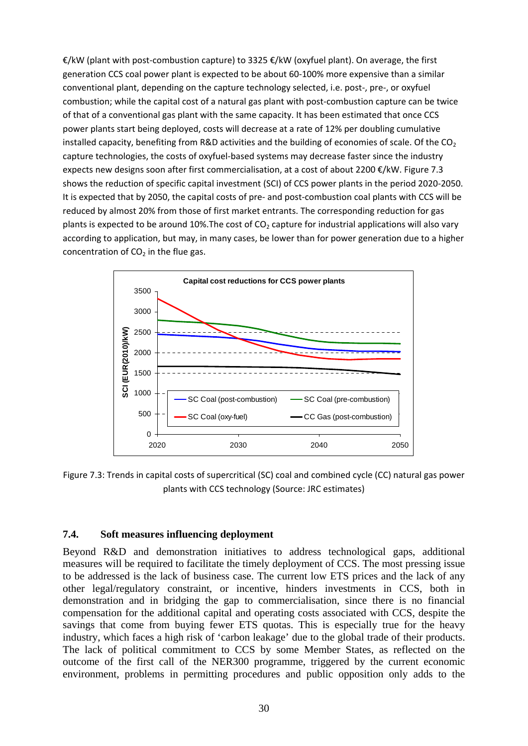€/kW (plant with post-combustion capture) to 3325 €/kW (oxyfuel plant). On average, the first generation CCS coal power plant is expected to be about 60-100% more expensive than a similar conventional plant, depending on the capture technology selected, i.e. post-, pre-, or oxyfuel combustion; while the capital cost of a natural gas plant with post-combustion capture can be twice of that of a conventional gas plant with the same capacity. It has been estimated that once CCS power plants start being deployed, costs will decrease at a rate of 12% per doubling cumulative installed capacity, benefiting from R&D activities and the building of economies of scale. Of the $CO_2$ capture technologies, the costs of oxyfuel-based systems may decrease faster since the industry expects new designs soon after first commercialisation, at a cost of about 2200 €/kW. Figure 7.3 shows the reduction of specific capital investment (SCI) of CCS power plants in the period 2020-2050. It is expected that by 2050, the capital costs of pre- and post-combustion coal plants with CCS will be reduced by almost 20% from those of first market entrants. The corresponding reduction for gas plants is expected to be around 10%.The cost of $CO_2$ capture for industrial applications will also vary according to application, but may, in many cases, be lower than for power generation due to a higher concentration of $CO_2$ in the flue gas.

Figure 7.3: Trends in capital costs of supercritical (SC) coal and combined cycle (CC) natural gas power plants with CCS technology (Source: JRC estimates)

## 7.4. Soft measures influencing deployment

Beyond R&D and demonstration initiatives to address technological gaps, additional measures will be required to facilitate the timely deployment of CCS. The most pressing issue to be addressed is the lack of business case. The current low ETS prices and the lack of any other legal/regulatory constraint, or incentive, hinders investments in CCS, both in demonstration and in bridging the gap to commercialisation, since there is no financial compensation for the additional capital and operating costs associated with CCS, despite the savings that come from buying fewer ETS quotas. This is especially true for the heavy industry, which faces a high risk of 'carbon leakage' due to the global trade of their products. The lack of political commitment to CCS by some Member States, as reflected on the outcome of the first call of the NER300 programme, triggered by the current economic environment, problems in permitting procedures and public opposition only adds to the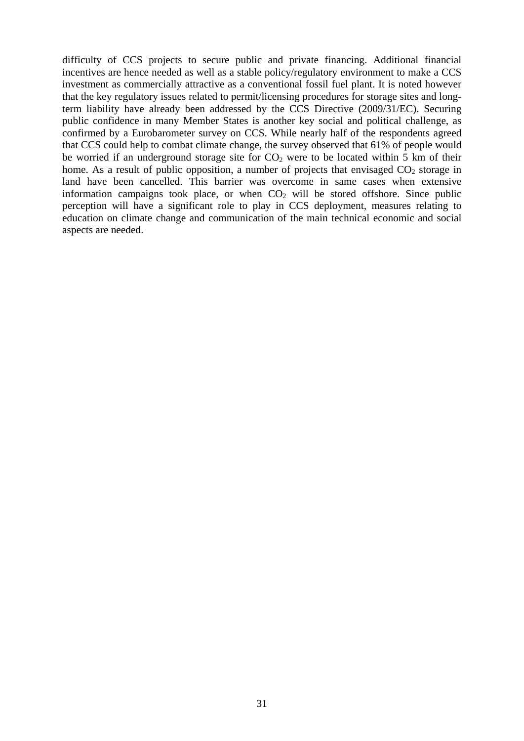difficulty of CCS projects to secure public and private financing. Additional financial incentives are hence needed as well as a stable policy/regulatory environment to make a CCS investment as commercially attractive as a conventional fossil fuel plant. It is noted however that the key regulatory issues related to permit/licensing procedures for storage sites and long-term liability have already been addressed by the CCS Directive (2009/31/EC). Securing public confidence in many Member States is another key social and political challenge, as confirmed by a Eurobarometer survey on CCS. While nearly half of the respondents agreed that CCS could help to combat climate change, the survey observed that 61% of people would be worried if an underground storage site for $CO_2$ were to be located within 5 km of their home. As a result of public opposition, a number of projects that envisaged $CO_2$ storage in land have been cancelled. This barrier was overcome in same cases when extensive information campaigns took place, or when $CO_2$ will be stored offshore. Since public perception will have a significant role to play in CCS deployment, measures relating to education on climate change and communication of the main technical economic and social aspects are needed.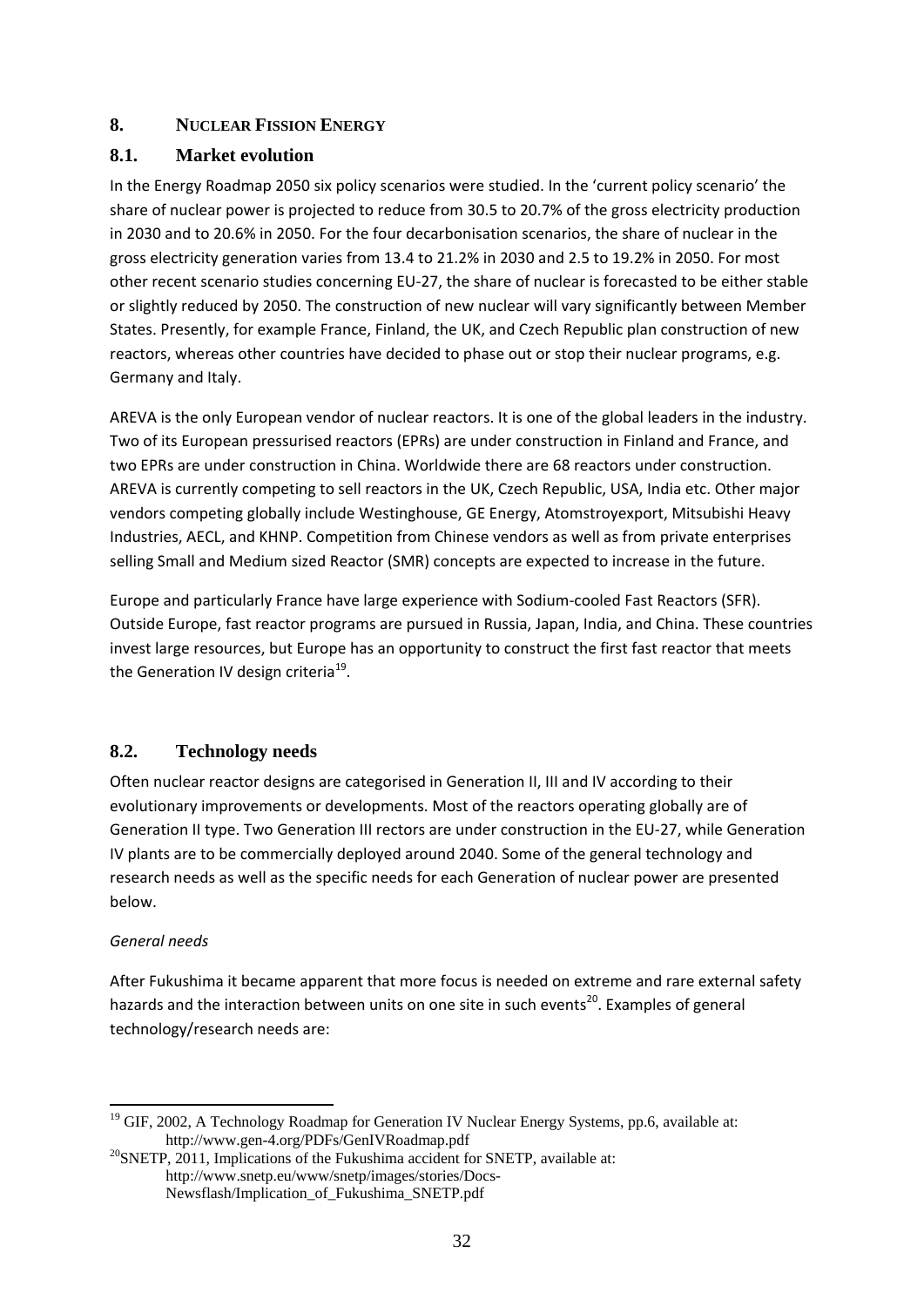## 8. NUCLEAR FISSION ENERGY

### 8.1. Market evolution

In the Energy Roadmap 2050 six policy scenarios were studied. In the 'current policy scenario' the share of nuclear power is projected to reduce from 30.5 to 20.7% of the gross electricity production in 2030 and to 20.6% in 2050. For the four decarbonisation scenarios, the share of nuclear in the gross electricity generation varies from 13.4 to 21.2% in 2030 and 2.5 to 19.2% in 2050. For most other recent scenario studies concerning EU-27, the share of nuclear is forecasted to be either stable or slightly reduced by 2050. The construction of new nuclear will vary significantly between Member States. Presently, for example France, Finland, the UK, and Czech Republic plan construction of new reactors, whereas other countries have decided to phase out or stop their nuclear programs, e.g. Germany and Italy.

AREVA is the only European vendor of nuclear reactors. It is one of the global leaders in the industry. Two of its European pressurised reactors (EPRs) are under construction in Finland and France, and two EPRs are under construction in China. Worldwide there are 68 reactors under construction. AREVA is currently competing to sell reactors in the UK, Czech Republic, USA, India etc. Other major vendors competing globally include Westinghouse, GE Energy, Atomstroyexport, Mitsubishi Heavy Industries, AECL, and KHNP. Competition from Chinese vendors as well as from private enterprises selling Small and Medium sized Reactor (SMR) concepts are expected to increase in the future.

Europe and particularly France have large experience with Sodium-cooled Fast Reactors (SFR). Outside Europe, fast reactor programs are pursued in Russia, Japan, India, and China. These countries invest large resources, but Europe has an opportunity to construct the first fast reactor that meets the Generation IV design criteria[19].

### 8.2. Technology needs

Often nuclear reactor designs are categorised in Generation II, III and IV according to their evolutionary improvements or developments. Most of the reactors operating globally are of Generation II type. Two Generation III rectors are under construction in the EU-27, while Generation IV plants are to be commercially deployed around 2040. Some of the general technology and research needs as well as the specific needs for each Generation of nuclear power are presented below.

*General needs*

After Fukushima it became apparent that more focus is needed on extreme and rare external safety hazards and the interaction between units on one site in such events[20]. Examples of general technology/research needs are:

---

[19] GIF, 2002, A Technology Roadmap for Generation IV Nuclear Energy Systems, pp.6, available at: http://www.gen-4.org/PDFs/GenIVRoadmap.pdf

[20] SNETP, 2011, Implications of the Fukushima accident for SNETP, available at: http://www.snetp.eu/www/snetp/images/stories/Docs-Newsflash/Implication_of_Fukushima_SNETP.pdf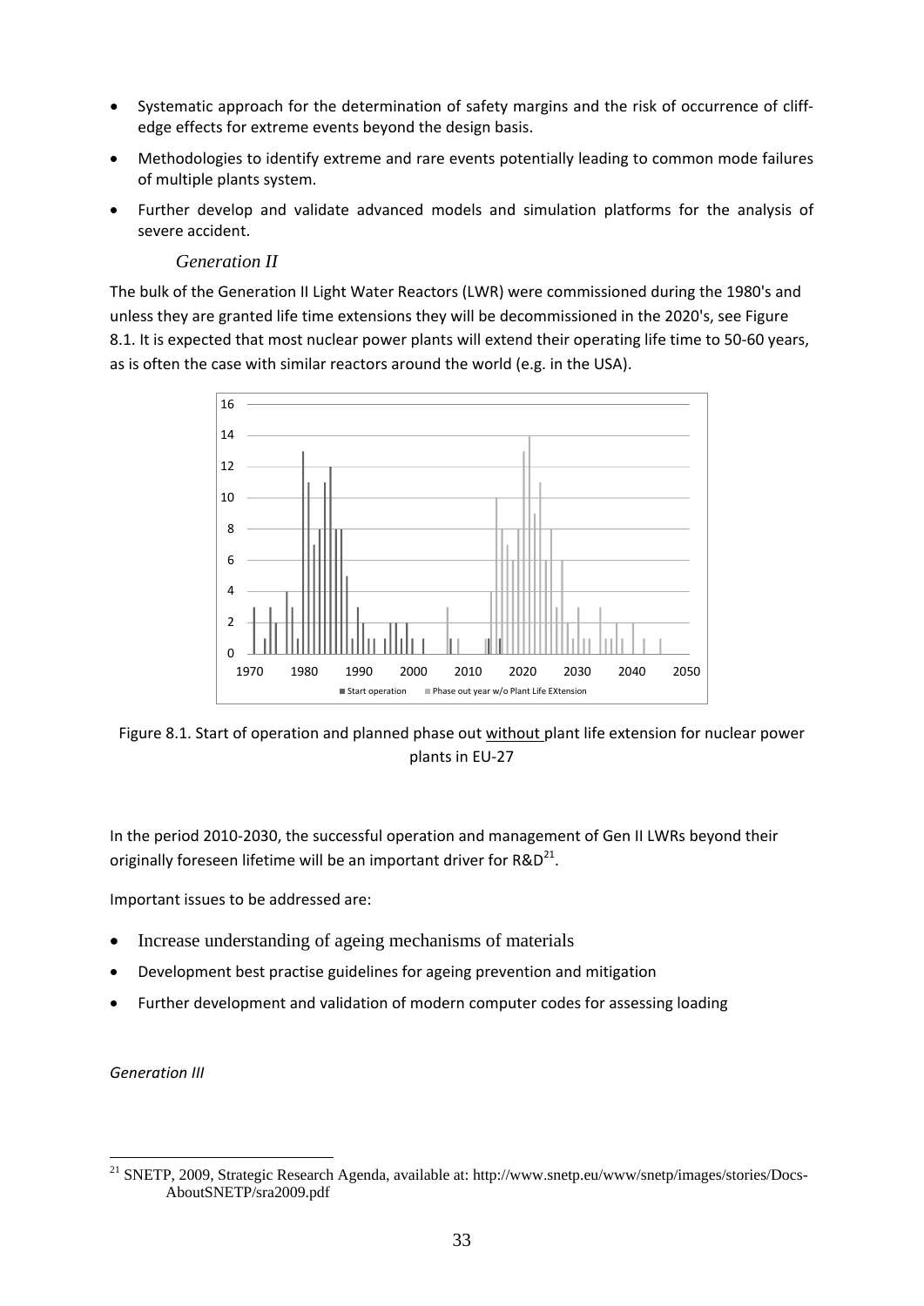- Systematic approach for the determination of safety margins and the risk of occurrence of cliff-edge effects for extreme events beyond the design basis.
- Methodologies to identify extreme and rare events potentially leading to common mode failures of multiple plants system.
- Further develop and validate advanced models and simulation platforms for the analysis of severe accident.

### *Generation II*

The bulk of the Generation II Light Water Reactors (LWR) were commissioned during the 1980's and unless they are granted life time extensions they will be decommissioned in the 2020's, see Figure 8.1. It is expected that most nuclear power plants will extend their operating life time to 50-60 years, as is often the case with similar reactors around the world (e.g. in the USA).

Figure 8.1. Start of operation and planned phase out without plant life extension for nuclear power plants in EU-27

In the period 2010-2030, the successful operation and management of Gen II LWRs beyond their originally foreseen lifetime will be an important driver for R&D[21].

Important issues to be addressed are:

- Increase understanding of ageing mechanisms of materials
- Development best practise guidelines for ageing prevention and mitigation
- Further development and validation of modern computer codes for assessing loading

### *Generation III*

[21] SNETP, 2009, Strategic Research Agenda, available at: http://www.snetp.eu/www/snetp/images/stories/Docs-AboutSNETP/sra2009.pdf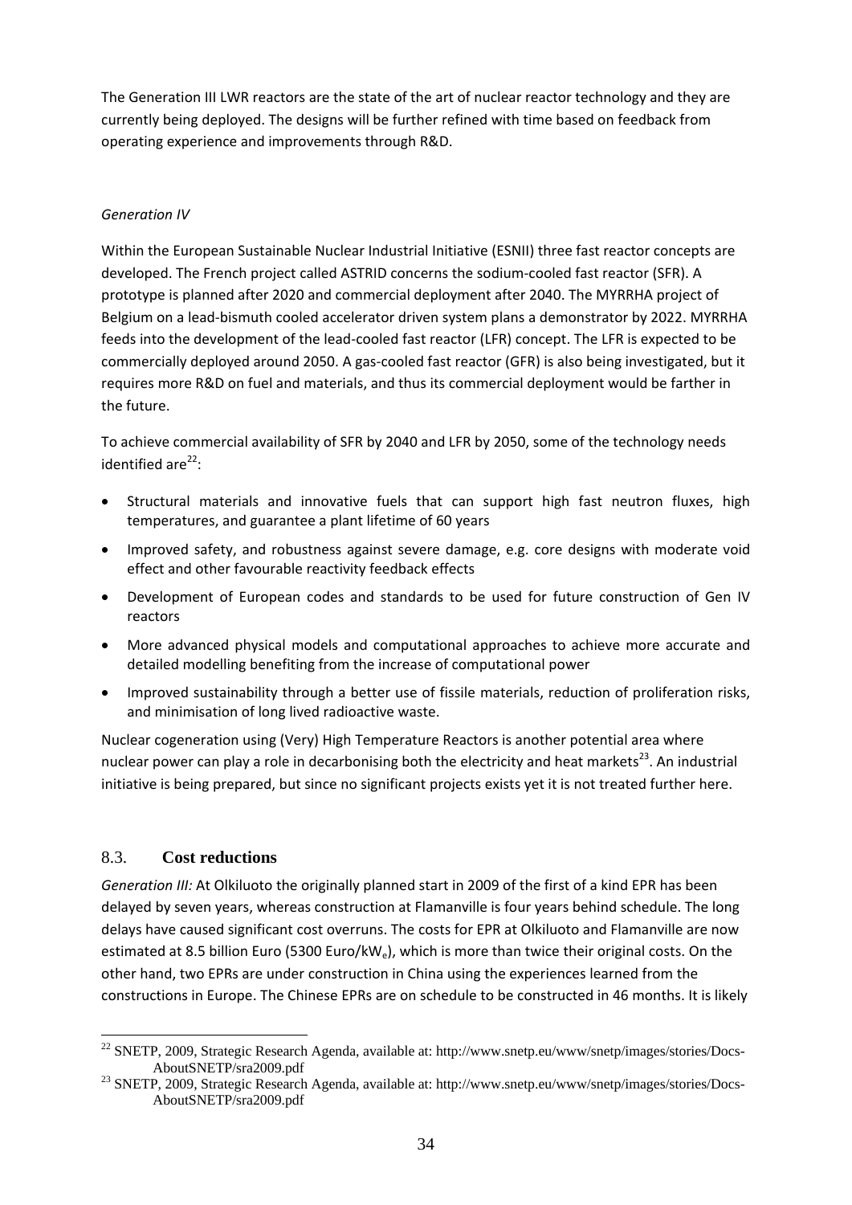The Generation III LWR reactors are the state of the art of nuclear reactor technology and they are currently being deployed. The designs will be further refined with time based on feedback from operating experience and improvements through R&D.

*Generation IV*

Within the European Sustainable Nuclear Industrial Initiative (ESNII) three fast reactor concepts are developed. The French project called ASTRID concerns the sodium-cooled fast reactor (SFR). A prototype is planned after 2020 and commercial deployment after 2040. The MYRRHA project of Belgium on a lead-bismuth cooled accelerator driven system plans a demonstrator by 2022. MYRRHA feeds into the development of the lead-cooled fast reactor (LFR) concept. The LFR is expected to be commercially deployed around 2050. A gas-cooled fast reactor (GFR) is also being investigated, but it requires more R&D on fuel and materials, and thus its commercial deployment would be farther in the future.

To achieve commercial availability of SFR by 2040 and LFR by 2050, some of the technology needs identified are[22]:

- Structural materials and innovative fuels that can support high fast neutron fluxes, high temperatures, and guarantee a plant lifetime of 60 years
- Improved safety, and robustness against severe damage, e.g. core designs with moderate void effect and other favourable reactivity feedback effects
- Development of European codes and standards to be used for future construction of Gen IV reactors
- More advanced physical models and computational approaches to achieve more accurate and detailed modelling benefiting from the increase of computational power
- Improved sustainability through a better use of fissile materials, reduction of proliferation risks, and minimisation of long lived radioactive waste.

Nuclear cogeneration using (Very) High Temperature Reactors is another potential area where nuclear power can play a role in decarbonising both the electricity and heat markets[23]. An industrial initiative is being prepared, but since no significant projects exists yet it is not treated further here.

## 8.3. Cost reductions

*Generation III:* At Olkiluoto the originally planned start in 2009 of the first of a kind EPR has been delayed by seven years, whereas construction at Flamanville is four years behind schedule. The long delays have caused significant cost overruns. The costs for EPR at Olkiluoto and Flamanville are now estimated at 8.5 billion Euro (5300 Euro/$kW_e$), which is more than twice their original costs. On the other hand, two EPRs are under construction in China using the experiences learned from the constructions in Europe. The Chinese EPRs are on schedule to be constructed in 46 months. It is likely

---

[22] SNETP, 2009, Strategic Research Agenda, available at: http://www.snetp.eu/www/snetp/images/stories/Docs-AboutSNETP/sra2009.pdf

[23] SNETP, 2009, Strategic Research Agenda, available at: http://www.snetp.eu/www/snetp/images/stories/Docs-AboutSNETP/sra2009.pdf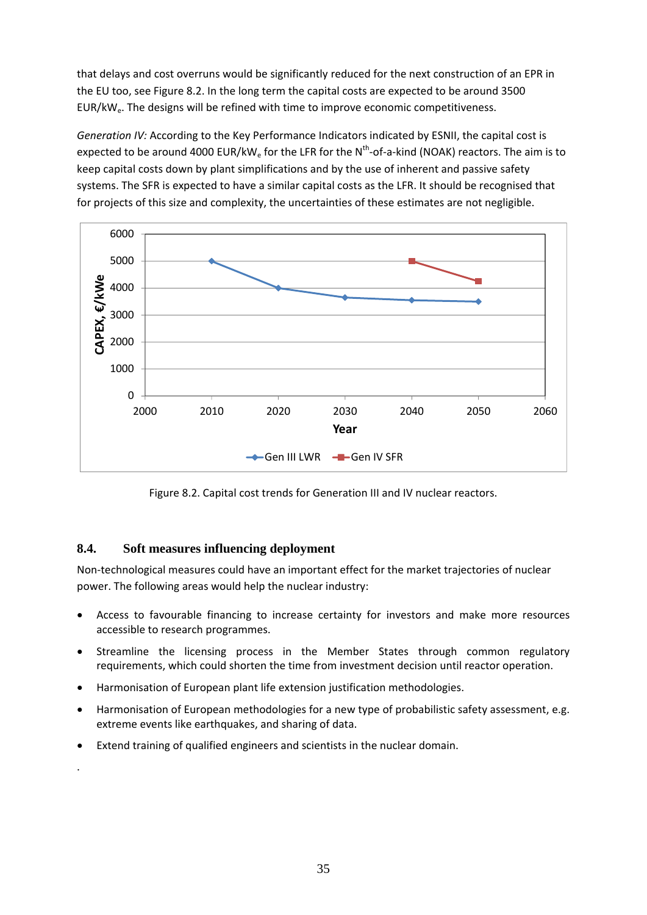that delays and cost overruns would be significantly reduced for the next construction of an EPR in the EU too, see Figure 8.2. In the long term the capital costs are expected to be around 3500 EUR/kW$_e$. The designs will be refined with time to improve economic competitiveness.

*Generation IV:* According to the Key Performance Indicators indicated by ESNII, the capital cost is expected to be around 4000 EUR/kW$_e$ for the LFR for the N$^{th}$-of-a-kind (NOAK) reactors. The aim is to keep capital costs down by plant simplifications and by the use of inherent and passive safety systems. The SFR is expected to have a similar capital costs as the LFR. It should be recognised that for projects of this size and complexity, the uncertainties of these estimates are not negligible.

Figure 8.2. Capital cost trends for Generation III and IV nuclear reactors.

## 8.4. Soft measures influencing deployment

Non-technological measures could have an important effect for the market trajectories of nuclear power. The following areas would help the nuclear industry:

- Access to favourable financing to increase certainty for investors and make more resources accessible to research programmes.
- Streamline the licensing process in the Member States through common regulatory requirements, which could shorten the time from investment decision until reactor operation.
- Harmonisation of European plant life extension justification methodologies.
- Harmonisation of European methodologies for a new type of probabilistic safety assessment, e.g. extreme events like earthquakes, and sharing of data.
- Extend training of qualified engineers and scientists in the nuclear domain.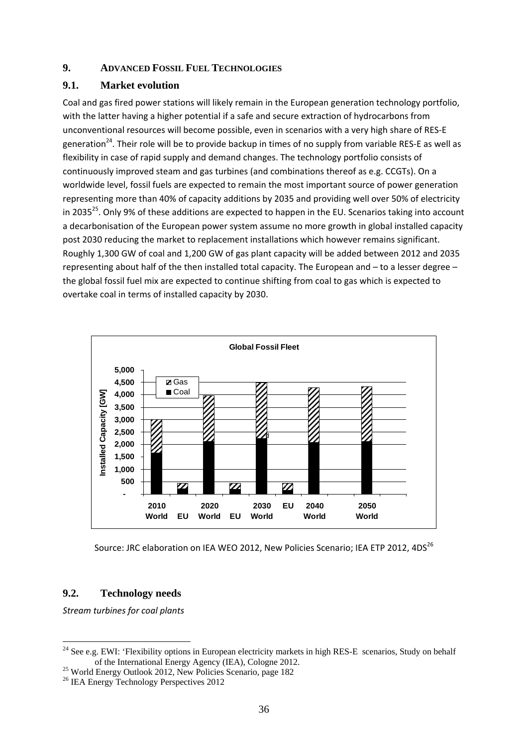## 9. ADVANCED FOSSIL FUEL TECHNOLOGIES

### 9.1. Market evolution

Coal and gas fired power stations will likely remain in the European generation technology portfolio, with the latter having a higher potential if a safe and secure extraction of hydrocarbons from unconventional resources will become possible, even in scenarios with a very high share of RES-E generation[24]. Their role will be to provide backup in times of no supply from variable RES-E as well as flexibility in case of rapid supply and demand changes. The technology portfolio consists of continuously improved steam and gas turbines (and combinations thereof as e.g. CCGTs). On a worldwide level, fossil fuels are expected to remain the most important source of power generation representing more than 40% of capacity additions by 2035 and providing well over 50% of electricity in 2035[25]. Only 9% of these additions are expected to happen in the EU. Scenarios taking into account a decarbonisation of the European power system assume no more growth in global installed capacity post 2030 reducing the market to replacement installations which however remains significant. Roughly 1,300 GW of coal and 1,200 GW of gas plant capacity will be added between 2012 and 2035 representing about half of the then installed total capacity. The European and – to a lesser degree – the global fossil fuel mix are expected to continue shifting from coal to gas which is expected to overtake coal in terms of installed capacity by 2030.

**Global Fossil Fleet**

Source: JRC elaboration on IEA WEO 2012, New Policies Scenario; IEA ETP 2012, 4DS[26]

### 9.2. Technology needs

*Stream turbines for coal plants*

---

[24] See e.g. EWI: 'Flexibility options in European electricity markets in high RES-E scenarios, Study on behalf of the International Energy Agency (IEA), Cologne 2012.

[25] World Energy Outlook 2012, New Policies Scenario, page 182

[26] IEA Energy Technology Perspectives 2012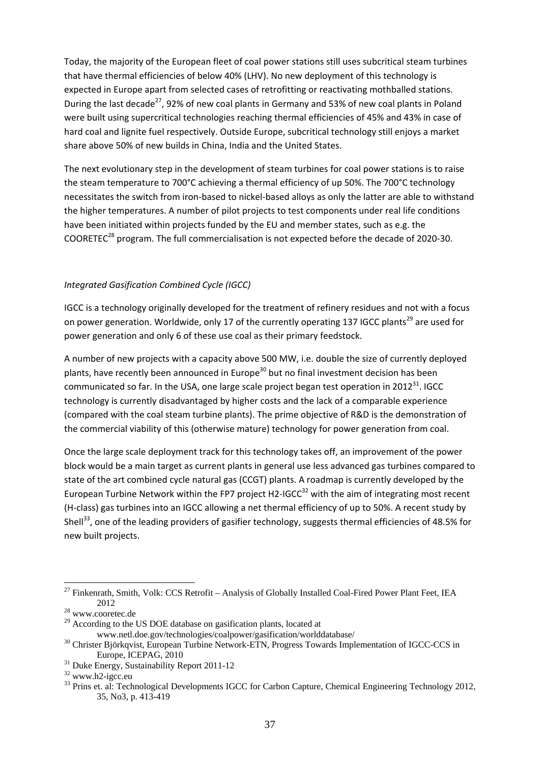Today, the majority of the European fleet of coal power stations still uses subcritical steam turbines that have thermal efficiencies of below 40% (LHV). No new deployment of this technology is expected in Europe apart from selected cases of retrofitting or reactivating mothballed stations. During the last decade[27], 92% of new coal plants in Germany and 53% of new coal plants in Poland were built using supercritical technologies reaching thermal efficiencies of 45% and 43% in case of hard coal and lignite fuel respectively. Outside Europe, subcritical technology still enjoys a market share above 50% of new builds in China, India and the United States.

The next evolutionary step in the development of steam turbines for coal power stations is to raise the steam temperature to 700°C achieving a thermal efficiency of up 50%. The 700°C technology necessitates the switch from iron-based to nickel-based alloys as only the latter are able to withstand the higher temperatures. A number of pilot projects to test components under real life conditions have been initiated within projects funded by the EU and member states, such as e.g. the COORETEC[28] program. The full commercialisation is not expected before the decade of 2020-30.

*Integrated Gasification Combined Cycle (IGCC)*

IGCC is a technology originally developed for the treatment of refinery residues and not with a focus on power generation. Worldwide, only 17 of the currently operating 137 IGCC plants[29] are used for power generation and only 6 of these use coal as their primary feedstock.

A number of new projects with a capacity above 500 MW, i.e. double the size of currently deployed plants, have recently been announced in Europe[30] but no final investment decision has been communicated so far. In the USA, one large scale project began test operation in 2012[31]. IGCC technology is currently disadvantaged by higher costs and the lack of a comparable experience (compared with the coal steam turbine plants). The prime objective of R&D is the demonstration of the commercial viability of this (otherwise mature) technology for power generation from coal.

Once the large scale deployment track for this technology takes off, an improvement of the power block would be a main target as current plants in general use less advanced gas turbines compared to state of the art combined cycle natural gas (CCGT) plants. A roadmap is currently developed by the European Turbine Network within the FP7 project H2-IGCC[32] with the aim of integrating most recent (H-class) gas turbines into an IGCC allowing a net thermal efficiency of up to 50%. A recent study by Shell[33], one of the leading providers of gasifier technology, suggests thermal efficiencies of 48.5% for new built projects.

---

[27] Finkenrath, Smith, Volk: CCS Retrofit – Analysis of Globally Installed Coal-Fired Power Plant Feet, IEA 2012

[28] www.cooretec.de

[29] According to the US DOE database on gasification plants, located at www.netl.doe.gov/technologies/coalpower/gasification/worlddatabase/

[30] Christer Björkqvist, European Turbine Network-ETN, Progress Towards Implementation of IGCC-CCS in Europe, ICEPAG, 2010

[31] Duke Energy, Sustainability Report 2011-12

[32] www.h2-igcc.eu

[33] Prins et. al: Technological Developments IGCC for Carbon Capture, Chemical Engineering Technology 2012, 35, No3, p. 413-419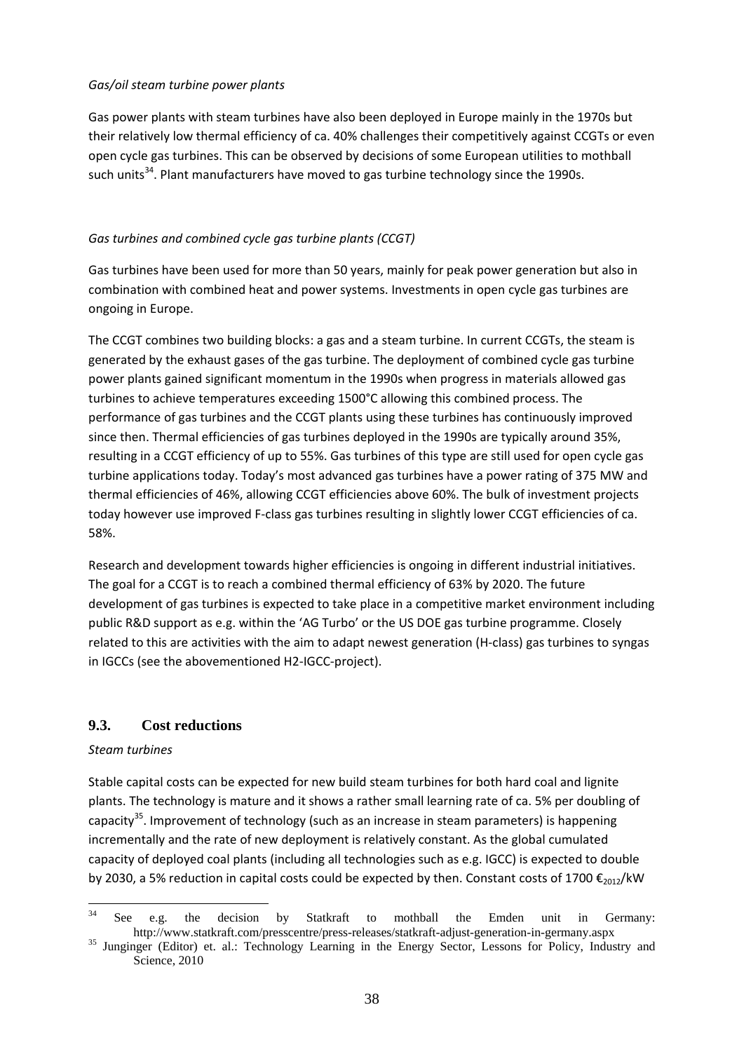*Gas/oil steam turbine power plants*

Gas power plants with steam turbines have also been deployed in Europe mainly in the 1970s but their relatively low thermal efficiency of ca. 40% challenges their competitively against CCGTs or even open cycle gas turbines. This can be observed by decisions of some European utilities to mothball such units[34]. Plant manufacturers have moved to gas turbine technology since the 1990s.

*Gas turbines and combined cycle gas turbine plants (CCGT)*

Gas turbines have been used for more than 50 years, mainly for peak power generation but also in combination with combined heat and power systems. Investments in open cycle gas turbines are ongoing in Europe.

The CCGT combines two building blocks: a gas and a steam turbine. In current CCGTs, the steam is generated by the exhaust gases of the gas turbine. The deployment of combined cycle gas turbine power plants gained significant momentum in the 1990s when progress in materials allowed gas turbines to achieve temperatures exceeding 1500°C allowing this combined process. The performance of gas turbines and the CCGT plants using these turbines has continuously improved since then. Thermal efficiencies of gas turbines deployed in the 1990s are typically around 35%, resulting in a CCGT efficiency of up to 55%. Gas turbines of this type are still used for open cycle gas turbine applications today. Today's most advanced gas turbines have a power rating of 375 MW and thermal efficiencies of 46%, allowing CCGT efficiencies above 60%. The bulk of investment projects today however use improved F-class gas turbines resulting in slightly lower CCGT efficiencies of ca. 58%.

Research and development towards higher efficiencies is ongoing in different industrial initiatives. The goal for a CCGT is to reach a combined thermal efficiency of 63% by 2020. The future development of gas turbines is expected to take place in a competitive market environment including public R&D support as e.g. within the 'AG Turbo' or the US DOE gas turbine programme. Closely related to this are activities with the aim to adapt newest generation (H-class) gas turbines to syngas in IGCCs (see the abovementioned H2-IGCC-project).

## 9.3. Cost reductions

*Steam turbines*

Stable capital costs can be expected for new build steam turbines for both hard coal and lignite plants. The technology is mature and it shows a rather small learning rate of ca. 5% per doubling of capacity[35]. Improvement of technology (such as an increase in steam parameters) is happening incrementally and the rate of new deployment is relatively constant. As the global cumulated capacity of deployed coal plants (including all technologies such as e.g. IGCC) is expected to double by 2030, a 5% reduction in capital costs could be expected by then. Constant costs of 1700 $€_{2012}$/kW

---

[34] See e.g. the decision by Statkraft to mothball the Emden unit in Germany: http://www.statkraft.com/presscentre/press-releases/statkraft-adjust-generation-in-germany.aspx

[35] Junginger (Editor) et. al.: Technology Learning in the Energy Sector, Lessons for Policy, Industry and Science, 2010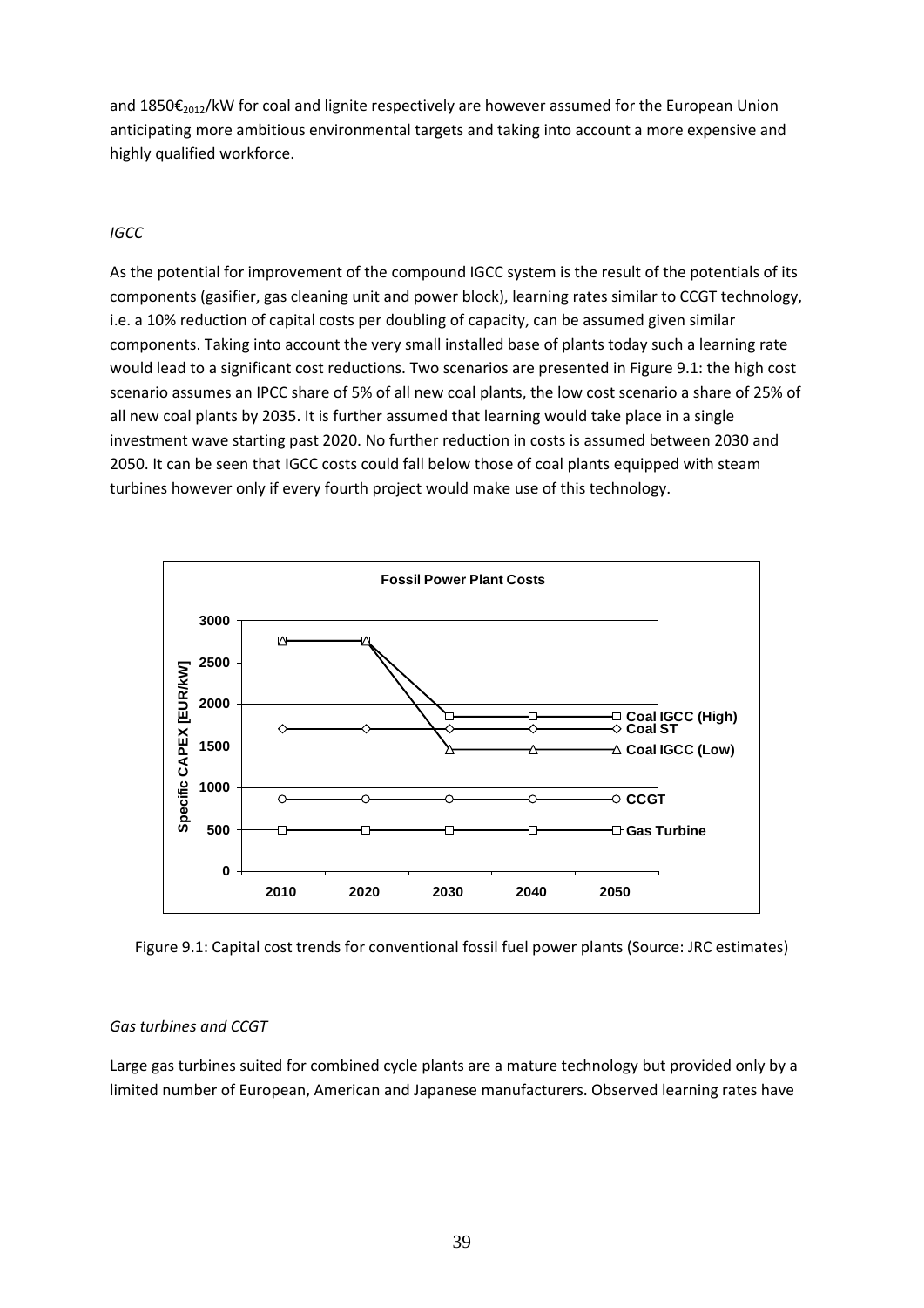and 1850€$_{2012}$/kW for coal and lignite respectively are however assumed for the European Union anticipating more ambitious environmental targets and taking into account a more expensive and highly qualified workforce.

*IGCC*

As the potential for improvement of the compound IGCC system is the result of the potentials of its components (gasifier, gas cleaning unit and power block), learning rates similar to CCGT technology, i.e. a 10% reduction of capital costs per doubling of capacity, can be assumed given similar components. Taking into account the very small installed base of plants today such a learning rate would lead to a significant cost reductions. Two scenarios are presented in Figure 9.1: the high cost scenario assumes an IPCC share of 5% of all new coal plants, the low cost scenario a share of 25% of all new coal plants by 2035. It is further assumed that learning would take place in a single investment wave starting past 2020. No further reduction in costs is assumed between 2030 and 2050. It can be seen that IGCC costs could fall below those of coal plants equipped with steam turbines however only if every fourth project would make use of this technology.

Figure 9.1: Capital cost trends for conventional fossil fuel power plants (Source: JRC estimates)

*Gas turbines and CCGT*

Large gas turbines suited for combined cycle plants are a mature technology but provided only by a limited number of European, American and Japanese manufacturers. Observed learning rates have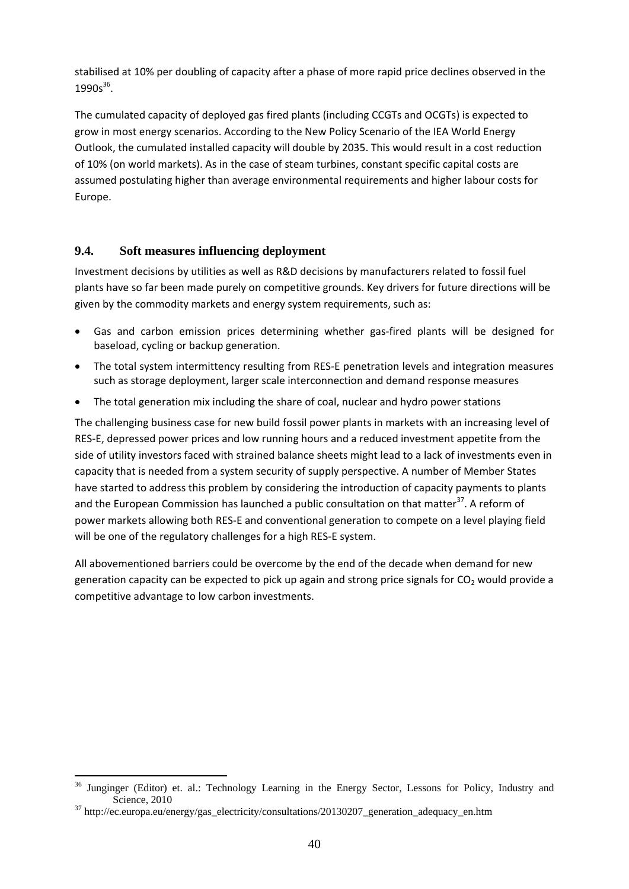stabilised at 10% per doubling of capacity after a phase of more rapid price declines observed in the 1990s[36].

The cumulated capacity of deployed gas fired plants (including CCGTs and OCGTs) is expected to grow in most energy scenarios. According to the New Policy Scenario of the IEA World Energy Outlook, the cumulated installed capacity will double by 2035. This would result in a cost reduction of 10% (on world markets). As in the case of steam turbines, constant specific capital costs are assumed postulating higher than average environmental requirements and higher labour costs for Europe.

## 9.4. Soft measures influencing deployment

Investment decisions by utilities as well as R&D decisions by manufacturers related to fossil fuel plants have so far been made purely on competitive grounds. Key drivers for future directions will be given by the commodity markets and energy system requirements, such as:

- Gas and carbon emission prices determining whether gas-fired plants will be designed for baseload, cycling or backup generation.
- The total system intermittency resulting from RES-E penetration levels and integration measures such as storage deployment, larger scale interconnection and demand response measures
- The total generation mix including the share of coal, nuclear and hydro power stations

The challenging business case for new build fossil power plants in markets with an increasing level of RES-E, depressed power prices and low running hours and a reduced investment appetite from the side of utility investors faced with strained balance sheets might lead to a lack of investments even in capacity that is needed from a system security of supply perspective. A number of Member States have started to address this problem by considering the introduction of capacity payments to plants and the European Commission has launched a public consultation on that matter[37]. A reform of power markets allowing both RES-E and conventional generation to compete on a level playing field will be one of the regulatory challenges for a high RES-E system.

All abovementioned barriers could be overcome by the end of the decade when demand for new generation capacity can be expected to pick up again and strong price signals for $CO_2$ would provide a competitive advantage to low carbon investments.

---

[36] Junginger (Editor) et. al.: Technology Learning in the Energy Sector, Lessons for Policy, Industry and Science, 2010

[37] http://ec.europa.eu/energy/gas_electricity/consultations/20130207_generation_adequacy_en.htm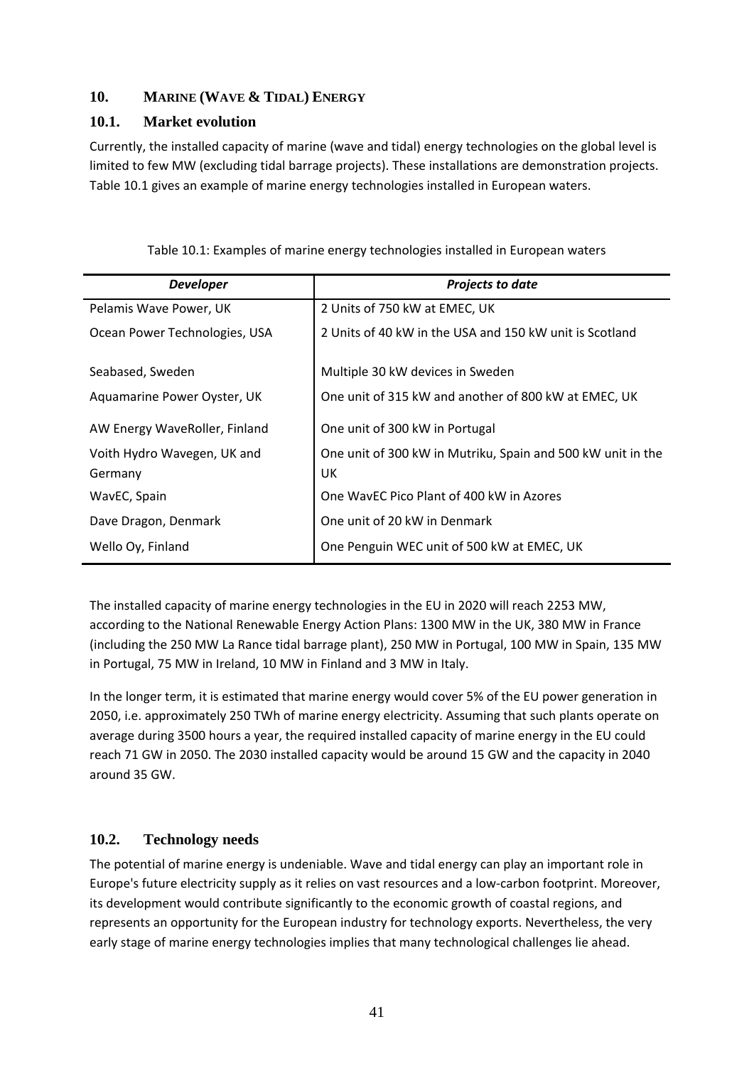## 10. MARINE (WAVE & TIDAL) ENERGY

### 10.1. Market evolution

Currently, the installed capacity of marine (wave and tidal) energy technologies on the global level is limited to few MW (excluding tidal barrage projects). These installations are demonstration projects. Table 10.1 gives an example of marine energy technologies installed in European waters.

Table 10.1: Examples of marine energy technologies installed in European waters

| *Developer* | *Projects to date* |
|---|---|
| Pelamis Wave Power, UK | 2 Units of 750 kW at EMEC, UK |
| Ocean Power Technologies, USA | 2 Units of 40 kW in the USA and 150 kW unit is Scotland |
| Seabased, Sweden | Multiple 30 kW devices in Sweden |
| Aquamarine Power Oyster, UK | One unit of 315 kW and another of 800 kW at EMEC, UK |
| AW Energy WaveRoller, Finland | One unit of 300 kW in Portugal |
| Voith Hydro Wavegen, UK and Germany | One unit of 300 kW in Mutriku, Spain and 500 kW unit in the UK |
| WavEC, Spain | One WavEC Pico Plant of 400 kW in Azores |
| Dave Dragon, Denmark | One unit of 20 kW in Denmark |
| Wello Oy, Finland | One Penguin WEC unit of 500 kW at EMEC, UK |

The installed capacity of marine energy technologies in the EU in 2020 will reach 2253 MW, according to the National Renewable Energy Action Plans: 1300 MW in the UK, 380 MW in France (including the 250 MW La Rance tidal barrage plant), 250 MW in Portugal, 100 MW in Spain, 135 MW in Portugal, 75 MW in Ireland, 10 MW in Finland and 3 MW in Italy.

In the longer term, it is estimated that marine energy would cover 5% of the EU power generation in 2050, i.e. approximately 250 TWh of marine energy electricity. Assuming that such plants operate on average during 3500 hours a year, the required installed capacity of marine energy in the EU could reach 71 GW in 2050. The 2030 installed capacity would be around 15 GW and the capacity in 2040 around 35 GW.

### 10.2. Technology needs

The potential of marine energy is undeniable. Wave and tidal energy can play an important role in Europe's future electricity supply as it relies on vast resources and a low-carbon footprint. Moreover, its development would contribute significantly to the economic growth of coastal regions, and represents an opportunity for the European industry for technology exports. Nevertheless, the very early stage of marine energy technologies implies that many technological challenges lie ahead.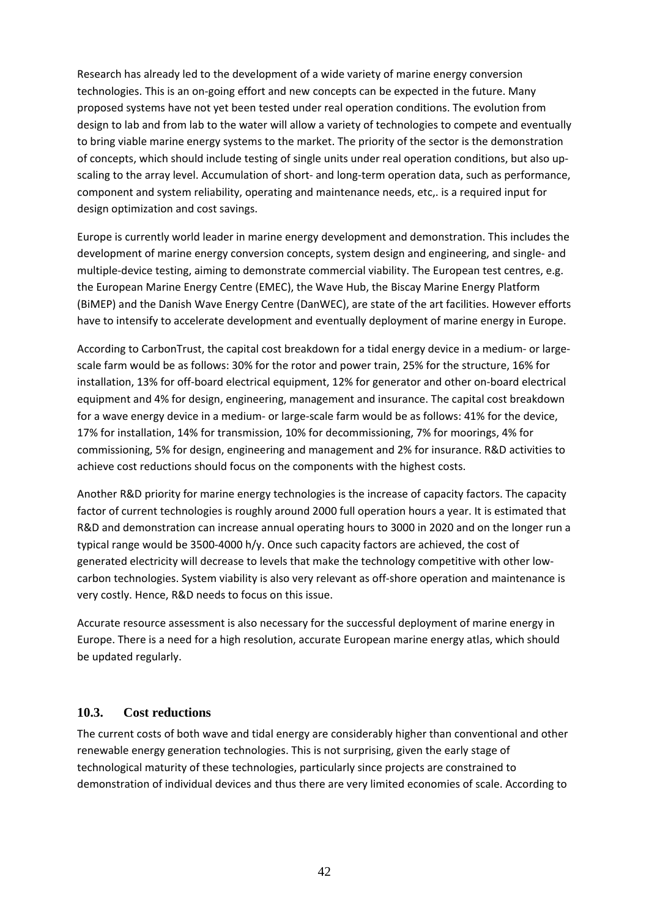Research has already led to the development of a wide variety of marine energy conversion technologies. This is an on-going effort and new concepts can be expected in the future. Many proposed systems have not yet been tested under real operation conditions. The evolution from design to lab and from lab to the water will allow a variety of technologies to compete and eventually to bring viable marine energy systems to the market. The priority of the sector is the demonstration of concepts, which should include testing of single units under real operation conditions, but also up-scaling to the array level. Accumulation of short- and long-term operation data, such as performance, component and system reliability, operating and maintenance needs, etc,. is a required input for design optimization and cost savings.

Europe is currently world leader in marine energy development and demonstration. This includes the development of marine energy conversion concepts, system design and engineering, and single- and multiple-device testing, aiming to demonstrate commercial viability. The European test centres, e.g. the European Marine Energy Centre (EMEC), the Wave Hub, the Biscay Marine Energy Platform (BiMEP) and the Danish Wave Energy Centre (DanWEC), are state of the art facilities. However efforts have to intensify to accelerate development and eventually deployment of marine energy in Europe.

According to CarbonTrust, the capital cost breakdown for a tidal energy device in a medium- or large-scale farm would be as follows: 30% for the rotor and power train, 25% for the structure, 16% for installation, 13% for off-board electrical equipment, 12% for generator and other on-board electrical equipment and 4% for design, engineering, management and insurance. The capital cost breakdown for a wave energy device in a medium- or large-scale farm would be as follows: 41% for the device, 17% for installation, 14% for transmission, 10% for decommissioning, 7% for moorings, 4% for commissioning, 5% for design, engineering and management and 2% for insurance. R&D activities to achieve cost reductions should focus on the components with the highest costs.

Another R&D priority for marine energy technologies is the increase of capacity factors. The capacity factor of current technologies is roughly around 2000 full operation hours a year. It is estimated that R&D and demonstration can increase annual operating hours to 3000 in 2020 and on the longer run a typical range would be 3500-4000 h/y. Once such capacity factors are achieved, the cost of generated electricity will decrease to levels that make the technology competitive with other low-carbon technologies. System viability is also very relevant as off-shore operation and maintenance is very costly. Hence, R&D needs to focus on this issue.

Accurate resource assessment is also necessary for the successful deployment of marine energy in Europe. There is a need for a high resolution, accurate European marine energy atlas, which should be updated regularly.

## 10.3. Cost reductions

The current costs of both wave and tidal energy are considerably higher than conventional and other renewable energy generation technologies. This is not surprising, given the early stage of technological maturity of these technologies, particularly since projects are constrained to demonstration of individual devices and thus there are very limited economies of scale. According to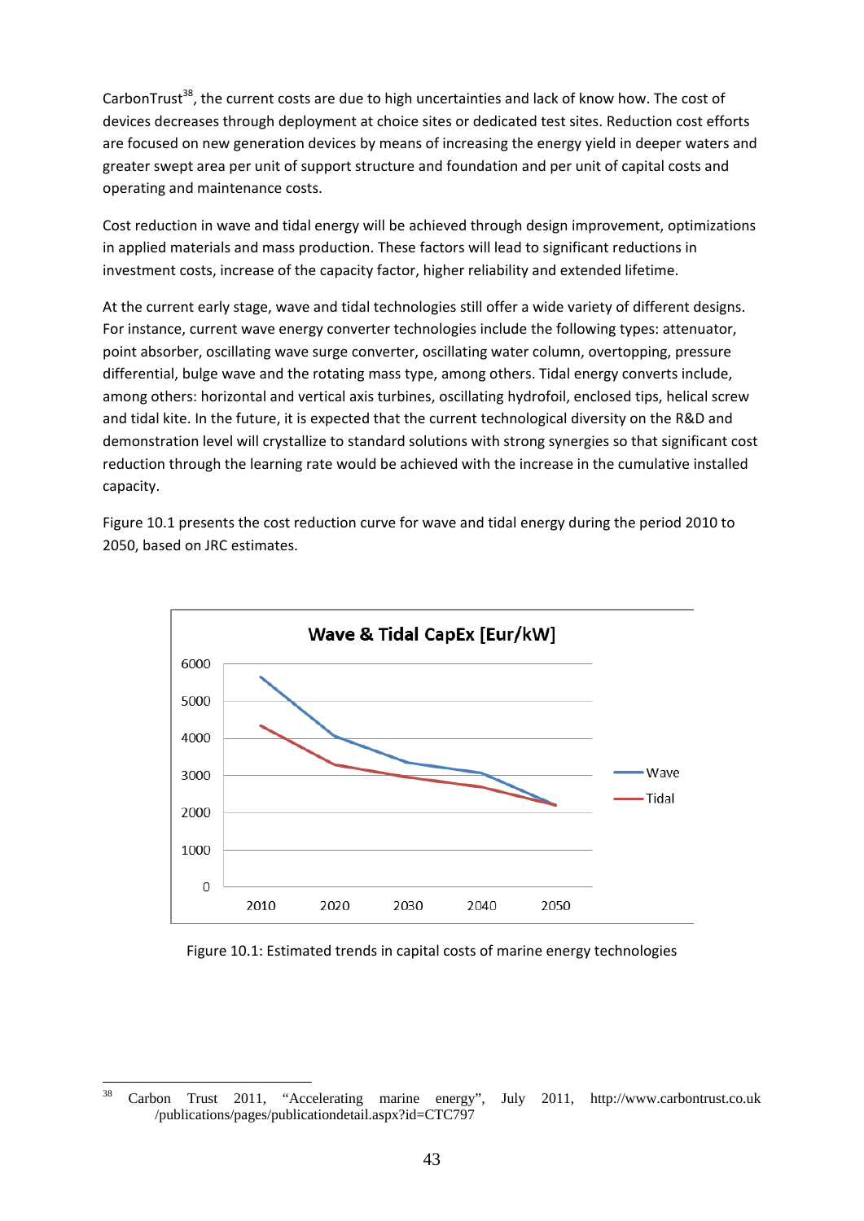CarbonTrust[38], the current costs are due to high uncertainties and lack of know how. The cost of devices decreases through deployment at choice sites or dedicated test sites. Reduction cost efforts are focused on new generation devices by means of increasing the energy yield in deeper waters and greater swept area per unit of support structure and foundation and per unit of capital costs and operating and maintenance costs.

Cost reduction in wave and tidal energy will be achieved through design improvement, optimizations in applied materials and mass production. These factors will lead to significant reductions in investment costs, increase of the capacity factor, higher reliability and extended lifetime.

At the current early stage, wave and tidal technologies still offer a wide variety of different designs. For instance, current wave energy converter technologies include the following types: attenuator, point absorber, oscillating wave surge converter, oscillating water column, overtopping, pressure differential, bulge wave and the rotating mass type, among others. Tidal energy converts include, among others: horizontal and vertical axis turbines, oscillating hydrofoil, enclosed tips, helical screw and tidal kite. In the future, it is expected that the current technological diversity on the R&D and demonstration level will crystallize to standard solutions with strong synergies so that significant cost reduction through the learning rate would be achieved with the increase in the cumulative installed capacity.

Figure 10.1 presents the cost reduction curve for wave and tidal energy during the period 2010 to 2050, based on JRC estimates.

Figure 10.1: Estimated trends in capital costs of marine energy technologies

[38] Carbon Trust 2011, "Accelerating marine energy", July 2011, http://www.carbontrust.co.uk /publications/pages/publicationdetail.aspx?id=CTC797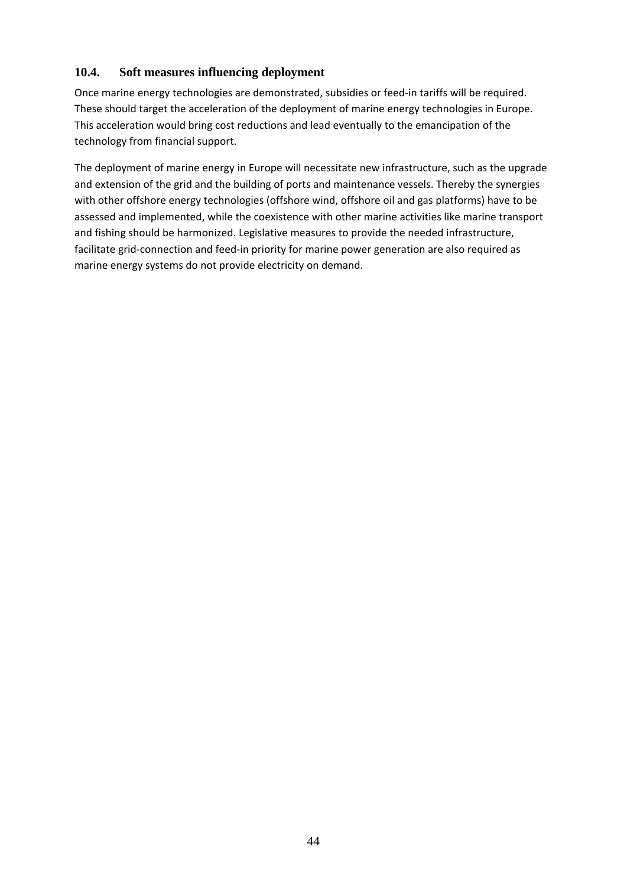### 10.4. Soft measures influencing deployment

Once marine energy technologies are demonstrated, subsidies or feed-in tariffs will be required. These should target the acceleration of the deployment of marine energy technologies in Europe. This acceleration would bring cost reductions and lead eventually to the emancipation of the technology from financial support.

The deployment of marine energy in Europe will necessitate new infrastructure, such as the upgrade and extension of the grid and the building of ports and maintenance vessels. Thereby the synergies with other offshore energy technologies (offshore wind, offshore oil and gas platforms) have to be assessed and implemented, while the coexistence with other marine activities like marine transport and fishing should be harmonized. Legislative measures to provide the needed infrastructure, facilitate grid-connection and feed-in priority for marine power generation are also required as marine energy systems do not provide electricity on demand.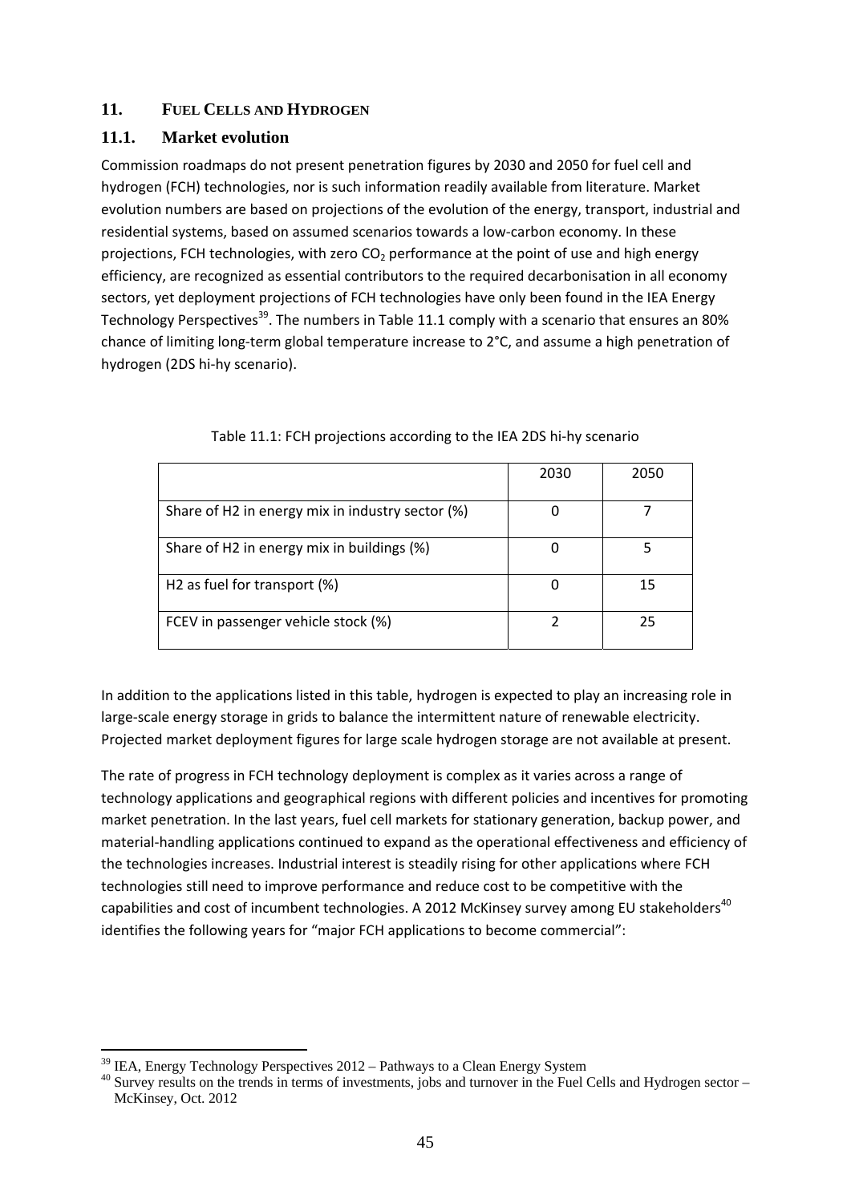## 11. FUEL CELLS AND HYDROGEN

### 11.1. Market evolution

Commission roadmaps do not present penetration figures by 2030 and 2050 for fuel cell and hydrogen (FCH) technologies, nor is such information readily available from literature. Market evolution numbers are based on projections of the evolution of the energy, transport, industrial and residential systems, based on assumed scenarios towards a low-carbon economy. In these projections, FCH technologies, with zero $CO_2$ performance at the point of use and high energy efficiency, are recognized as essential contributors to the required decarbonisation in all economy sectors, yet deployment projections of FCH technologies have only been found in the IEA Energy Technology Perspectives[39]. The numbers in Table 11.1 comply with a scenario that ensures an 80% chance of limiting long-term global temperature increase to 2°C, and assume a high penetration of hydrogen (2DS hi-hy scenario).

Table 11.1: FCH projections according to the IEA 2DS hi-hy scenario

| | 2030 | 2050 |
|---|---|---|
| Share of H2 in energy mix in industry sector (%) | 0 | 7 |
| Share of H2 in energy mix in buildings (%) | 0 | 5 |
| H2 as fuel for transport (%) | 0 | 15 |
| FCEV in passenger vehicle stock (%) | 2 | 25 |

In addition to the applications listed in this table, hydrogen is expected to play an increasing role in large-scale energy storage in grids to balance the intermittent nature of renewable electricity. Projected market deployment figures for large scale hydrogen storage are not available at present.

The rate of progress in FCH technology deployment is complex as it varies across a range of technology applications and geographical regions with different policies and incentives for promoting market penetration. In the last years, fuel cell markets for stationary generation, backup power, and material-handling applications continued to expand as the operational effectiveness and efficiency of the technologies increases. Industrial interest is steadily rising for other applications where FCH technologies still need to improve performance and reduce cost to be competitive with the capabilities and cost of incumbent technologies. A 2012 McKinsey survey among EU stakeholders[40] identifies the following years for "major FCH applications to become commercial":

[39] IEA, Energy Technology Perspectives 2012 – Pathways to a Clean Energy System

[40] Survey results on the trends in terms of investments, jobs and turnover in the Fuel Cells and Hydrogen sector – McKinsey, Oct. 2012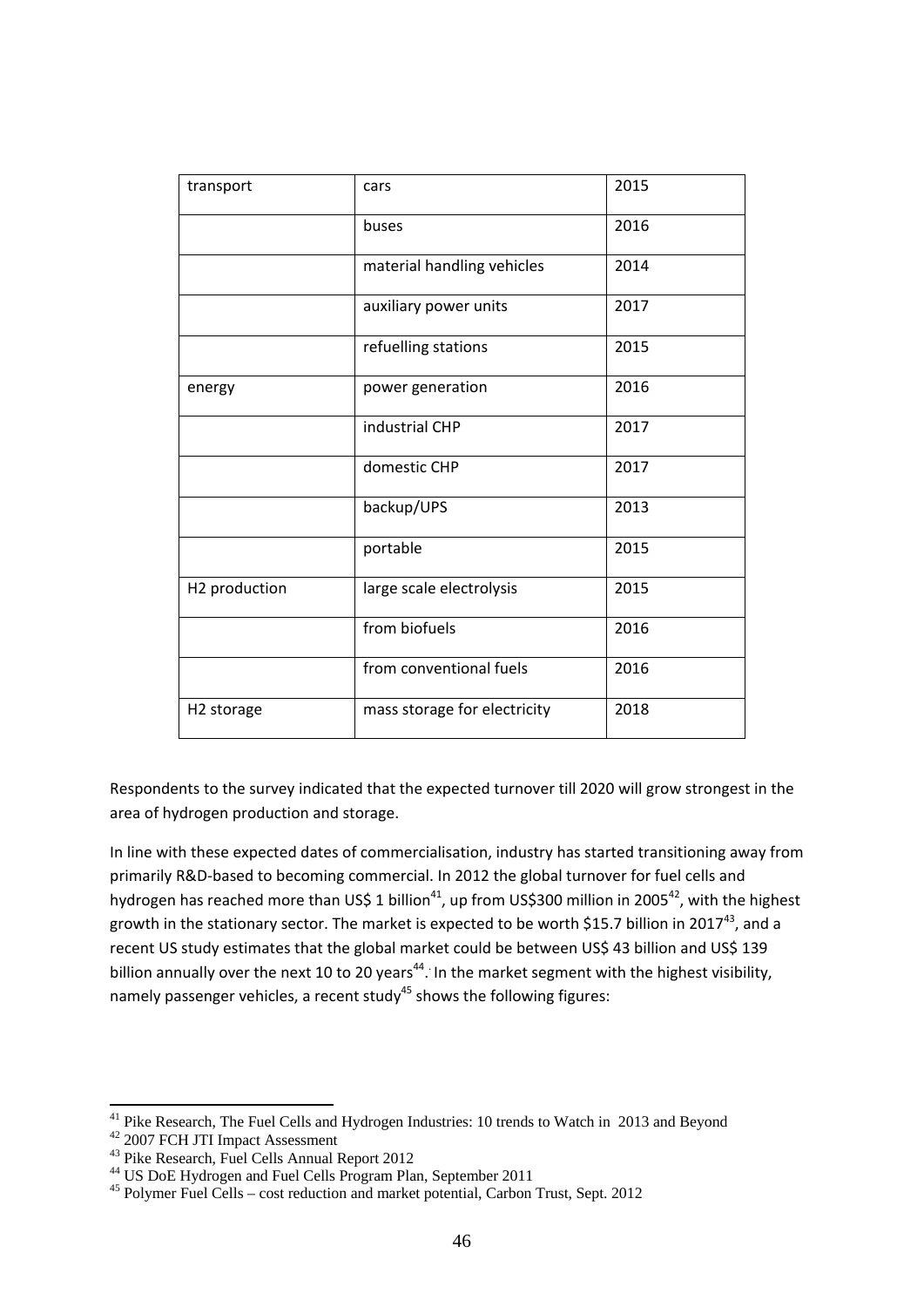| transport | cars | 2015 |
|---|---|---|
| | buses | 2016 |
| | material handling vehicles | 2014 |
| | auxiliary power units | 2017 |
| | refuelling stations | 2015 |
| energy | power generation | 2016 |
| | industrial CHP | 2017 |
| | domestic CHP | 2017 |
| | backup/UPS | 2013 |
| | portable | 2015 |
| H2 production | large scale electrolysis | 2015 |
| | from biofuels | 2016 |
| | from conventional fuels | 2016 |
| H2 storage | mass storage for electricity | 2018 |

Respondents to the survey indicated that the expected turnover till 2020 will grow strongest in the area of hydrogen production and storage.

In line with these expected dates of commercialisation, industry has started transitioning away from primarily R&D-based to becoming commercial. In 2012 the global turnover for fuel cells and hydrogen has reached more than US$ 1 billion[41], up from US$300 million in 2005[42], with the highest growth in the stationary sector. The market is expected to be worth $15.7 billion in 2017[43], and a recent US study estimates that the global market could be between US$ 43 billion and US$ 139 billion annually over the next 10 to 20 years[44]. In the market segment with the highest visibility, namely passenger vehicles, a recent study[45] shows the following figures:

[41] Pike Research, The Fuel Cells and Hydrogen Industries: 10 trends to Watch in 2013 and Beyond
[42] 2007 FCH JTI Impact Assessment
[43] Pike Research, Fuel Cells Annual Report 2012
[44] US DoE Hydrogen and Fuel Cells Program Plan, September 2011
[45] Polymer Fuel Cells – cost reduction and market potential, Carbon Trust, Sept. 2012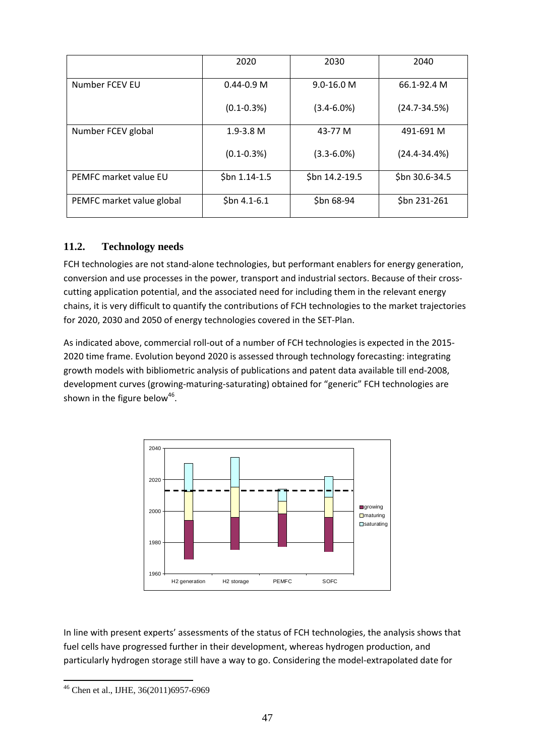| | 2020 | 2030 | 2040 |
|---|---|---|---|
| Number FCEV EU | 0.44-0.9 M<br>(0.1-0.3%) | 9.0-16.0 M<br>(3.4-6.0%) | 66.1-92.4 M<br>(24.7-34.5%) |
| Number FCEV global | 1.9-3.8 M<br>(0.1-0.3%) | 43-77 M<br>(3.3-6.0%) | 491-691 M<br>(24.4-34.4%) |
| PEMFC market value EU | $bn 1.14-1.5 | $bn 14.2-19.5 | $bn 30.6-34.5 |
| PEMFC market value global | $bn 4.1-6.1 | $bn 68-94 | $bn 231-261 |

## 11.2. Technology needs

FCH technologies are not stand-alone technologies, but performant enablers for energy generation, conversion and use processes in the power, transport and industrial sectors. Because of their cross-cutting application potential, and the associated need for including them in the relevant energy chains, it is very difficult to quantify the contributions of FCH technologies to the market trajectories for 2020, 2030 and 2050 of energy technologies covered in the SET-Plan.

As indicated above, commercial roll-out of a number of FCH technologies is expected in the 2015-2020 time frame. Evolution beyond 2020 is assessed through technology forecasting: integrating growth models with bibliometric analysis of publications and patent data available till end-2008, development curves (growing-maturing-saturating) obtained for "generic" FCH technologies are shown in the figure below[46].

In line with present experts' assessments of the status of FCH technologies, the analysis shows that fuel cells have progressed further in their development, whereas hydrogen production, and particularly hydrogen storage still have a way to go. Considering the model-extrapolated date for

[46] Chen et al., IJHE, 36(2011)6957-6969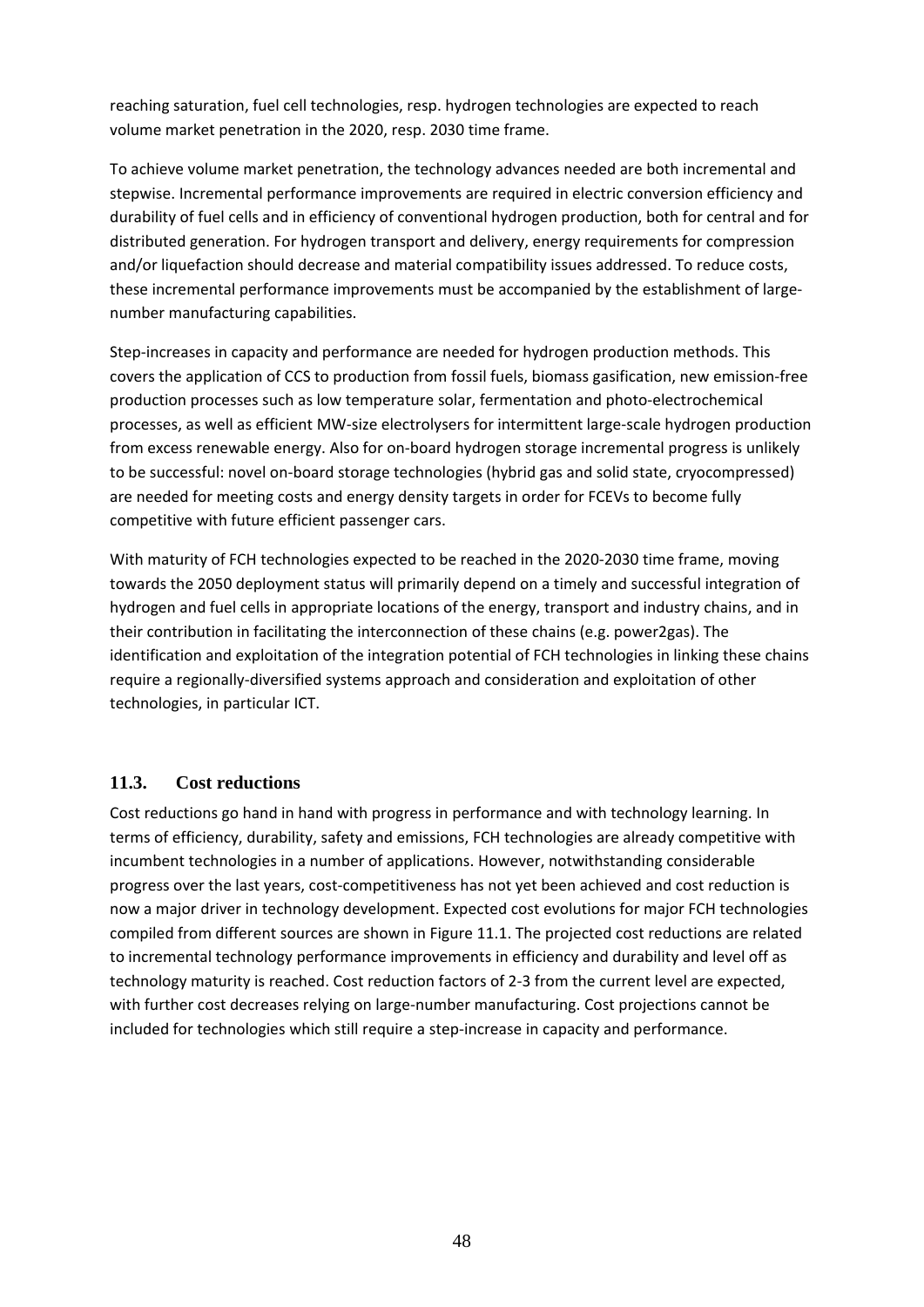reaching saturation, fuel cell technologies, resp. hydrogen technologies are expected to reach volume market penetration in the 2020, resp. 2030 time frame.

To achieve volume market penetration, the technology advances needed are both incremental and stepwise. Incremental performance improvements are required in electric conversion efficiency and durability of fuel cells and in efficiency of conventional hydrogen production, both for central and for distributed generation. For hydrogen transport and delivery, energy requirements for compression and/or liquefaction should decrease and material compatibility issues addressed. To reduce costs, these incremental performance improvements must be accompanied by the establishment of large-number manufacturing capabilities.

Step-increases in capacity and performance are needed for hydrogen production methods. This covers the application of CCS to production from fossil fuels, biomass gasification, new emission-free production processes such as low temperature solar, fermentation and photo-electrochemical processes, as well as efficient MW-size electrolysers for intermittent large-scale hydrogen production from excess renewable energy. Also for on-board hydrogen storage incremental progress is unlikely to be successful: novel on-board storage technologies (hybrid gas and solid state, cryocompressed) are needed for meeting costs and energy density targets in order for FCEVs to become fully competitive with future efficient passenger cars.

With maturity of FCH technologies expected to be reached in the 2020-2030 time frame, moving towards the 2050 deployment status will primarily depend on a timely and successful integration of hydrogen and fuel cells in appropriate locations of the energy, transport and industry chains, and in their contribution in facilitating the interconnection of these chains (e.g. power2gas). The identification and exploitation of the integration potential of FCH technologies in linking these chains require a regionally-diversified systems approach and consideration and exploitation of other technologies, in particular ICT.

## 11.3. Cost reductions

Cost reductions go hand in hand with progress in performance and with technology learning. In terms of efficiency, durability, safety and emissions, FCH technologies are already competitive with incumbent technologies in a number of applications. However, notwithstanding considerable progress over the last years, cost-competitiveness has not yet been achieved and cost reduction is now a major driver in technology development. Expected cost evolutions for major FCH technologies compiled from different sources are shown in Figure 11.1. The projected cost reductions are related to incremental technology performance improvements in efficiency and durability and level off as technology maturity is reached. Cost reduction factors of 2-3 from the current level are expected, with further cost decreases relying on large-number manufacturing. Cost projections cannot be included for technologies which still require a step-increase in capacity and performance.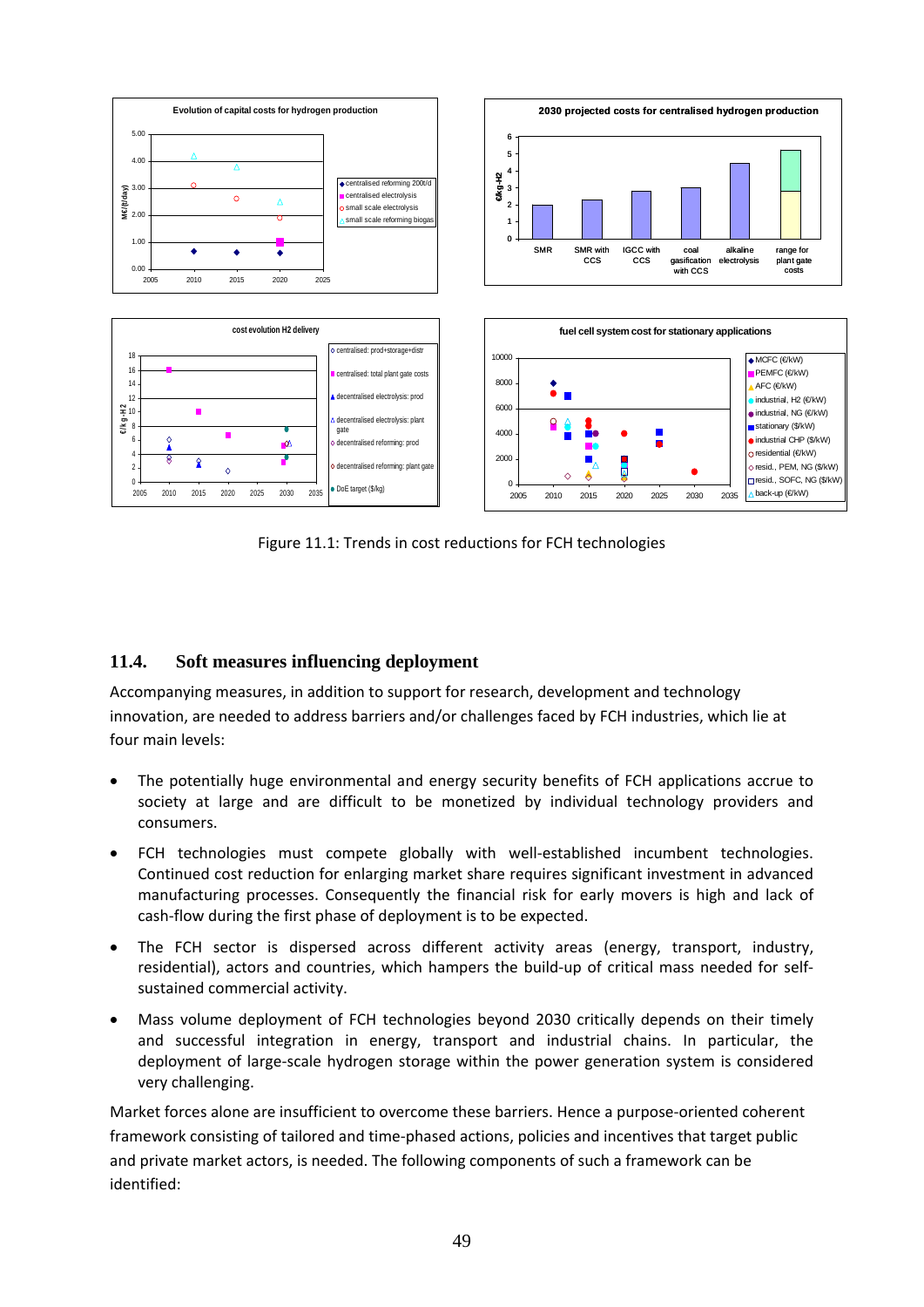Figure 11.1: Trends in cost reductions for FCH technologies

## 11.4. Soft measures influencing deployment

Accompanying measures, in addition to support for research, development and technology innovation, are needed to address barriers and/or challenges faced by FCH industries, which lie at four main levels:

- The potentially huge environmental and energy security benefits of FCH applications accrue to society at large and are difficult to be monetized by individual technology providers and consumers.
- FCH technologies must compete globally with well-established incumbent technologies. Continued cost reduction for enlarging market share requires significant investment in advanced manufacturing processes. Consequently the financial risk for early movers is high and lack of cash-flow during the first phase of deployment is to be expected.
- The FCH sector is dispersed across different activity areas (energy, transport, industry, residential), actors and countries, which hampers the build-up of critical mass needed for self-sustained commercial activity.
- Mass volume deployment of FCH technologies beyond 2030 critically depends on their timely and successful integration in energy, transport and industrial chains. In particular, the deployment of large-scale hydrogen storage within the power generation system is considered very challenging.

Market forces alone are insufficient to overcome these barriers. Hence a purpose-oriented coherent framework consisting of tailored and time-phased actions, policies and incentives that target public and private market actors, is needed. The following components of such a framework can be identified: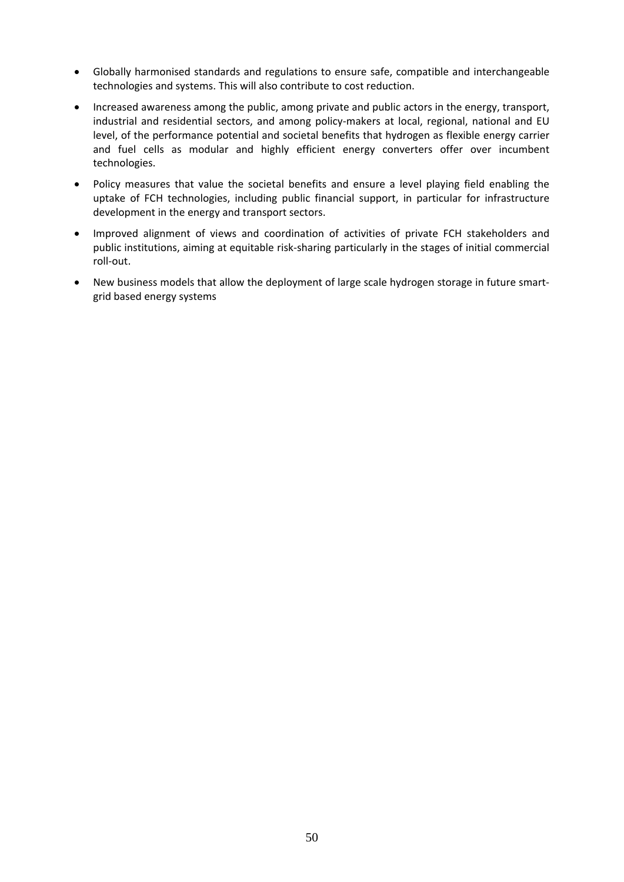- Globally harmonised standards and regulations to ensure safe, compatible and interchangeable technologies and systems. This will also contribute to cost reduction.
- Increased awareness among the public, among private and public actors in the energy, transport, industrial and residential sectors, and among policy-makers at local, regional, national and EU level, of the performance potential and societal benefits that hydrogen as flexible energy carrier and fuel cells as modular and highly efficient energy converters offer over incumbent technologies.
- Policy measures that value the societal benefits and ensure a level playing field enabling the uptake of FCH technologies, including public financial support, in particular for infrastructure development in the energy and transport sectors.
- Improved alignment of views and coordination of activities of private FCH stakeholders and public institutions, aiming at equitable risk-sharing particularly in the stages of initial commercial roll-out.
- New business models that allow the deployment of large scale hydrogen storage in future smart-grid based energy systems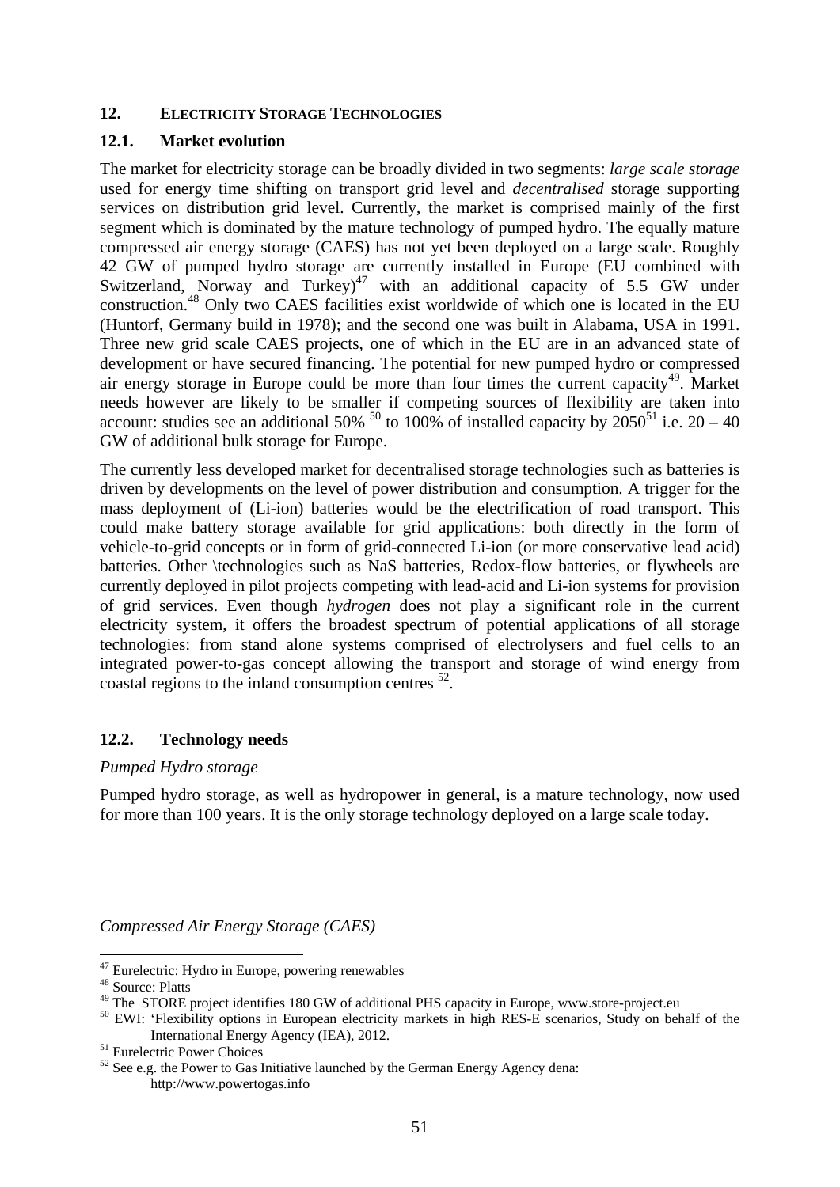## 12. ELECTRICITY STORAGE TECHNOLOGIES

### 12.1. Market evolution

The market for electricity storage can be broadly divided in two segments: *large scale storage* used for energy time shifting on transport grid level and *decentralised* storage supporting services on distribution grid level. Currently, the market is comprised mainly of the first segment which is dominated by the mature technology of pumped hydro. The equally mature compressed air energy storage (CAES) has not yet been deployed on a large scale. Roughly 42 GW of pumped hydro storage are currently installed in Europe (EU combined with Switzerland, Norway and Turkey)[47] with an additional capacity of 5.5 GW under construction.[48] Only two CAES facilities exist worldwide of which one is located in the EU (Huntorf, Germany build in 1978); and the second one was built in Alabama, USA in 1991. Three new grid scale CAES projects, one of which in the EU are in an advanced state of development or have secured financing. The potential for new pumped hydro or compressed air energy storage in Europe could be more than four times the current capacity[49]. Market needs however are likely to be smaller if competing sources of flexibility are taken into account: studies see an additional 50% [50] to 100% of installed capacity by 2050[51] i.e. 20 – 40 GW of additional bulk storage for Europe.

The currently less developed market for decentralised storage technologies such as batteries is driven by developments on the level of power distribution and consumption. A trigger for the mass deployment of (Li-ion) batteries would be the electrification of road transport. This could make battery storage available for grid applications: both directly in the form of vehicle-to-grid concepts or in form of grid-connected Li-ion (or more conservative lead acid) batteries. Other \technologies such as NaS batteries, Redox-flow batteries, or flywheels are currently deployed in pilot projects competing with lead-acid and Li-ion systems for provision of grid services. Even though *hydrogen* does not play a significant role in the current electricity system, it offers the broadest spectrum of potential applications of all storage technologies: from stand alone systems comprised of electrolysers and fuel cells to an integrated power-to-gas concept allowing the transport and storage of wind energy from coastal regions to the inland consumption centres [52].

### 12.2. Technology needs

*Pumped Hydro storage*

Pumped hydro storage, as well as hydropower in general, is a mature technology, now used for more than 100 years. It is the only storage technology deployed on a large scale today.

*Compressed Air Energy Storage (CAES)*

---

[47] Eurelectric: Hydro in Europe, powering renewables

[48] Source: Platts

[49] The STORE project identifies 180 GW of additional PHS capacity in Europe, www.store-project.eu

[50] EWI: 'Flexibility options in European electricity markets in high RES-E scenarios, Study on behalf of the International Energy Agency (IEA), 2012.

[51] Eurelectric Power Choices

[52] See e.g. the Power to Gas Initiative launched by the German Energy Agency dena: http://www.powertogas.info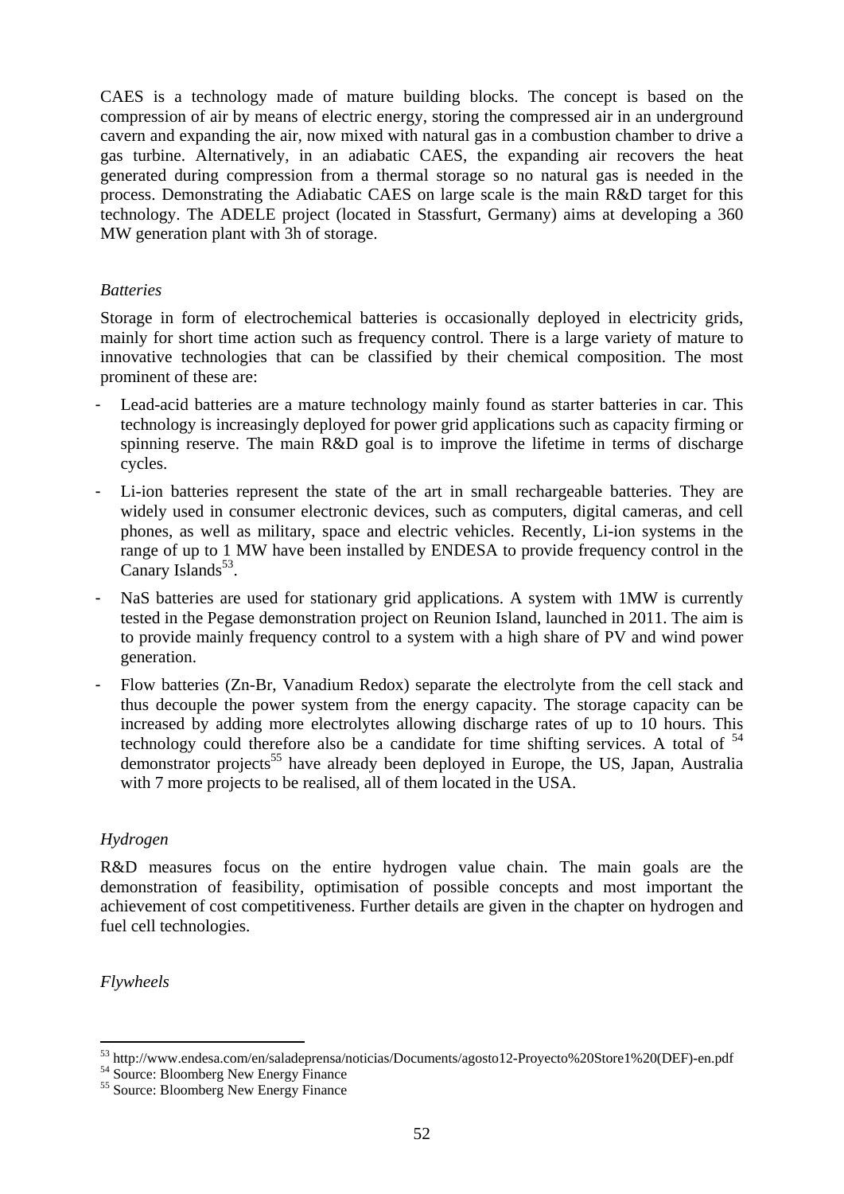CAES is a technology made of mature building blocks. The concept is based on the compression of air by means of electric energy, storing the compressed air in an underground cavern and expanding the air, now mixed with natural gas in a combustion chamber to drive a gas turbine. Alternatively, in an adiabatic CAES, the expanding air recovers the heat generated during compression from a thermal storage so no natural gas is needed in the process. Demonstrating the Adiabatic CAES on large scale is the main R&D target for this technology. The ADELE project (located in Stassfurt, Germany) aims at developing a 360 MW generation plant with 3h of storage.

*Batteries*

Storage in form of electrochemical batteries is occasionally deployed in electricity grids, mainly for short time action such as frequency control. There is a large variety of mature to innovative technologies that can be classified by their chemical composition. The most prominent of these are:

- Lead-acid batteries are a mature technology mainly found as starter batteries in car. This technology is increasingly deployed for power grid applications such as capacity firming or spinning reserve. The main R&D goal is to improve the lifetime in terms of discharge cycles.
- Li-ion batteries represent the state of the art in small rechargeable batteries. They are widely used in consumer electronic devices, such as computers, digital cameras, and cell phones, as well as military, space and electric vehicles. Recently, Li-ion systems in the range of up to 1 MW have been installed by ENDESA to provide frequency control in the Canary Islands[53].
- NaS batteries are used for stationary grid applications. A system with 1MW is currently tested in the Pegase demonstration project on Reunion Island, launched in 2011. The aim is to provide mainly frequency control to a system with a high share of PV and wind power generation.
- Flow batteries (Zn-Br, Vanadium Redox) separate the electrolyte from the cell stack and thus decouple the power system from the energy capacity. The storage capacity can be increased by adding more electrolytes allowing discharge rates of up to 10 hours. This technology could therefore also be a candidate for time shifting services. A total of [54] demonstrator projects[55] have already been deployed in Europe, the US, Japan, Australia with 7 more projects to be realised, all of them located in the USA.

*Hydrogen*

R&D measures focus on the entire hydrogen value chain. The main goals are the demonstration of feasibility, optimisation of possible concepts and most important the achievement of cost competitiveness. Further details are given in the chapter on hydrogen and fuel cell technologies.

*Flywheels*

---

[53] http://www.endesa.com/en/saladeprensa/noticias/Documents/agosto12-Proyecto%20Store1%20(DEF)-en.pdf

[54] Source: Bloomberg New Energy Finance

[55] Source: Bloomberg New Energy Finance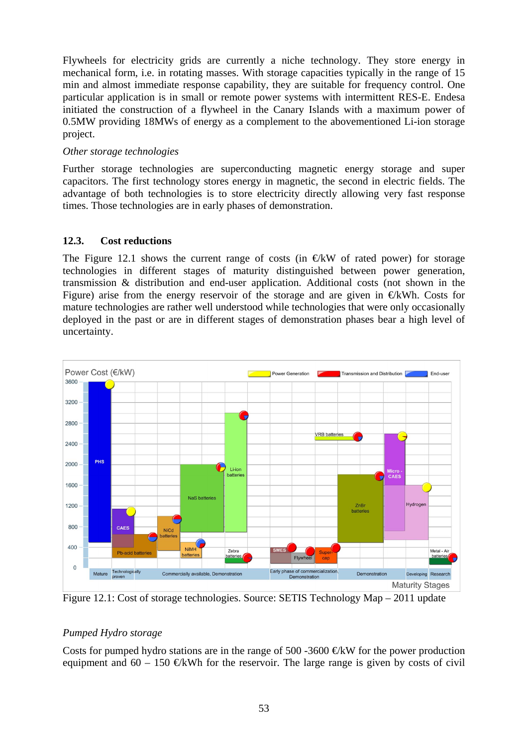Flywheels for electricity grids are currently a niche technology. They store energy in mechanical form, i.e. in rotating masses. With storage capacities typically in the range of 15 min and almost immediate response capability, they are suitable for frequency control. One particular application is in small or remote power systems with intermittent RES-E. Endesa initiated the construction of a flywheel in the Canary Islands with a maximum power of 0.5MW providing 18MWs of energy as a complement to the abovementioned Li-ion storage project.

*Other storage technologies*

Further storage technologies are superconducting magnetic energy storage and super capacitors. The first technology stores energy in magnetic, the second in electric fields. The advantage of both technologies is to store electricity directly allowing very fast response times. Those technologies are in early phases of demonstration.

### 12.3. Cost reductions

The Figure 12.1 shows the current range of costs (in €/kW of rated power) for storage technologies in different stages of maturity distinguished between power generation, transmission & distribution and end-user application. Additional costs (not shown in the Figure) arise from the energy reservoir of the storage and are given in €/kWh. Costs for mature technologies are rather well understood while technologies that were only occasionally deployed in the past or are in different stages of demonstration phases bear a high level of uncertainty.

Figure 12.1: Cost of storage technologies. Source: SETIS Technology Map – 2011 update

*Pumped Hydro storage*

Costs for pumped hydro stations are in the range of 500 -3600 €/kW for the power production equipment and 60 – 150 €/kWh for the reservoir. The large range is given by costs of civil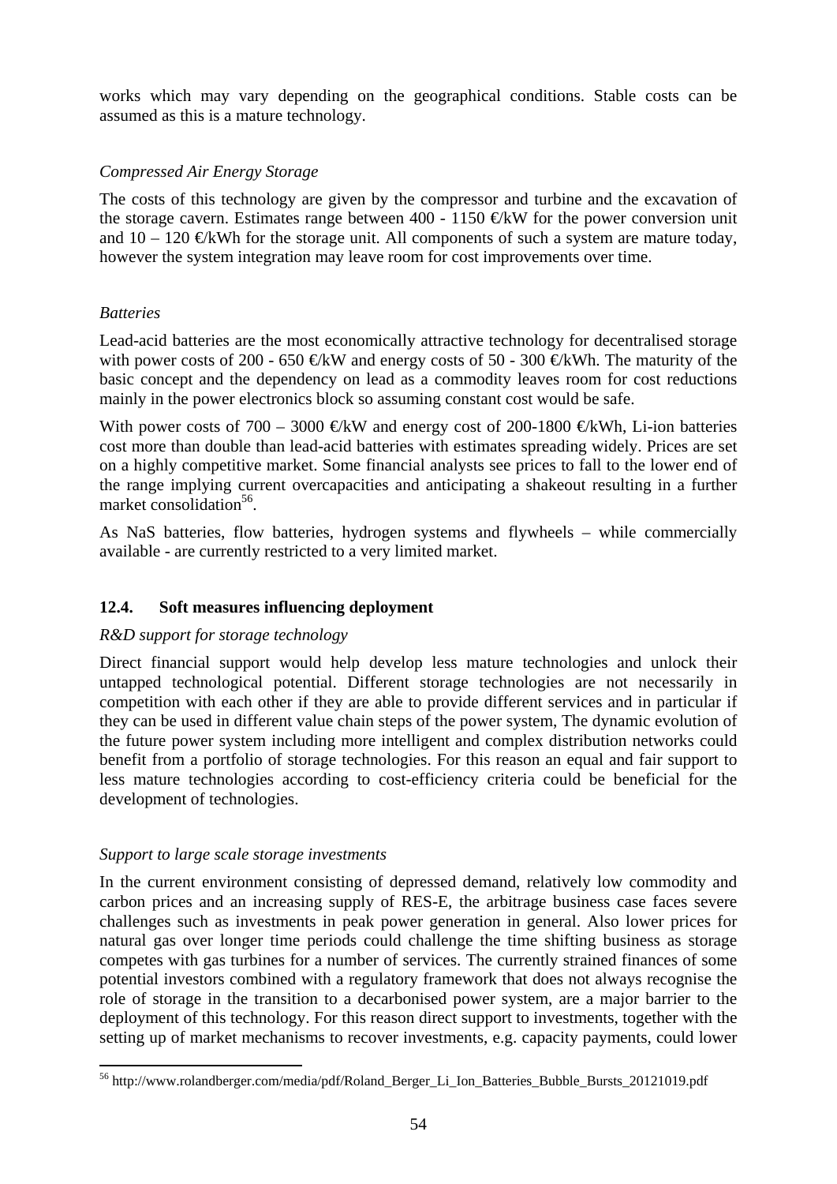works which may vary depending on the geographical conditions. Stable costs can be assumed as this is a mature technology.

*Compressed Air Energy Storage*

The costs of this technology are given by the compressor and turbine and the excavation of the storage cavern. Estimates range between 400 - 1150 €/kW for the power conversion unit and 10 – 120 €/kWh for the storage unit. All components of such a system are mature today, however the system integration may leave room for cost improvements over time.

*Batteries*

Lead-acid batteries are the most economically attractive technology for decentralised storage with power costs of 200 - 650 €/kW and energy costs of 50 - 300 €/kWh. The maturity of the basic concept and the dependency on lead as a commodity leaves room for cost reductions mainly in the power electronics block so assuming constant cost would be safe.

With power costs of 700 – 3000 €/kW and energy cost of 200-1800 €/kWh, Li-ion batteries cost more than double than lead-acid batteries with estimates spreading widely. Prices are set on a highly competitive market. Some financial analysts see prices to fall to the lower end of the range implying current overcapacities and anticipating a shakeout resulting in a further market consolidation[56].

As NaS batteries, flow batteries, hydrogen systems and flywheels – while commercially available - are currently restricted to a very limited market.

### 12.4. Soft measures influencing deployment

*R&D support for storage technology*

Direct financial support would help develop less mature technologies and unlock their untapped technological potential. Different storage technologies are not necessarily in competition with each other if they are able to provide different services and in particular if they can be used in different value chain steps of the power system, The dynamic evolution of the future power system including more intelligent and complex distribution networks could benefit from a portfolio of storage technologies. For this reason an equal and fair support to less mature technologies according to cost-efficiency criteria could be beneficial for the development of technologies.

*Support to large scale storage investments*

In the current environment consisting of depressed demand, relatively low commodity and carbon prices and an increasing supply of RES-E, the arbitrage business case faces severe challenges such as investments in peak power generation in general. Also lower prices for natural gas over longer time periods could challenge the time shifting business as storage competes with gas turbines for a number of services. The currently strained finances of some potential investors combined with a regulatory framework that does not always recognise the role of storage in the transition to a decarbonised power system, are a major barrier to the deployment of this technology. For this reason direct support to investments, together with the setting up of market mechanisms to recover investments, e.g. capacity payments, could lower

[56] http://www.rolandberger.com/media/pdf/Roland_Berger_Li_Ion_Batteries_Bubble_Bursts_20121019.pdf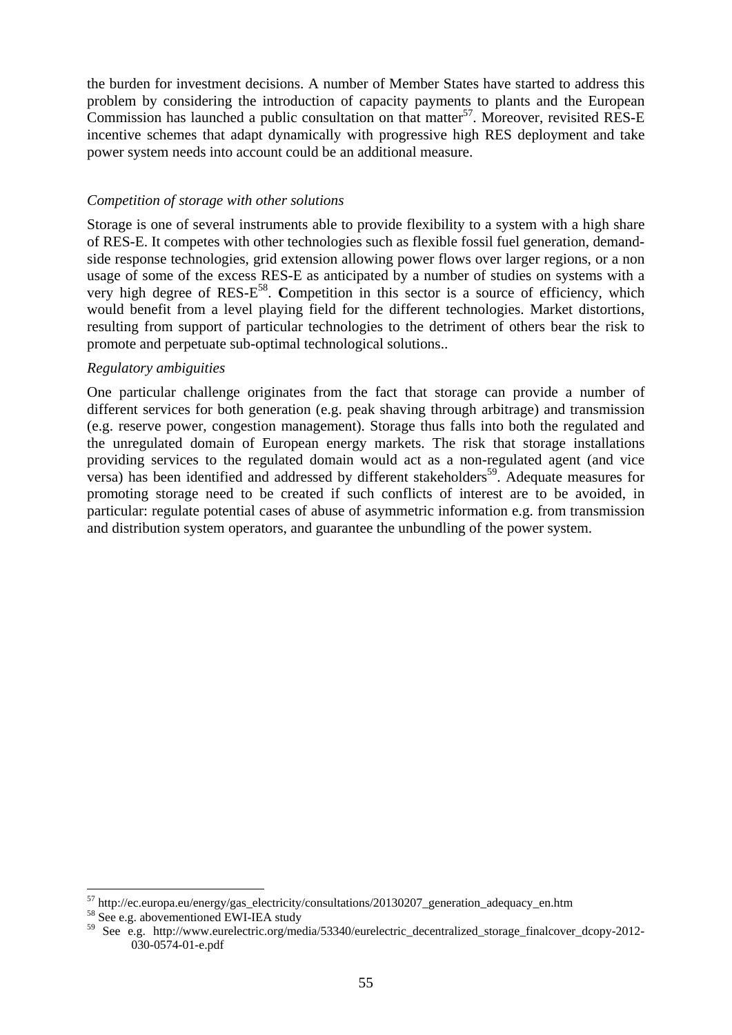the burden for investment decisions. A number of Member States have started to address this problem by considering the introduction of capacity payments to plants and the European Commission has launched a public consultation on that matter[57]. Moreover, revisited RES-E incentive schemes that adapt dynamically with progressive high RES deployment and take power system needs into account could be an additional measure.

*Competition of storage with other solutions*

Storage is one of several instruments able to provide flexibility to a system with a high share of RES-E. It competes with other technologies such as flexible fossil fuel generation, demand-side response technologies, grid extension allowing power flows over larger regions, or a non usage of some of the excess RES-E as anticipated by a number of studies on systems with a very high degree of RES-E[58]. **C**ompetition in this sector is a source of efficiency, which would benefit from a level playing field for the different technologies. Market distortions, resulting from support of particular technologies to the detriment of others bear the risk to promote and perpetuate sub-optimal technological solutions..

*Regulatory ambiguities*

One particular challenge originates from the fact that storage can provide a number of different services for both generation (e.g. peak shaving through arbitrage) and transmission (e.g. reserve power, congestion management). Storage thus falls into both the regulated and the unregulated domain of European energy markets. The risk that storage installations providing services to the regulated domain would act as a non-regulated agent (and vice versa) has been identified and addressed by different stakeholders[59]. Adequate measures for promoting storage need to be created if such conflicts of interest are to be avoided, in particular: regulate potential cases of abuse of asymmetric information e.g. from transmission and distribution system operators, and guarantee the unbundling of the power system.

---

[57] http://ec.europa.eu/energy/gas_electricity/consultations/20130207_generation_adequacy_en.htm

[58] See e.g. abovementioned EWI-IEA study

[59] See e.g. http://www.eurelectric.org/media/53340/eurelectric_decentralized_storage_finalcover_dcopy-2012-030-0574-01-e.pdf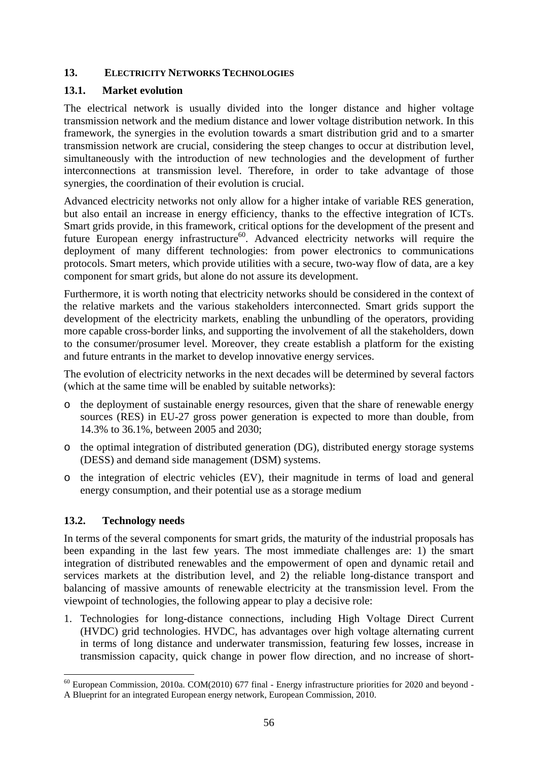## 13. ELECTRICITY NETWORKS TECHNOLOGIES

### 13.1. Market evolution

The electrical network is usually divided into the longer distance and higher voltage transmission network and the medium distance and lower voltage distribution network. In this framework, the synergies in the evolution towards a smart distribution grid and to a smarter transmission network are crucial, considering the steep changes to occur at distribution level, simultaneously with the introduction of new technologies and the development of further interconnections at transmission level. Therefore, in order to take advantage of those synergies, the coordination of their evolution is crucial.

Advanced electricity networks not only allow for a higher intake of variable RES generation, but also entail an increase in energy efficiency, thanks to the effective integration of ICTs. Smart grids provide, in this framework, critical options for the development of the present and future European energy infrastructure[60]. Advanced electricity networks will require the deployment of many different technologies: from power electronics to communications protocols. Smart meters, which provide utilities with a secure, two-way flow of data, are a key component for smart grids, but alone do not assure its development.

Furthermore, it is worth noting that electricity networks should be considered in the context of the relative markets and the various stakeholders interconnected. Smart grids support the development of the electricity markets, enabling the unbundling of the operators, providing more capable cross-border links, and supporting the involvement of all the stakeholders, down to the consumer/prosumer level. Moreover, they create establish a platform for the existing and future entrants in the market to develop innovative energy services.

The evolution of electricity networks in the next decades will be determined by several factors (which at the same time will be enabled by suitable networks):

- the deployment of sustainable energy resources, given that the share of renewable energy sources (RES) in EU-27 gross power generation is expected to more than double, from 14.3% to 36.1%, between 2005 and 2030;
- the optimal integration of distributed generation (DG), distributed energy storage systems (DESS) and demand side management (DSM) systems.
- the integration of electric vehicles (EV), their magnitude in terms of load and general energy consumption, and their potential use as a storage medium

### 13.2. Technology needs

In terms of the several components for smart grids, the maturity of the industrial proposals has been expanding in the last few years. The most immediate challenges are: 1) the smart integration of distributed renewables and the empowerment of open and dynamic retail and services markets at the distribution level, and 2) the reliable long-distance transport and balancing of massive amounts of renewable electricity at the transmission level. From the viewpoint of technologies, the following appear to play a decisive role:

1. Technologies for long-distance connections, including High Voltage Direct Current (HVDC) grid technologies. HVDC, has advantages over high voltage alternating current in terms of long distance and underwater transmission, featuring few losses, increase in transmission capacity, quick change in power flow direction, and no increase of short-

[60] European Commission, 2010a. COM(2010) 677 final - Energy infrastructure priorities for 2020 and beyond - A Blueprint for an integrated European energy network, European Commission, 2010.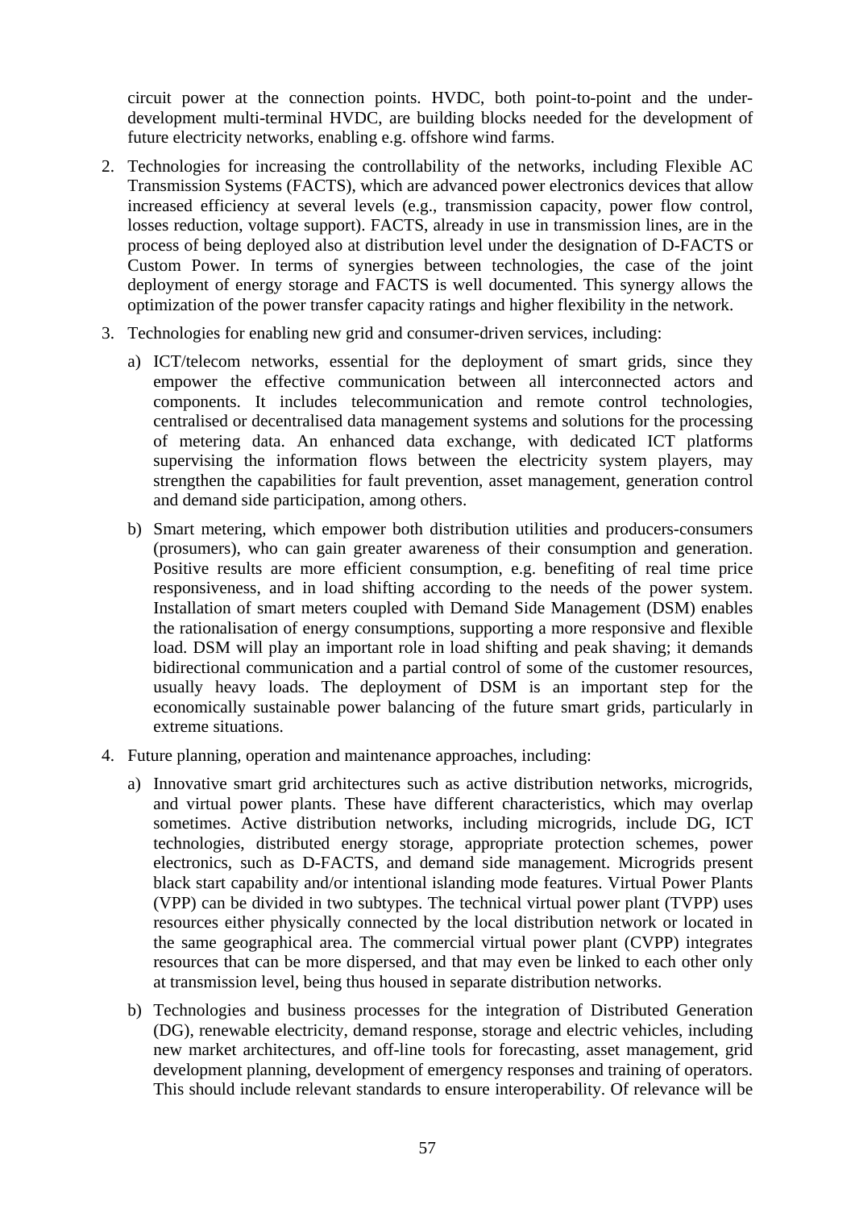circuit power at the connection points. HVDC, both point-to-point and the under-development multi-terminal HVDC, are building blocks needed for the development of future electricity networks, enabling e.g. offshore wind farms.

2. Technologies for increasing the controllability of the networks, including Flexible AC Transmission Systems (FACTS), which are advanced power electronics devices that allow increased efficiency at several levels (e.g., transmission capacity, power flow control, losses reduction, voltage support). FACTS, already in use in transmission lines, are in the process of being deployed also at distribution level under the designation of D-FACTS or Custom Power. In terms of synergies between technologies, the case of the joint deployment of energy storage and FACTS is well documented. This synergy allows the optimization of the power transfer capacity ratings and higher flexibility in the network.

3. Technologies for enabling new grid and consumer-driven services, including:

   a) ICT/telecom networks, essential for the deployment of smart grids, since they empower the effective communication between all interconnected actors and components. It includes telecommunication and remote control technologies, centralised or decentralised data management systems and solutions for the processing of metering data. An enhanced data exchange, with dedicated ICT platforms supervising the information flows between the electricity system players, may strengthen the capabilities for fault prevention, asset management, generation control and demand side participation, among others.

   b) Smart metering, which empower both distribution utilities and producers-consumers (prosumers), who can gain greater awareness of their consumption and generation. Positive results are more efficient consumption, e.g. benefiting of real time price responsiveness, and in load shifting according to the needs of the power system. Installation of smart meters coupled with Demand Side Management (DSM) enables the rationalisation of energy consumptions, supporting a more responsive and flexible load. DSM will play an important role in load shifting and peak shaving; it demands bidirectional communication and a partial control of some of the customer resources, usually heavy loads. The deployment of DSM is an important step for the economically sustainable power balancing of the future smart grids, particularly in extreme situations.

4. Future planning, operation and maintenance approaches, including:

   a) Innovative smart grid architectures such as active distribution networks, microgrids, and virtual power plants. These have different characteristics, which may overlap sometimes. Active distribution networks, including microgrids, include DG, ICT technologies, distributed energy storage, appropriate protection schemes, power electronics, such as D-FACTS, and demand side management. Microgrids present black start capability and/or intentional islanding mode features. Virtual Power Plants (VPP) can be divided in two subtypes. The technical virtual power plant (TVPP) uses resources either physically connected by the local distribution network or located in the same geographical area. The commercial virtual power plant (CVPP) integrates resources that can be more dispersed, and that may even be linked to each other only at transmission level, being thus housed in separate distribution networks.

   b) Technologies and business processes for the integration of Distributed Generation (DG), renewable electricity, demand response, storage and electric vehicles, including new market architectures, and off-line tools for forecasting, asset management, grid development planning, development of emergency responses and training of operators. This should include relevant standards to ensure interoperability. Of relevance will be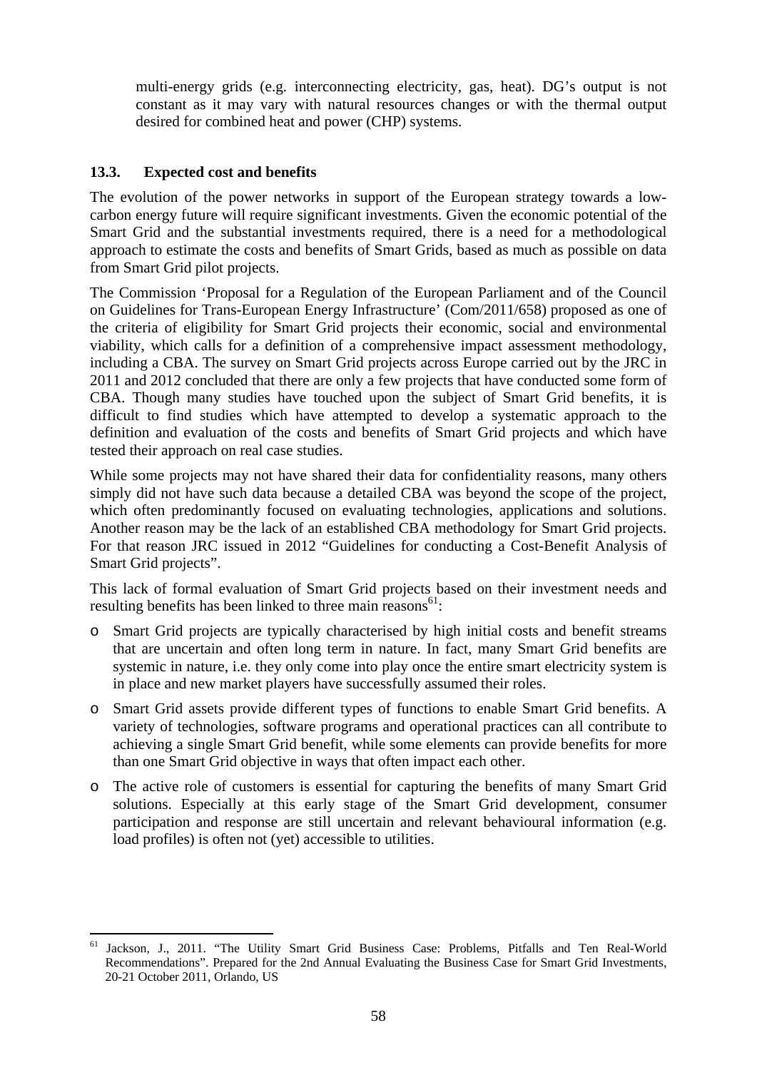multi-energy grids (e.g. interconnecting electricity, gas, heat). DG's output is not constant as it may vary with natural resources changes or with the thermal output desired for combined heat and power (CHP) systems.

### 13.3. Expected cost and benefits

The evolution of the power networks in support of the European strategy towards a low-carbon energy future will require significant investments. Given the economic potential of the Smart Grid and the substantial investments required, there is a need for a methodological approach to estimate the costs and benefits of Smart Grids, based as much as possible on data from Smart Grid pilot projects.

The Commission 'Proposal for a Regulation of the European Parliament and of the Council on Guidelines for Trans-European Energy Infrastructure' (Com/2011/658) proposed as one of the criteria of eligibility for Smart Grid projects their economic, social and environmental viability, which calls for a definition of a comprehensive impact assessment methodology, including a CBA. The survey on Smart Grid projects across Europe carried out by the JRC in 2011 and 2012 concluded that there are only a few projects that have conducted some form of CBA. Though many studies have touched upon the subject of Smart Grid benefits, it is difficult to find studies which have attempted to develop a systematic approach to the definition and evaluation of the costs and benefits of Smart Grid projects and which have tested their approach on real case studies.

While some projects may not have shared their data for confidentiality reasons, many others simply did not have such data because a detailed CBA was beyond the scope of the project, which often predominantly focused on evaluating technologies, applications and solutions. Another reason may be the lack of an established CBA methodology for Smart Grid projects. For that reason JRC issued in 2012 "Guidelines for conducting a Cost-Benefit Analysis of Smart Grid projects".

This lack of formal evaluation of Smart Grid projects based on their investment needs and resulting benefits has been linked to three main reasons[61]:

- Smart Grid projects are typically characterised by high initial costs and benefit streams that are uncertain and often long term in nature. In fact, many Smart Grid benefits are systemic in nature, i.e. they only come into play once the entire smart electricity system is in place and new market players have successfully assumed their roles.
- Smart Grid assets provide different types of functions to enable Smart Grid benefits. A variety of technologies, software programs and operational practices can all contribute to achieving a single Smart Grid benefit, while some elements can provide benefits for more than one Smart Grid objective in ways that often impact each other.
- The active role of customers is essential for capturing the benefits of many Smart Grid solutions. Especially at this early stage of the Smart Grid development, consumer participation and response are still uncertain and relevant behavioural information (e.g. load profiles) is often not (yet) accessible to utilities.

---

[61] Jackson, J., 2011. "The Utility Smart Grid Business Case: Problems, Pitfalls and Ten Real-World Recommendations". Prepared for the 2nd Annual Evaluating the Business Case for Smart Grid Investments, 20-21 October 2011, Orlando, US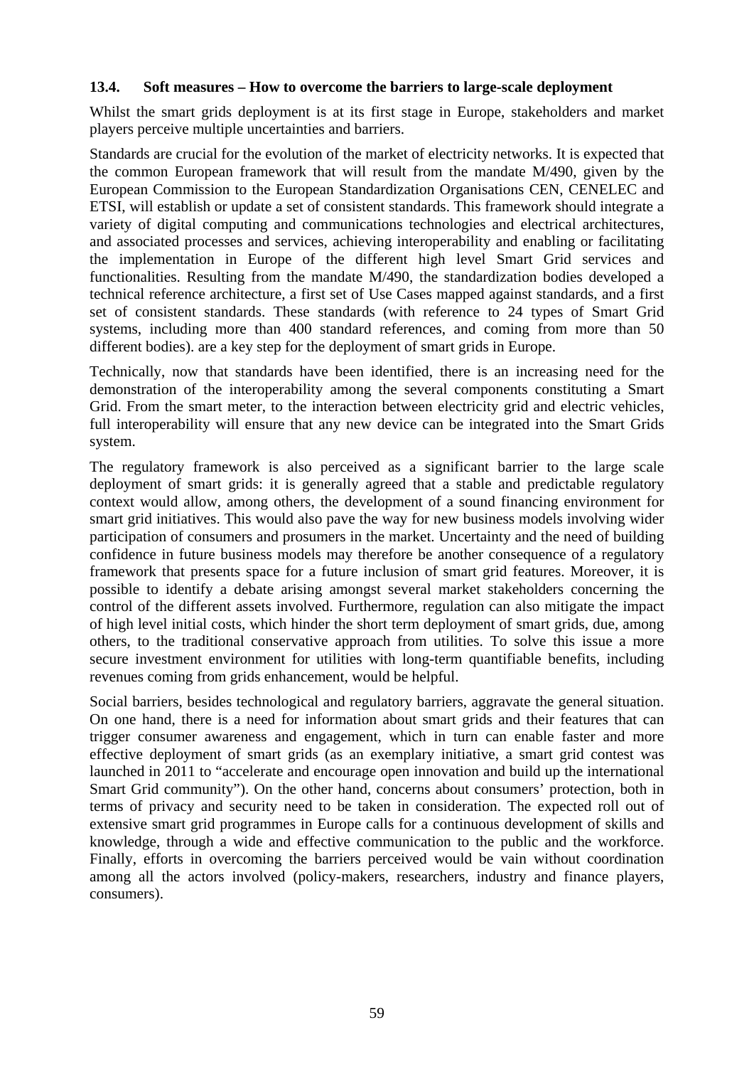### 13.4. Soft measures – How to overcome the barriers to large-scale deployment

Whilst the smart grids deployment is at its first stage in Europe, stakeholders and market players perceive multiple uncertainties and barriers.

Standards are crucial for the evolution of the market of electricity networks. It is expected that the common European framework that will result from the mandate M/490, given by the European Commission to the European Standardization Organisations CEN, CENELEC and ETSI, will establish or update a set of consistent standards. This framework should integrate a variety of digital computing and communications technologies and electrical architectures, and associated processes and services, achieving interoperability and enabling or facilitating the implementation in Europe of the different high level Smart Grid services and functionalities. Resulting from the mandate M/490, the standardization bodies developed a technical reference architecture, a first set of Use Cases mapped against standards, and a first set of consistent standards. These standards (with reference to 24 types of Smart Grid systems, including more than 400 standard references, and coming from more than 50 different bodies). are a key step for the deployment of smart grids in Europe.

Technically, now that standards have been identified, there is an increasing need for the demonstration of the interoperability among the several components constituting a Smart Grid. From the smart meter, to the interaction between electricity grid and electric vehicles, full interoperability will ensure that any new device can be integrated into the Smart Grids system.

The regulatory framework is also perceived as a significant barrier to the large scale deployment of smart grids: it is generally agreed that a stable and predictable regulatory context would allow, among others, the development of a sound financing environment for smart grid initiatives. This would also pave the way for new business models involving wider participation of consumers and prosumers in the market. Uncertainty and the need of building confidence in future business models may therefore be another consequence of a regulatory framework that presents space for a future inclusion of smart grid features. Moreover, it is possible to identify a debate arising amongst several market stakeholders concerning the control of the different assets involved. Furthermore, regulation can also mitigate the impact of high level initial costs, which hinder the short term deployment of smart grids, due, among others, to the traditional conservative approach from utilities. To solve this issue a more secure investment environment for utilities with long-term quantifiable benefits, including revenues coming from grids enhancement, would be helpful.

Social barriers, besides technological and regulatory barriers, aggravate the general situation. On one hand, there is a need for information about smart grids and their features that can trigger consumer awareness and engagement, which in turn can enable faster and more effective deployment of smart grids (as an exemplary initiative, a smart grid contest was launched in 2011 to "accelerate and encourage open innovation and build up the international Smart Grid community"). On the other hand, concerns about consumers' protection, both in terms of privacy and security need to be taken in consideration. The expected roll out of extensive smart grid programmes in Europe calls for a continuous development of skills and knowledge, through a wide and effective communication to the public and the workforce. Finally, efforts in overcoming the barriers perceived would be vain without coordination among all the actors involved (policy-makers, researchers, industry and finance players, consumers).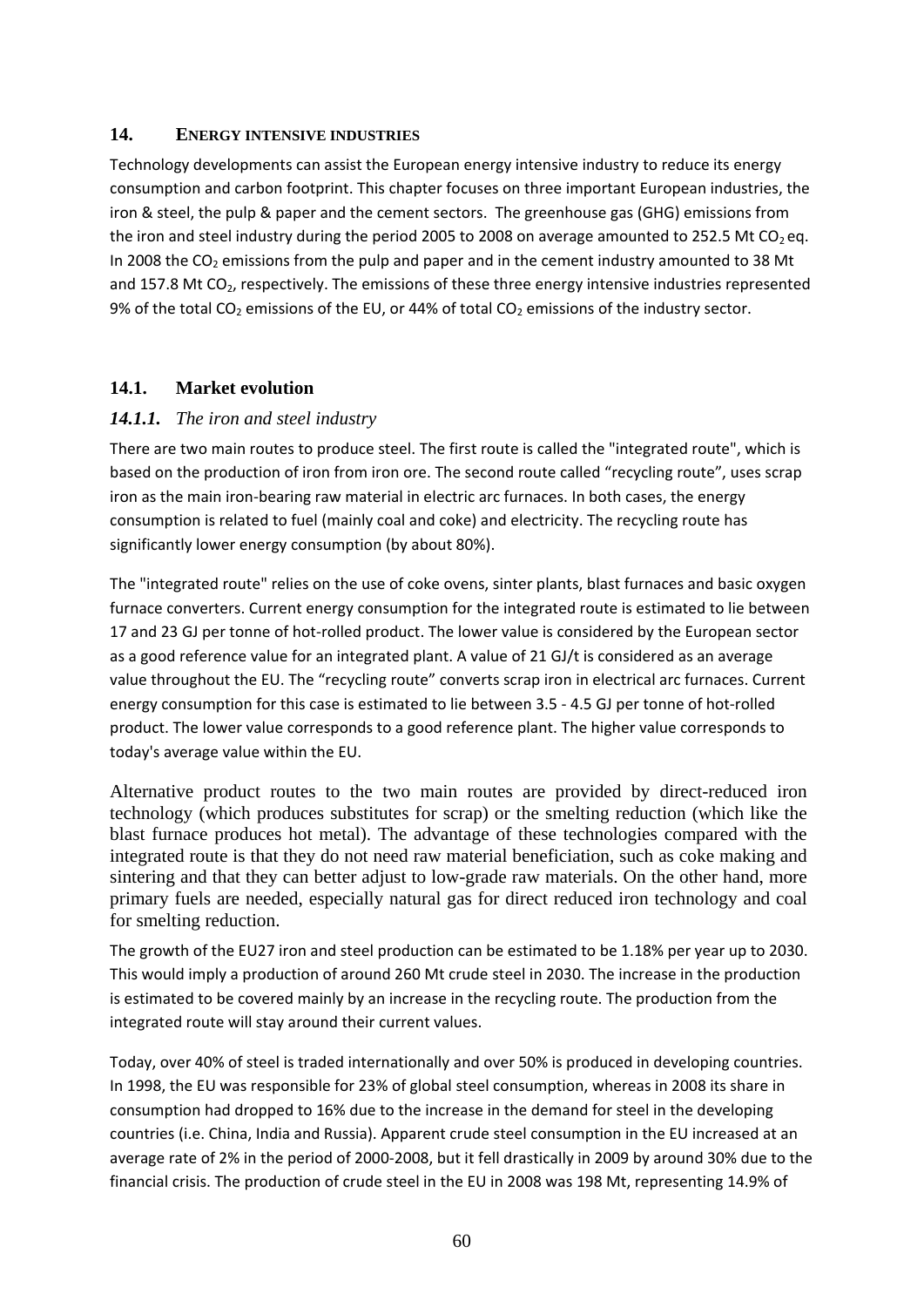## 14. ENERGY INTENSIVE INDUSTRIES

Technology developments can assist the European energy intensive industry to reduce its energy consumption and carbon footprint. This chapter focuses on three important European industries, the iron & steel, the pulp & paper and the cement sectors. The greenhouse gas (GHG) emissions from the iron and steel industry during the period 2005 to 2008 on average amounted to 252.5 Mt $CO_2$ eq. In 2008 the $CO_2$ emissions from the pulp and paper and in the cement industry amounted to 38 Mt and 157.8 Mt $CO_2$, respectively. The emissions of these three energy intensive industries represented 9% of the total $CO_2$ emissions of the EU, or 44% of total $CO_2$ emissions of the industry sector.

### 14.1. Market evolution

#### *14.1.1. The iron and steel industry*

There are two main routes to produce steel. The first route is called the "integrated route", which is based on the production of iron from iron ore. The second route called "recycling route", uses scrap iron as the main iron-bearing raw material in electric arc furnaces. In both cases, the energy consumption is related to fuel (mainly coal and coke) and electricity. The recycling route has significantly lower energy consumption (by about 80%).

The "integrated route" relies on the use of coke ovens, sinter plants, blast furnaces and basic oxygen furnace converters. Current energy consumption for the integrated route is estimated to lie between 17 and 23 GJ per tonne of hot-rolled product. The lower value is considered by the European sector as a good reference value for an integrated plant. A value of 21 GJ/t is considered as an average value throughout the EU. The "recycling route" converts scrap iron in electrical arc furnaces. Current energy consumption for this case is estimated to lie between 3.5 - 4.5 GJ per tonne of hot-rolled product. The lower value corresponds to a good reference plant. The higher value corresponds to today's average value within the EU.

Alternative product routes to the two main routes are provided by direct-reduced iron technology (which produces substitutes for scrap) or the smelting reduction (which like the blast furnace produces hot metal). The advantage of these technologies compared with the integrated route is that they do not need raw material beneficiation, such as coke making and sintering and that they can better adjust to low-grade raw materials. On the other hand, more primary fuels are needed, especially natural gas for direct reduced iron technology and coal for smelting reduction.

The growth of the EU27 iron and steel production can be estimated to be 1.18% per year up to 2030. This would imply a production of around 260 Mt crude steel in 2030. The increase in the production is estimated to be covered mainly by an increase in the recycling route. The production from the integrated route will stay around their current values.

Today, over 40% of steel is traded internationally and over 50% is produced in developing countries. In 1998, the EU was responsible for 23% of global steel consumption, whereas in 2008 its share in consumption had dropped to 16% due to the increase in the demand for steel in the developing countries (i.e. China, India and Russia). Apparent crude steel consumption in the EU increased at an average rate of 2% in the period of 2000-2008, but it fell drastically in 2009 by around 30% due to the financial crisis. The production of crude steel in the EU in 2008 was 198 Mt, representing 14.9% of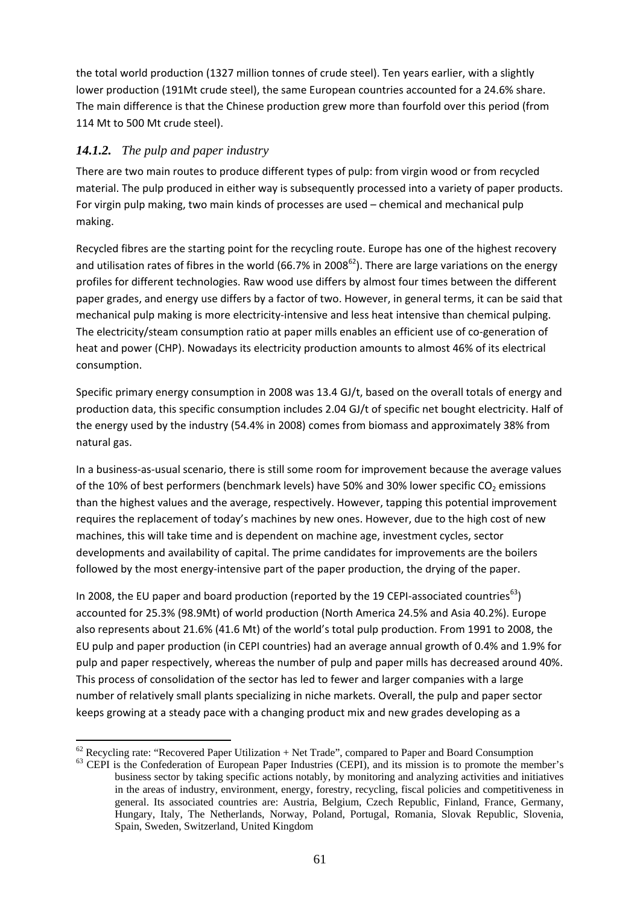the total world production (1327 million tonnes of crude steel). Ten years earlier, with a slightly lower production (191Mt crude steel), the same European countries accounted for a 24.6% share. The main difference is that the Chinese production grew more than fourfold over this period (from 114 Mt to 500 Mt crude steel).

### *14.1.2. The pulp and paper industry*

There are two main routes to produce different types of pulp: from virgin wood or from recycled material. The pulp produced in either way is subsequently processed into a variety of paper products. For virgin pulp making, two main kinds of processes are used – chemical and mechanical pulp making.

Recycled fibres are the starting point for the recycling route. Europe has one of the highest recovery and utilisation rates of fibres in the world (66.7% in 2008[62]). There are large variations on the energy profiles for different technologies. Raw wood use differs by almost four times between the different paper grades, and energy use differs by a factor of two. However, in general terms, it can be said that mechanical pulp making is more electricity-intensive and less heat intensive than chemical pulping. The electricity/steam consumption ratio at paper mills enables an efficient use of co-generation of heat and power (CHP). Nowadays its electricity production amounts to almost 46% of its electrical consumption.

Specific primary energy consumption in 2008 was 13.4 GJ/t, based on the overall totals of energy and production data, this specific consumption includes 2.04 GJ/t of specific net bought electricity. Half of the energy used by the industry (54.4% in 2008) comes from biomass and approximately 38% from natural gas.

In a business-as-usual scenario, there is still some room for improvement because the average values of the 10% of best performers (benchmark levels) have 50% and 30% lower specific $CO_2$ emissions than the highest values and the average, respectively. However, tapping this potential improvement requires the replacement of today's machines by new ones. However, due to the high cost of new machines, this will take time and is dependent on machine age, investment cycles, sector developments and availability of capital. The prime candidates for improvements are the boilers followed by the most energy-intensive part of the paper production, the drying of the paper.

In 2008, the EU paper and board production (reported by the 19 CEPI-associated countries[63]) accounted for 25.3% (98.9Mt) of world production (North America 24.5% and Asia 40.2%). Europe also represents about 21.6% (41.6 Mt) of the world's total pulp production. From 1991 to 2008, the EU pulp and paper production (in CEPI countries) had an average annual growth of 0.4% and 1.9% for pulp and paper respectively, whereas the number of pulp and paper mills has decreased around 40%. This process of consolidation of the sector has led to fewer and larger companies with a large number of relatively small plants specializing in niche markets. Overall, the pulp and paper sector keeps growing at a steady pace with a changing product mix and new grades developing as a

[62] Recycling rate: "Recovered Paper Utilization + Net Trade", compared to Paper and Board Consumption

[63] CEPI is the Confederation of European Paper Industries (CEPI), and its mission is to promote the member's business sector by taking specific actions notably, by monitoring and analyzing activities and initiatives in the areas of industry, environment, energy, forestry, recycling, fiscal policies and competitiveness in general. Its associated countries are: Austria, Belgium, Czech Republic, Finland, France, Germany, Hungary, Italy, The Netherlands, Norway, Poland, Portugal, Romania, Slovak Republic, Slovenia, Spain, Sweden, Switzerland, United Kingdom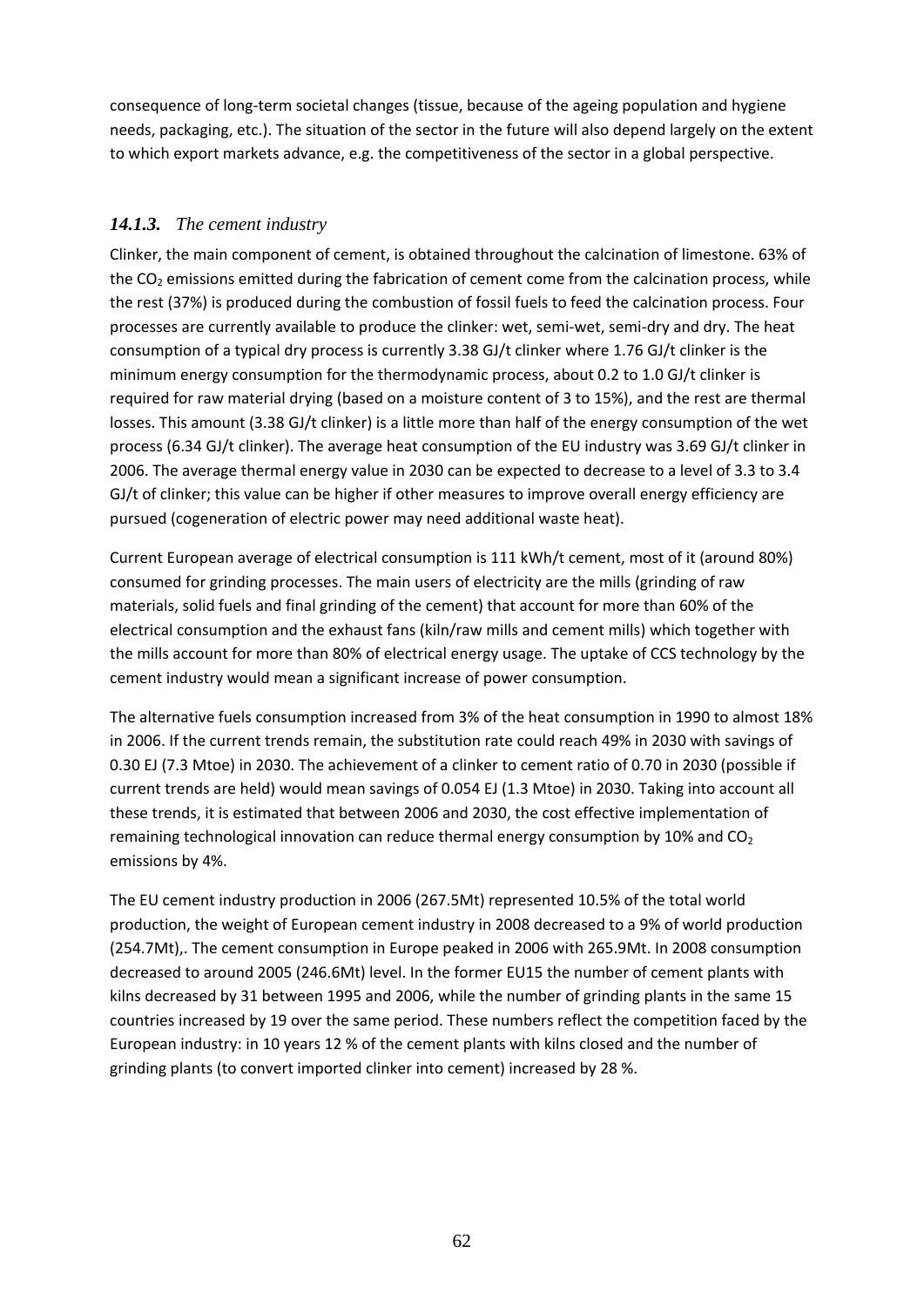consequence of long-term societal changes (tissue, because of the ageing population and hygiene needs, packaging, etc.). The situation of the sector in the future will also depend largely on the extent to which export markets advance, e.g. the competitiveness of the sector in a global perspective.

### *14.1.3. The cement industry*

Clinker, the main component of cement, is obtained throughout the calcination of limestone. 63% of the $CO_2$ emissions emitted during the fabrication of cement come from the calcination process, while the rest (37%) is produced during the combustion of fossil fuels to feed the calcination process. Four processes are currently available to produce the clinker: wet, semi-wet, semi-dry and dry. The heat consumption of a typical dry process is currently 3.38 GJ/t clinker where 1.76 GJ/t clinker is the minimum energy consumption for the thermodynamic process, about 0.2 to 1.0 GJ/t clinker is required for raw material drying (based on a moisture content of 3 to 15%), and the rest are thermal losses. This amount (3.38 GJ/t clinker) is a little more than half of the energy consumption of the wet process (6.34 GJ/t clinker). The average heat consumption of the EU industry was 3.69 GJ/t clinker in 2006. The average thermal energy value in 2030 can be expected to decrease to a level of 3.3 to 3.4 GJ/t of clinker; this value can be higher if other measures to improve overall energy efficiency are pursued (cogeneration of electric power may need additional waste heat).

Current European average of electrical consumption is 111 kWh/t cement, most of it (around 80%) consumed for grinding processes. The main users of electricity are the mills (grinding of raw materials, solid fuels and final grinding of the cement) that account for more than 60% of the electrical consumption and the exhaust fans (kiln/raw mills and cement mills) which together with the mills account for more than 80% of electrical energy usage. The uptake of CCS technology by the cement industry would mean a significant increase of power consumption.

The alternative fuels consumption increased from 3% of the heat consumption in 1990 to almost 18% in 2006. If the current trends remain, the substitution rate could reach 49% in 2030 with savings of 0.30 EJ (7.3 Mtoe) in 2030. The achievement of a clinker to cement ratio of 0.70 in 2030 (possible if current trends are held) would mean savings of 0.054 EJ (1.3 Mtoe) in 2030. Taking into account all these trends, it is estimated that between 2006 and 2030, the cost effective implementation of remaining technological innovation can reduce thermal energy consumption by 10% and $CO_2$ emissions by 4%.

The EU cement industry production in 2006 (267.5Mt) represented 10.5% of the total world production, the weight of European cement industry in 2008 decreased to a 9% of world production (254.7Mt),. The cement consumption in Europe peaked in 2006 with 265.9Mt. In 2008 consumption decreased to around 2005 (246.6Mt) level. In the former EU15 the number of cement plants with kilns decreased by 31 between 1995 and 2006, while the number of grinding plants in the same 15 countries increased by 19 over the same period. These numbers reflect the competition faced by the European industry: in 10 years 12 % of the cement plants with kilns closed and the number of grinding plants (to convert imported clinker into cement) increased by 28 %.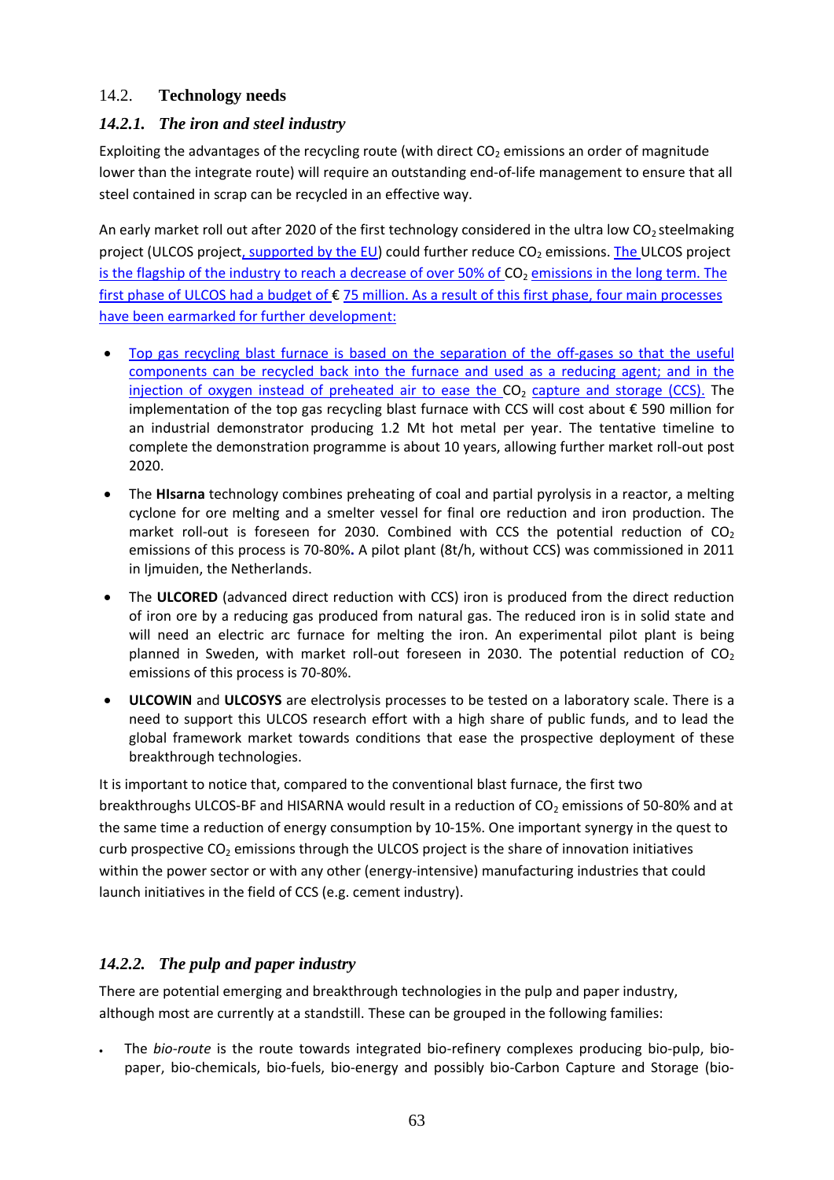## 14.2. Technology needs

### *14.2.1. The iron and steel industry*

Exploiting the advantages of the recycling route (with direct $CO_2$ emissions an order of magnitude lower than the integrate route) will require an outstanding end-of-life management to ensure that all steel contained in scrap can be recycled in an effective way.

An early market roll out after 2020 of the first technology considered in the ultra low $CO_2$ steelmaking project (ULCOS project, supported by the EU) could further reduce $CO_2$ emissions. The ULCOS project is the flagship of the industry to reach a decrease of over 50% of $CO_2$ emissions in the long term. The first phase of ULCOS had a budget of € 75 million. As a result of this first phase, four main processes have been earmarked for further development:

- Top gas recycling blast furnace is based on the separation of the off-gases so that the useful components can be recycled back into the furnace and used as a reducing agent; and in the injection of oxygen instead of preheated air to ease the $CO_2$ capture and storage (CCS). The implementation of the top gas recycling blast furnace with CCS will cost about € 590 million for an industrial demonstrator producing 1.2 Mt hot metal per year. The tentative timeline to complete the demonstration programme is about 10 years, allowing further market roll-out post 2020.
- The **HIsarna** technology combines preheating of coal and partial pyrolysis in a reactor, a melting cyclone for ore melting and a smelter vessel for final ore reduction and iron production. The market roll-out is foreseen for 2030. Combined with CCS the potential reduction of $CO_2$ emissions of this process is 70-80%**.** A pilot plant (8t/h, without CCS) was commissioned in 2011 in Ijmuiden, the Netherlands.
- The **ULCORED** (advanced direct reduction with CCS) iron is produced from the direct reduction of iron ore by a reducing gas produced from natural gas. The reduced iron is in solid state and will need an electric arc furnace for melting the iron. An experimental pilot plant is being planned in Sweden, with market roll-out foreseen in 2030. The potential reduction of $CO_2$ emissions of this process is 70-80%.
- **ULCOWIN** and **ULCOSYS** are electrolysis processes to be tested on a laboratory scale. There is a need to support this ULCOS research effort with a high share of public funds, and to lead the global framework market towards conditions that ease the prospective deployment of these breakthrough technologies.

It is important to notice that, compared to the conventional blast furnace, the first two breakthroughs ULCOS-BF and HISARNA would result in a reduction of $CO_2$ emissions of 50-80% and at the same time a reduction of energy consumption by 10-15%. One important synergy in the quest to curb prospective $CO_2$ emissions through the ULCOS project is the share of innovation initiatives within the power sector or with any other (energy-intensive) manufacturing industries that could launch initiatives in the field of CCS (e.g. cement industry).

### *14.2.2. The pulp and paper industry*

There are potential emerging and breakthrough technologies in the pulp and paper industry, although most are currently at a standstill. These can be grouped in the following families:

- The *bio-route* is the route towards integrated bio-refinery complexes producing bio-pulp, bio-paper, bio-chemicals, bio-fuels, bio-energy and possibly bio-Carbon Capture and Storage (bio-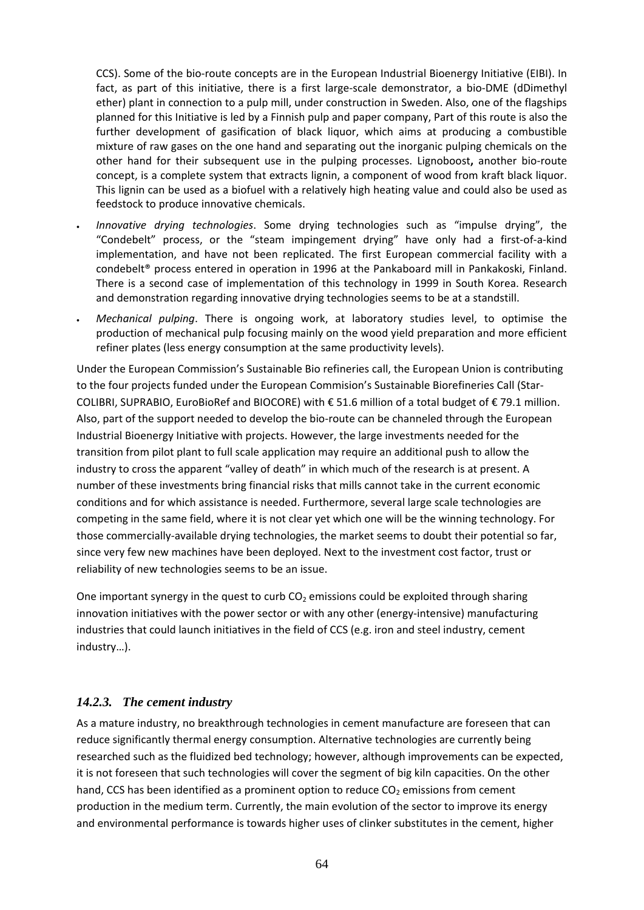CCS). Some of the bio-route concepts are in the European Industrial Bioenergy Initiative (EIBI). In fact, as part of this initiative, there is a first large-scale demonstrator, a bio-DME (dDimethyl ether) plant in connection to a pulp mill, under construction in Sweden. Also, one of the flagships planned for this Initiative is led by a Finnish pulp and paper company, Part of this route is also the further development of gasification of black liquor, which aims at producing a combustible mixture of raw gases on the one hand and separating out the inorganic pulping chemicals on the other hand for their subsequent use in the pulping processes. Lignoboost**,** another bio-route concept, is a complete system that extracts lignin, a component of wood from kraft black liquor. This lignin can be used as a biofuel with a relatively high heating value and could also be used as feedstock to produce innovative chemicals.

- *Innovative drying technologies*. Some drying technologies such as "impulse drying", the "Condebelt" process, or the "steam impingement drying" have only had a first-of-a-kind implementation, and have not been replicated. The first European commercial facility with a condebelt® process entered in operation in 1996 at the Pankaboard mill in Pankakoski, Finland. There is a second case of implementation of this technology in 1999 in South Korea. Research and demonstration regarding innovative drying technologies seems to be at a standstill.
- *Mechanical pulping*. There is ongoing work, at laboratory studies level, to optimise the production of mechanical pulp focusing mainly on the wood yield preparation and more efficient refiner plates (less energy consumption at the same productivity levels).

Under the European Commission's Sustainable Bio refineries call, the European Union is contributing to the four projects funded under the European Commision's Sustainable Biorefineries Call (Star-COLIBRI, SUPRABIO, EuroBioRef and BIOCORE) with € 51.6 million of a total budget of € 79.1 million. Also, part of the support needed to develop the bio-route can be channeled through the European Industrial Bioenergy Initiative with projects. However, the large investments needed for the transition from pilot plant to full scale application may require an additional push to allow the industry to cross the apparent "valley of death" in which much of the research is at present. A number of these investments bring financial risks that mills cannot take in the current economic conditions and for which assistance is needed. Furthermore, several large scale technologies are competing in the same field, where it is not clear yet which one will be the winning technology. For those commercially-available drying technologies, the market seems to doubt their potential so far, since very few new machines have been deployed. Next to the investment cost factor, trust or reliability of new technologies seems to be an issue.

One important synergy in the quest to curb $CO_2$ emissions could be exploited through sharing innovation initiatives with the power sector or with any other (energy-intensive) manufacturing industries that could launch initiatives in the field of CCS (e.g. iron and steel industry, cement industry…).

### *14.2.3. The cement industry*

As a mature industry, no breakthrough technologies in cement manufacture are foreseen that can reduce significantly thermal energy consumption. Alternative technologies are currently being researched such as the fluidized bed technology; however, although improvements can be expected, it is not foreseen that such technologies will cover the segment of big kiln capacities. On the other hand, CCS has been identified as a prominent option to reduce $CO_2$ emissions from cement production in the medium term. Currently, the main evolution of the sector to improve its energy and environmental performance is towards higher uses of clinker substitutes in the cement, higher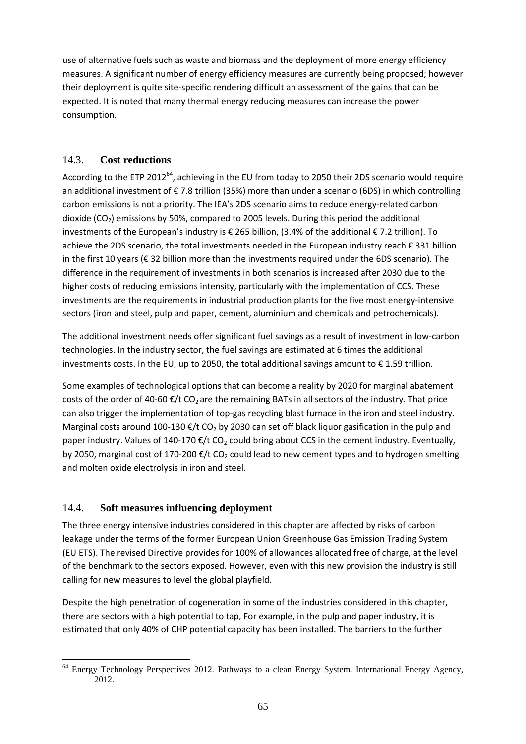use of alternative fuels such as waste and biomass and the deployment of more energy efficiency measures. A significant number of energy efficiency measures are currently being proposed; however their deployment is quite site-specific rendering difficult an assessment of the gains that can be expected. It is noted that many thermal energy reducing measures can increase the power consumption.

## 14.3. Cost reductions

According to the ETP 2012[64], achieving in the EU from today to 2050 their 2DS scenario would require an additional investment of € 7.8 trillion (35%) more than under a scenario (6DS) in which controlling carbon emissions is not a priority. The IEA's 2DS scenario aims to reduce energy-related carbon dioxide ($CO_2$) emissions by 50%, compared to 2005 levels. During this period the additional investments of the European's industry is € 265 billion, (3.4% of the additional € 7.2 trillion). To achieve the 2DS scenario, the total investments needed in the European industry reach € 331 billion in the first 10 years (€ 32 billion more than the investments required under the 6DS scenario). The difference in the requirement of investments in both scenarios is increased after 2030 due to the higher costs of reducing emissions intensity, particularly with the implementation of CCS. These investments are the requirements in industrial production plants for the five most energy-intensive sectors (iron and steel, pulp and paper, cement, aluminium and chemicals and petrochemicals).

The additional investment needs offer significant fuel savings as a result of investment in low-carbon technologies. In the industry sector, the fuel savings are estimated at 6 times the additional investments costs. In the EU, up to 2050, the total additional savings amount to € 1.59 trillion.

Some examples of technological options that can become a reality by 2020 for marginal abatement costs of the order of 40-60 €/t $CO_2$ are the remaining BATs in all sectors of the industry. That price can also trigger the implementation of top-gas recycling blast furnace in the iron and steel industry. Marginal costs around 100-130 €/t $CO_2$ by 2030 can set off black liquor gasification in the pulp and paper industry. Values of 140-170 €/t $CO_2$ could bring about CCS in the cement industry. Eventually, by 2050, marginal cost of 170-200 €/t $CO_2$ could lead to new cement types and to hydrogen smelting and molten oxide electrolysis in iron and steel.

## 14.4. Soft measures influencing deployment

The three energy intensive industries considered in this chapter are affected by risks of carbon leakage under the terms of the former European Union Greenhouse Gas Emission Trading System (EU ETS). The revised Directive provides for 100% of allowances allocated free of charge, at the level of the benchmark to the sectors exposed. However, even with this new provision the industry is still calling for new measures to level the global playfield.

Despite the high penetration of cogeneration in some of the industries considered in this chapter, there are sectors with a high potential to tap, For example, in the pulp and paper industry, it is estimated that only 40% of CHP potential capacity has been installed. The barriers to the further

[64] Energy Technology Perspectives 2012. Pathways to a clean Energy System. International Energy Agency, 2012.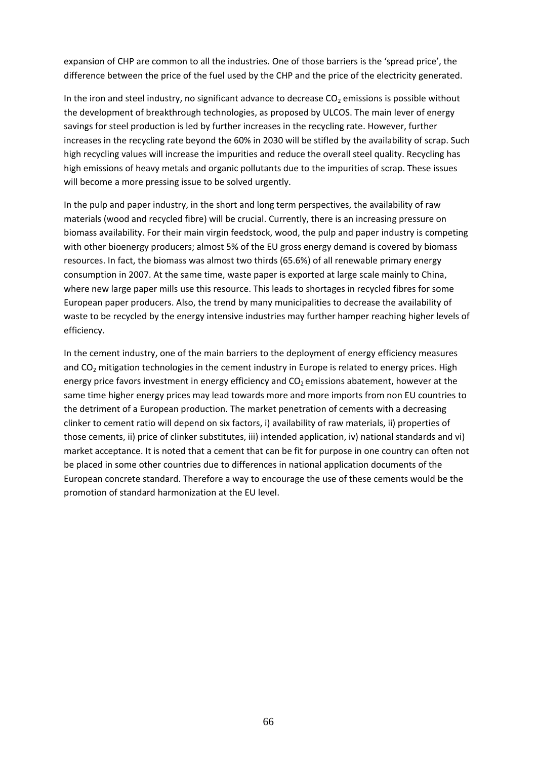expansion of CHP are common to all the industries. One of those barriers is the 'spread price', the difference between the price of the fuel used by the CHP and the price of the electricity generated.

In the iron and steel industry, no significant advance to decrease $CO_2$ emissions is possible without the development of breakthrough technologies, as proposed by ULCOS. The main lever of energy savings for steel production is led by further increases in the recycling rate. However, further increases in the recycling rate beyond the 60% in 2030 will be stifled by the availability of scrap. Such high recycling values will increase the impurities and reduce the overall steel quality. Recycling has high emissions of heavy metals and organic pollutants due to the impurities of scrap. These issues will become a more pressing issue to be solved urgently.

In the pulp and paper industry, in the short and long term perspectives, the availability of raw materials (wood and recycled fibre) will be crucial. Currently, there is an increasing pressure on biomass availability. For their main virgin feedstock, wood, the pulp and paper industry is competing with other bioenergy producers; almost 5% of the EU gross energy demand is covered by biomass resources. In fact, the biomass was almost two thirds (65.6%) of all renewable primary energy consumption in 2007. At the same time, waste paper is exported at large scale mainly to China, where new large paper mills use this resource. This leads to shortages in recycled fibres for some European paper producers. Also, the trend by many municipalities to decrease the availability of waste to be recycled by the energy intensive industries may further hamper reaching higher levels of efficiency.

In the cement industry, one of the main barriers to the deployment of energy efficiency measures and $CO_2$ mitigation technologies in the cement industry in Europe is related to energy prices. High energy price favors investment in energy efficiency and $CO_2$ emissions abatement, however at the same time higher energy prices may lead towards more and more imports from non EU countries to the detriment of a European production. The market penetration of cements with a decreasing clinker to cement ratio will depend on six factors, i) availability of raw materials, ii) properties of those cements, ii) price of clinker substitutes, iii) intended application, iv) national standards and vi) market acceptance. It is noted that a cement that can be fit for purpose in one country can often not be placed in some other countries due to differences in national application documents of the European concrete standard. Therefore a way to encourage the use of these cements would be the promotion of standard harmonization at the EU level.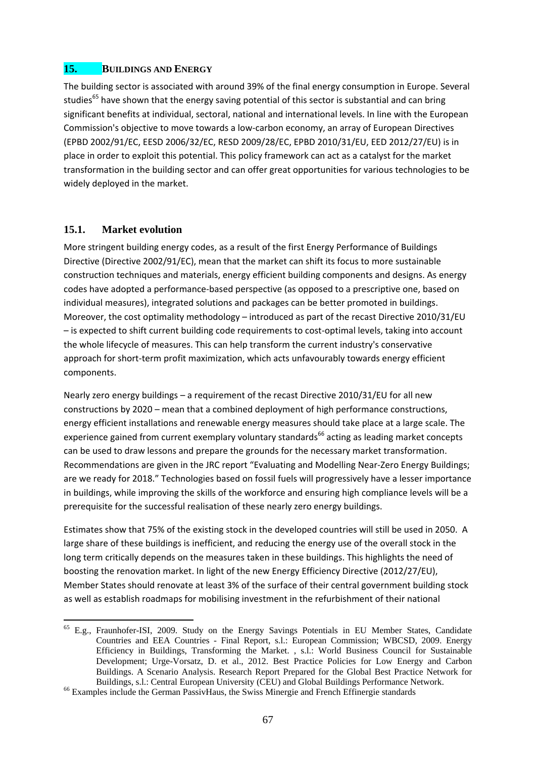## 15. BUILDINGS AND ENERGY

The building sector is associated with around 39% of the final energy consumption in Europe. Several studies[65] have shown that the energy saving potential of this sector is substantial and can bring significant benefits at individual, sectoral, national and international levels. In line with the European Commission's objective to move towards a low-carbon economy, an array of European Directives (EPBD 2002/91/EC, EESD 2006/32/EC, RESD 2009/28/EC, EPBD 2010/31/EU, EED 2012/27/EU) is in place in order to exploit this potential. This policy framework can act as a catalyst for the market transformation in the building sector and can offer great opportunities for various technologies to be widely deployed in the market.

### 15.1. Market evolution

More stringent building energy codes, as a result of the first Energy Performance of Buildings Directive (Directive 2002/91/EC), mean that the market can shift its focus to more sustainable construction techniques and materials, energy efficient building components and designs. As energy codes have adopted a performance-based perspective (as opposed to a prescriptive one, based on individual measures), integrated solutions and packages can be better promoted in buildings. Moreover, the cost optimality methodology – introduced as part of the recast Directive 2010/31/EU – is expected to shift current building code requirements to cost-optimal levels, taking into account the whole lifecycle of measures. This can help transform the current industry's conservative approach for short-term profit maximization, which acts unfavourably towards energy efficient components.

Nearly zero energy buildings – a requirement of the recast Directive 2010/31/EU for all new constructions by 2020 – mean that a combined deployment of high performance constructions, energy efficient installations and renewable energy measures should take place at a large scale. The experience gained from current exemplary voluntary standards[66] acting as leading market concepts can be used to draw lessons and prepare the grounds for the necessary market transformation. Recommendations are given in the JRC report "Evaluating and Modelling Near-Zero Energy Buildings; are we ready for 2018." Technologies based on fossil fuels will progressively have a lesser importance in buildings, while improving the skills of the workforce and ensuring high compliance levels will be a prerequisite for the successful realisation of these nearly zero energy buildings.

Estimates show that 75% of the existing stock in the developed countries will still be used in 2050. A large share of these buildings is inefficient, and reducing the energy use of the overall stock in the long term critically depends on the measures taken in these buildings. This highlights the need of boosting the renovation market. In light of the new Energy Efficiency Directive (2012/27/EU), Member States should renovate at least 3% of the surface of their central government building stock as well as establish roadmaps for mobilising investment in the refurbishment of their national

---

[65] E.g., Fraunhofer-ISI, 2009. Study on the Energy Savings Potentials in EU Member States, Candidate Countries and EEA Countries - Final Report, s.l.: European Commission; WBCSD, 2009. Energy Efficiency in Buildings, Transforming the Market. , s.l.: World Business Council for Sustainable Development; Urge-Vorsatz, D. et al., 2012. Best Practice Policies for Low Energy and Carbon Buildings. A Scenario Analysis. Research Report Prepared for the Global Best Practice Network for Buildings, s.l.: Central European University (CEU) and Global Buildings Performance Network.

[66] Examples include the German PassivHaus, the Swiss Minergie and French Effinergie standards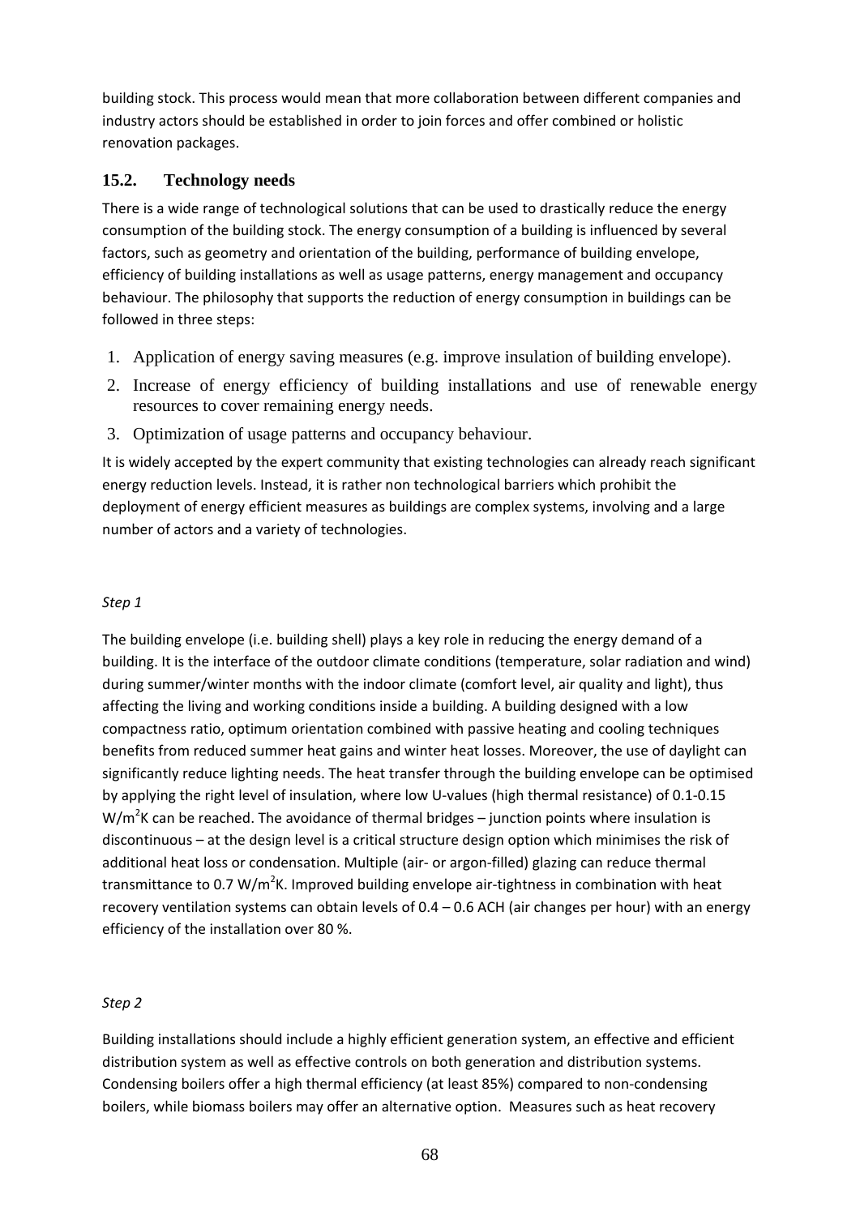building stock. This process would mean that more collaboration between different companies and industry actors should be established in order to join forces and offer combined or holistic renovation packages.

## 15.2. Technology needs

There is a wide range of technological solutions that can be used to drastically reduce the energy consumption of the building stock. The energy consumption of a building is influenced by several factors, such as geometry and orientation of the building, performance of building envelope, efficiency of building installations as well as usage patterns, energy management and occupancy behaviour. The philosophy that supports the reduction of energy consumption in buildings can be followed in three steps:

1. Application of energy saving measures (e.g. improve insulation of building envelope).
2. Increase of energy efficiency of building installations and use of renewable energy resources to cover remaining energy needs.
3. Optimization of usage patterns and occupancy behaviour.

It is widely accepted by the expert community that existing technologies can already reach significant energy reduction levels. Instead, it is rather non technological barriers which prohibit the deployment of energy efficient measures as buildings are complex systems, involving and a large number of actors and a variety of technologies.

*Step 1*

The building envelope (i.e. building shell) plays a key role in reducing the energy demand of a building. It is the interface of the outdoor climate conditions (temperature, solar radiation and wind) during summer/winter months with the indoor climate (comfort level, air quality and light), thus affecting the living and working conditions inside a building. A building designed with a low compactness ratio, optimum orientation combined with passive heating and cooling techniques benefits from reduced summer heat gains and winter heat losses. Moreover, the use of daylight can significantly reduce lighting needs. The heat transfer through the building envelope can be optimised by applying the right level of insulation, where low U-values (high thermal resistance) of 0.1-0.15 $W/m^2K$ can be reached. The avoidance of thermal bridges – junction points where insulation is discontinuous – at the design level is a critical structure design option which minimises the risk of additional heat loss or condensation. Multiple (air- or argon-filled) glazing can reduce thermal transmittance to 0.7 $W/m^2K$. Improved building envelope air-tightness in combination with heat recovery ventilation systems can obtain levels of 0.4 – 0.6 ACH (air changes per hour) with an energy efficiency of the installation over 80 %.

*Step 2*

Building installations should include a highly efficient generation system, an effective and efficient distribution system as well as effective controls on both generation and distribution systems. Condensing boilers offer a high thermal efficiency (at least 85%) compared to non-condensing boilers, while biomass boilers may offer an alternative option. Measures such as heat recovery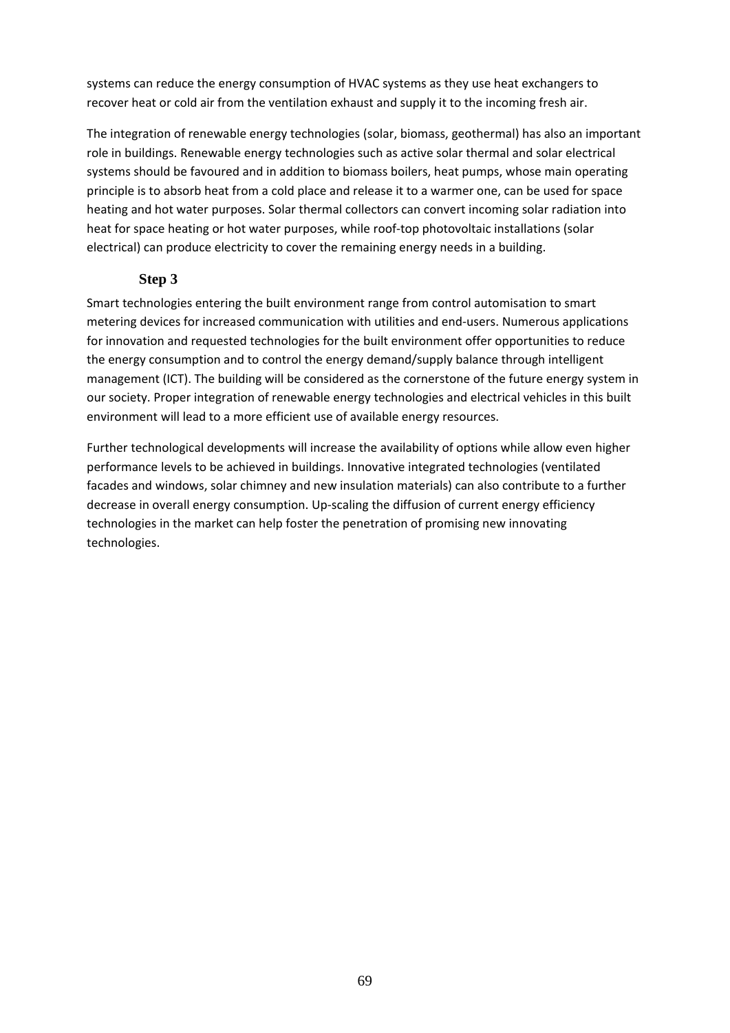systems can reduce the energy consumption of HVAC systems as they use heat exchangers to recover heat or cold air from the ventilation exhaust and supply it to the incoming fresh air.

The integration of renewable energy technologies (solar, biomass, geothermal) has also an important role in buildings. Renewable energy technologies such as active solar thermal and solar electrical systems should be favoured and in addition to biomass boilers, heat pumps, whose main operating principle is to absorb heat from a cold place and release it to a warmer one, can be used for space heating and hot water purposes. Solar thermal collectors can convert incoming solar radiation into heat for space heating or hot water purposes, while roof-top photovoltaic installations (solar electrical) can produce electricity to cover the remaining energy needs in a building.

### Step 3

Smart technologies entering the built environment range from control automisation to smart metering devices for increased communication with utilities and end-users. Numerous applications for innovation and requested technologies for the built environment offer opportunities to reduce the energy consumption and to control the energy demand/supply balance through intelligent management (ICT). The building will be considered as the cornerstone of the future energy system in our society. Proper integration of renewable energy technologies and electrical vehicles in this built environment will lead to a more efficient use of available energy resources.

Further technological developments will increase the availability of options while allow even higher performance levels to be achieved in buildings. Innovative integrated technologies (ventilated facades and windows, solar chimney and new insulation materials) can also contribute to a further decrease in overall energy consumption. Up-scaling the diffusion of current energy efficiency technologies in the market can help foster the penetration of promising new innovating technologies.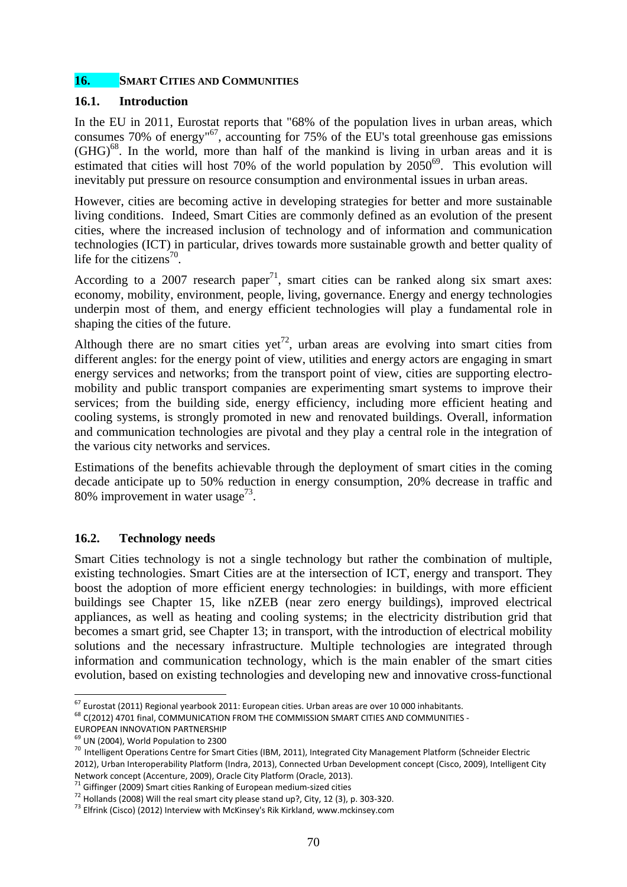## 16. SMART CITIES AND COMMUNITIES

### 16.1. Introduction

In the EU in 2011, Eurostat reports that "68% of the population lives in urban areas, which consumes 70% of energy"[67], accounting for 75% of the EU's total greenhouse gas emissions (GHG)[68]. In the world, more than half of the mankind is living in urban areas and it is estimated that cities will host 70% of the world population by 2050[69]. This evolution will inevitably put pressure on resource consumption and environmental issues in urban areas.

However, cities are becoming active in developing strategies for better and more sustainable living conditions. Indeed, Smart Cities are commonly defined as an evolution of the present cities, where the increased inclusion of technology and of information and communication technologies (ICT) in particular, drives towards more sustainable growth and better quality of life for the citizens[70].

According to a 2007 research paper[71], smart cities can be ranked along six smart axes: economy, mobility, environment, people, living, governance. Energy and energy technologies underpin most of them, and energy efficient technologies will play a fundamental role in shaping the cities of the future.

Although there are no smart cities yet[72], urban areas are evolving into smart cities from different angles: for the energy point of view, utilities and energy actors are engaging in smart energy services and networks; from the transport point of view, cities are supporting electro-mobility and public transport companies are experimenting smart systems to improve their services; from the building side, energy efficiency, including more efficient heating and cooling systems, is strongly promoted in new and renovated buildings. Overall, information and communication technologies are pivotal and they play a central role in the integration of the various city networks and services.

Estimations of the benefits achievable through the deployment of smart cities in the coming decade anticipate up to 50% reduction in energy consumption, 20% decrease in traffic and 80% improvement in water usage[73].

### 16.2. Technology needs

Smart Cities technology is not a single technology but rather the combination of multiple, existing technologies. Smart Cities are at the intersection of ICT, energy and transport. They boost the adoption of more efficient energy technologies: in buildings, with more efficient buildings see Chapter 15, like nZEB (near zero energy buildings), improved electrical appliances, as well as heating and cooling systems; in the electricity distribution grid that becomes a smart grid, see Chapter 13; in transport, with the introduction of electrical mobility solutions and the necessary infrastructure. Multiple technologies are integrated through information and communication technology, which is the main enabler of the smart cities evolution, based on existing technologies and developing new and innovative cross-functional

---

[67] Eurostat (2011) Regional yearbook 2011: European cities. Urban areas are over 10 000 inhabitants.

[68] C(2012) 4701 final, COMMUNICATION FROM THE COMMISSION SMART CITIES AND COMMUNITIES - EUROPEAN INNOVATION PARTNERSHIP

[69] UN (2004), World Population to 2300

[70] Intelligent Operations Centre for Smart Cities (IBM, 2011), Integrated City Management Platform (Schneider Electric 2012), Urban Interoperability Platform (Indra, 2013), Connected Urban Development concept (Cisco, 2009), Intelligent City Network concept (Accenture, 2009), Oracle City Platform (Oracle, 2013).

[71] Giffinger (2009) Smart cities Ranking of European medium-sized cities

[72] Hollands (2008) Will the real smart city please stand up?, City, 12 (3), p. 303-320.

[73] Elfrink (Cisco) (2012) Interview with McKinsey's Rik Kirkland, www.mckinsey.com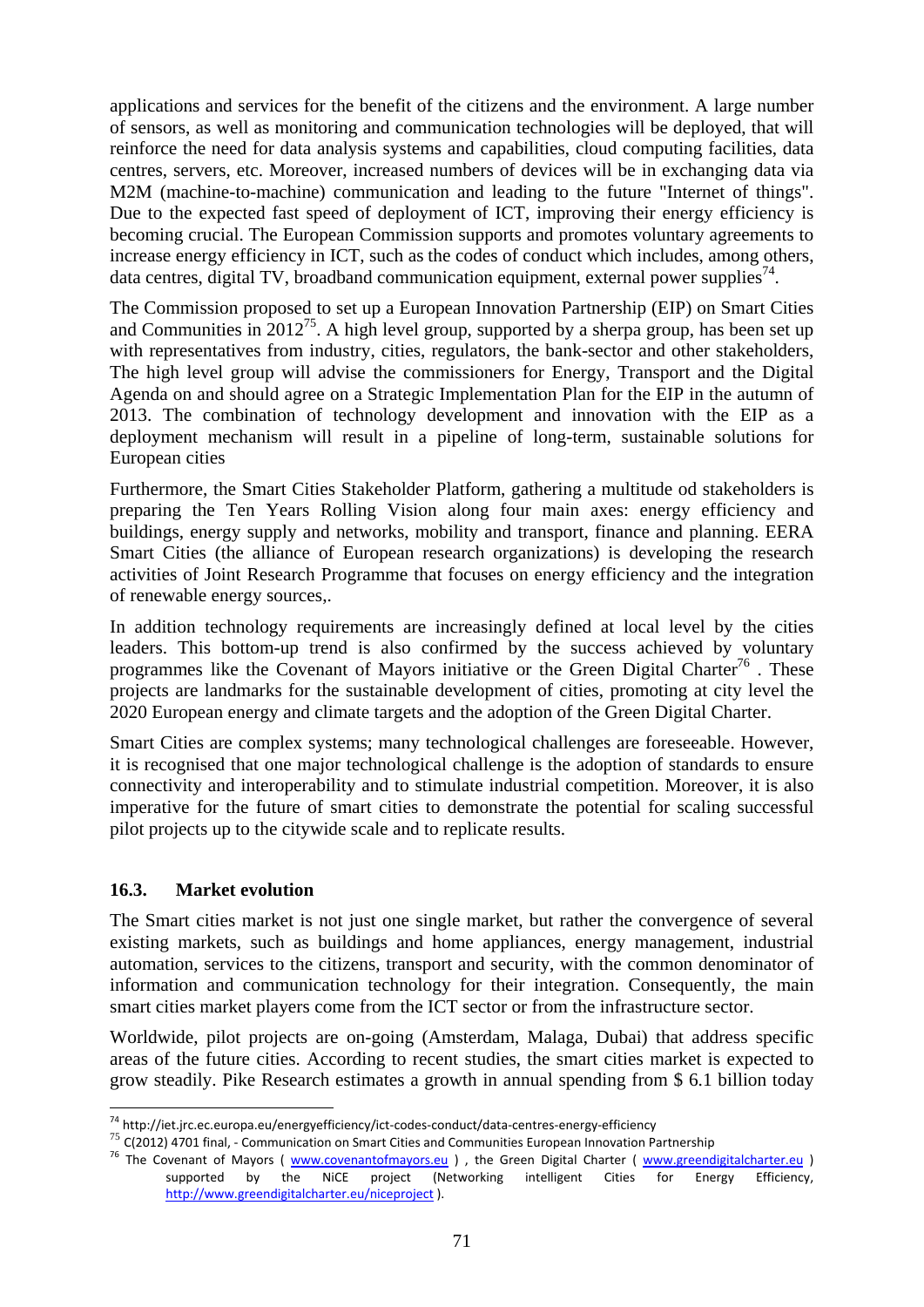applications and services for the benefit of the citizens and the environment. A large number of sensors, as well as monitoring and communication technologies will be deployed, that will reinforce the need for data analysis systems and capabilities, cloud computing facilities, data centres, servers, etc. Moreover, increased numbers of devices will be in exchanging data via M2M (machine-to-machine) communication and leading to the future "Internet of things". Due to the expected fast speed of deployment of ICT, improving their energy efficiency is becoming crucial. The European Commission supports and promotes voluntary agreements to increase energy efficiency in ICT, such as the codes of conduct which includes, among others, data centres, digital TV, broadband communication equipment, external power supplies[74].

The Commission proposed to set up a European Innovation Partnership (EIP) on Smart Cities and Communities in 2012[75]. A high level group, supported by a sherpa group, has been set up with representatives from industry, cities, regulators, the bank-sector and other stakeholders, The high level group will advise the commissioners for Energy, Transport and the Digital Agenda on and should agree on a Strategic Implementation Plan for the EIP in the autumn of 2013. The combination of technology development and innovation with the EIP as a deployment mechanism will result in a pipeline of long-term, sustainable solutions for European cities

Furthermore, the Smart Cities Stakeholder Platform, gathering a multitude od stakeholders is preparing the Ten Years Rolling Vision along four main axes: energy efficiency and buildings, energy supply and networks, mobility and transport, finance and planning. EERA Smart Cities (the alliance of European research organizations) is developing the research activities of Joint Research Programme that focuses on energy efficiency and the integration of renewable energy sources,.

In addition technology requirements are increasingly defined at local level by the cities leaders. This bottom-up trend is also confirmed by the success achieved by voluntary programmes like the Covenant of Mayors initiative or the Green Digital Charter[76] . These projects are landmarks for the sustainable development of cities, promoting at city level the 2020 European energy and climate targets and the adoption of the Green Digital Charter.

Smart Cities are complex systems; many technological challenges are foreseeable. However, it is recognised that one major technological challenge is the adoption of standards to ensure connectivity and interoperability and to stimulate industrial competition. Moreover, it is also imperative for the future of smart cities to demonstrate the potential for scaling successful pilot projects up to the citywide scale and to replicate results.

### 16.3. Market evolution

The Smart cities market is not just one single market, but rather the convergence of several existing markets, such as buildings and home appliances, energy management, industrial automation, services to the citizens, transport and security, with the common denominator of information and communication technology for their integration. Consequently, the main smart cities market players come from the ICT sector or from the infrastructure sector.

Worldwide, pilot projects are on-going (Amsterdam, Malaga, Dubai) that address specific areas of the future cities. According to recent studies, the smart cities market is expected to grow steadily. Pike Research estimates a growth in annual spending from $ 6.1 billion today

---

[74] http://iet.jrc.ec.europa.eu/energyefficiency/ict-codes-conduct/data-centres-energy-efficiency

[75] C(2012) 4701 final, - Communication on Smart Cities and Communities European Innovation Partnership

[76] The Covenant of Mayors ( www.covenantofmayors.eu ) , the Green Digital Charter ( www.greendigitalcharter.eu ) supported by the NiCE project (Networking intelligent Cities for Energy Efficiency, http://www.greendigitalcharter.eu/niceproject ).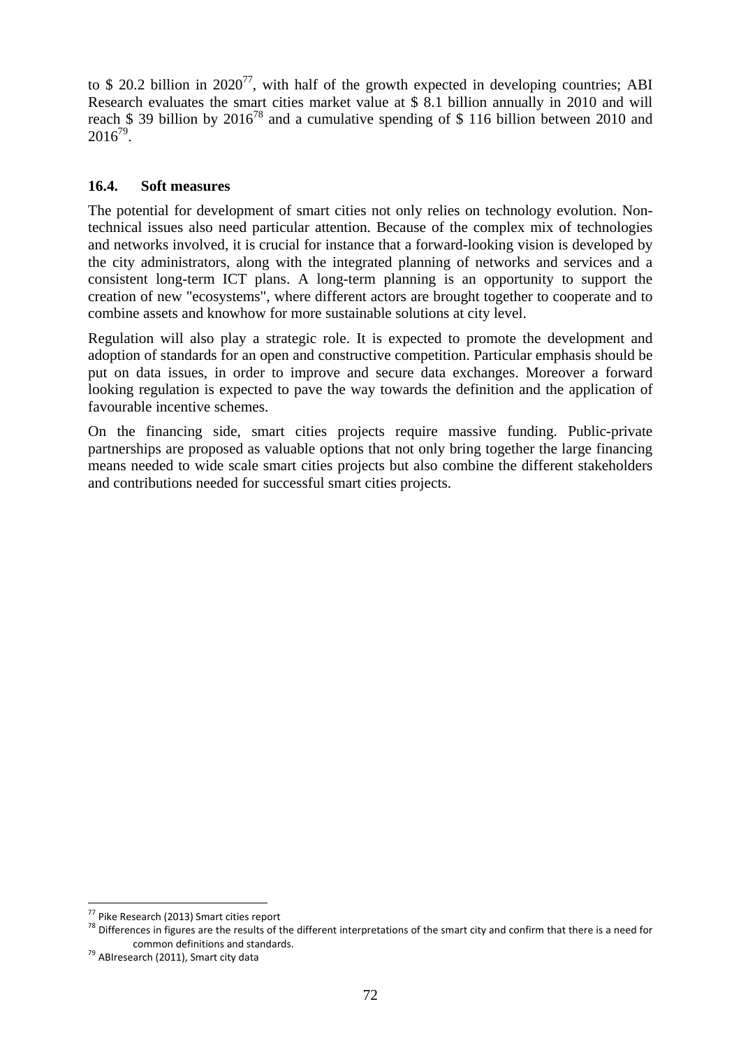to $ 20.2 billion in 2020[77], with half of the growth expected in developing countries; ABI Research evaluates the smart cities market value at $ 8.1 billion annually in 2010 and will reach $ 39 billion by 2016[78] and a cumulative spending of $ 116 billion between 2010 and 2016[79].

### 16.4. Soft measures

The potential for development of smart cities not only relies on technology evolution. Non-technical issues also need particular attention. Because of the complex mix of technologies and networks involved, it is crucial for instance that a forward-looking vision is developed by the city administrators, along with the integrated planning of networks and services and a consistent long-term ICT plans. A long-term planning is an opportunity to support the creation of new "ecosystems", where different actors are brought together to cooperate and to combine assets and knowhow for more sustainable solutions at city level.

Regulation will also play a strategic role. It is expected to promote the development and adoption of standards for an open and constructive competition. Particular emphasis should be put on data issues, in order to improve and secure data exchanges. Moreover a forward looking regulation is expected to pave the way towards the definition and the application of favourable incentive schemes.

On the financing side, smart cities projects require massive funding. Public-private partnerships are proposed as valuable options that not only bring together the large financing means needed to wide scale smart cities projects but also combine the different stakeholders and contributions needed for successful smart cities projects.

---

[77] Pike Research (2013) Smart cities report

[78] Differences in figures are the results of the different interpretations of the smart city and confirm that there is a need for common definitions and standards.

[79] ABIresearch (2011), Smart city data